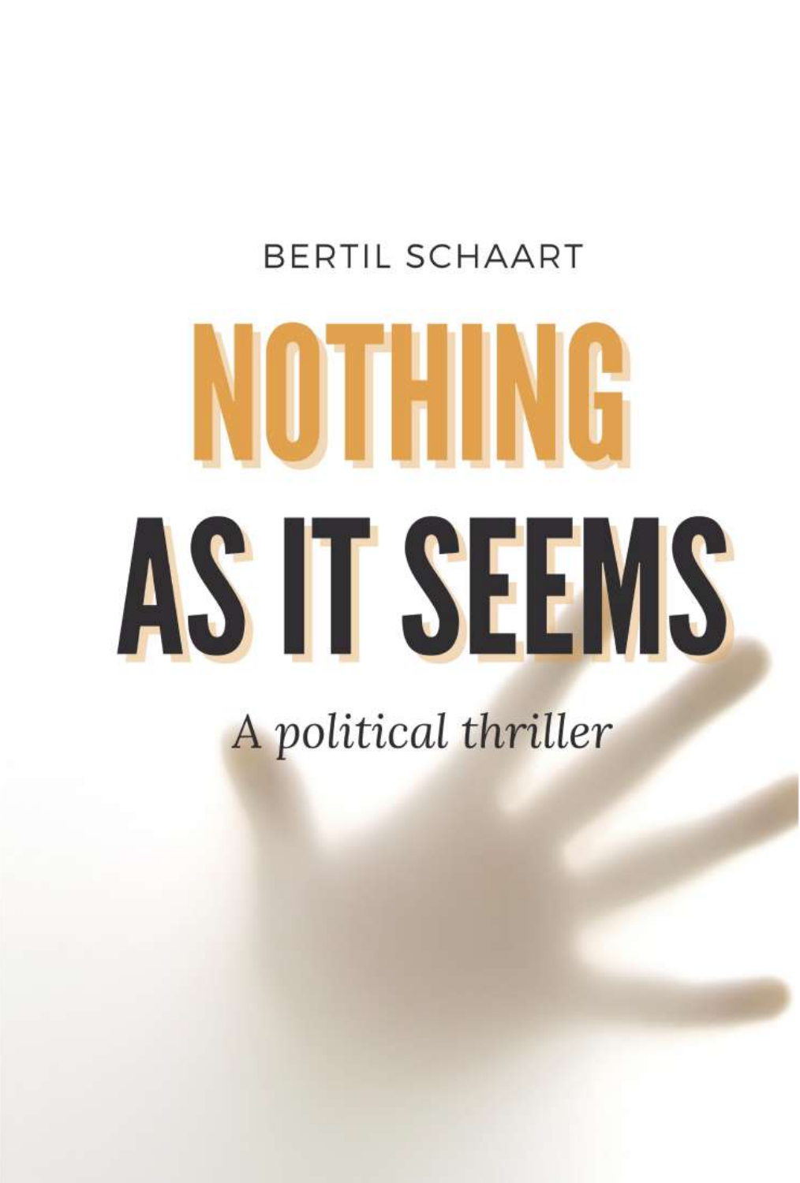BERTIL SCHAART

# NOTHING AS IT SEEMS

*A political thriller*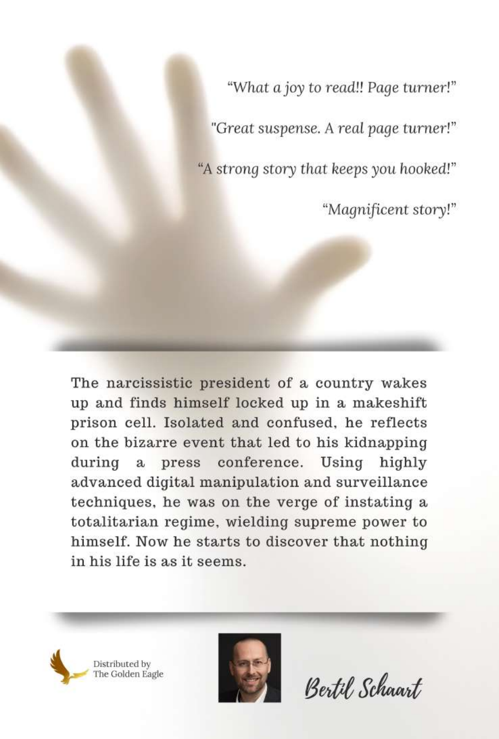*"What a joy to read!! Page turner!"*

*"Great suspense. A real page turner!"*

*"A strong story that keeps you hooked!"*

*"Magnificent story!"*

The narcissistic president of a country wakes up and finds himself locked up in a makeshift prison cell. Isolated and confused, he reflects on the bizarre event that led to his kidnapping during a press conference. Using highly advanced digital manipulation and surveillance techniques, he was on the verge of instating a totalitarian regime, wielding supreme power to himself. Now he starts to discover that nothing in his life is as it seems.

Distributed by
The Golden Eagle

Bertil Schaart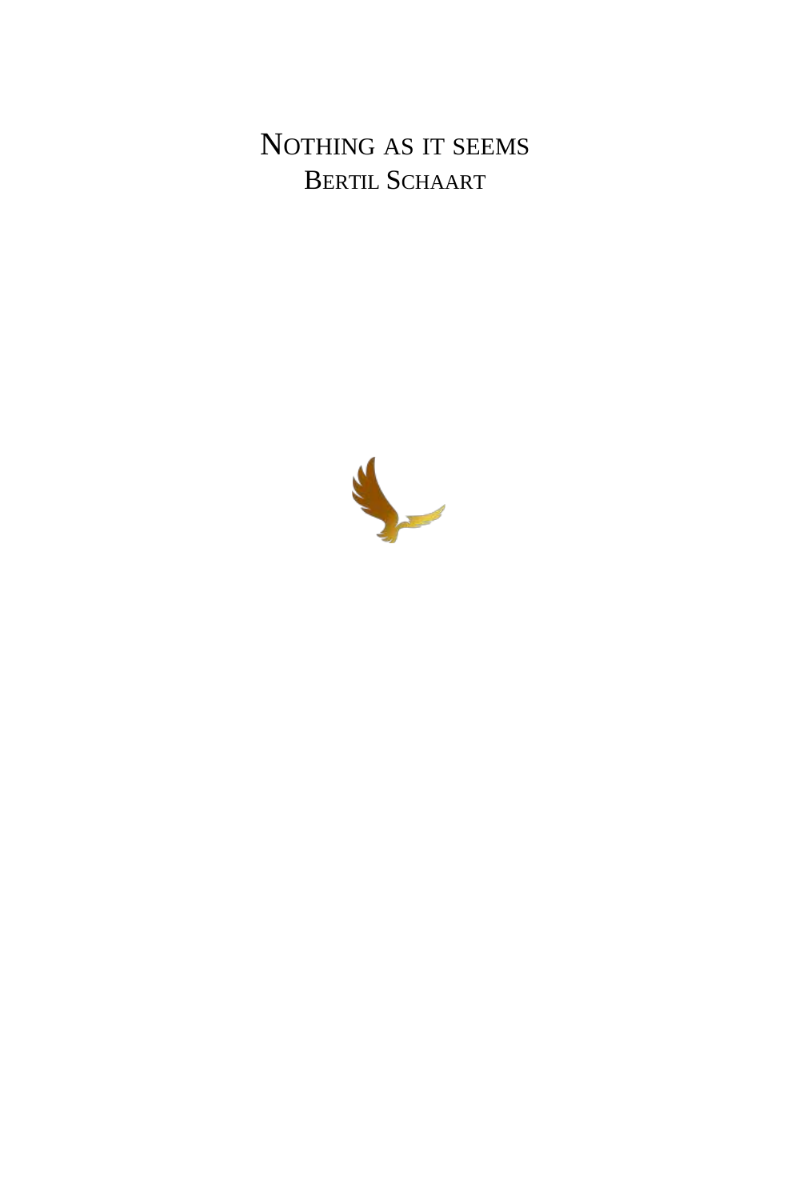# NOTHING AS IT SEEMS

BERTIL SCHAART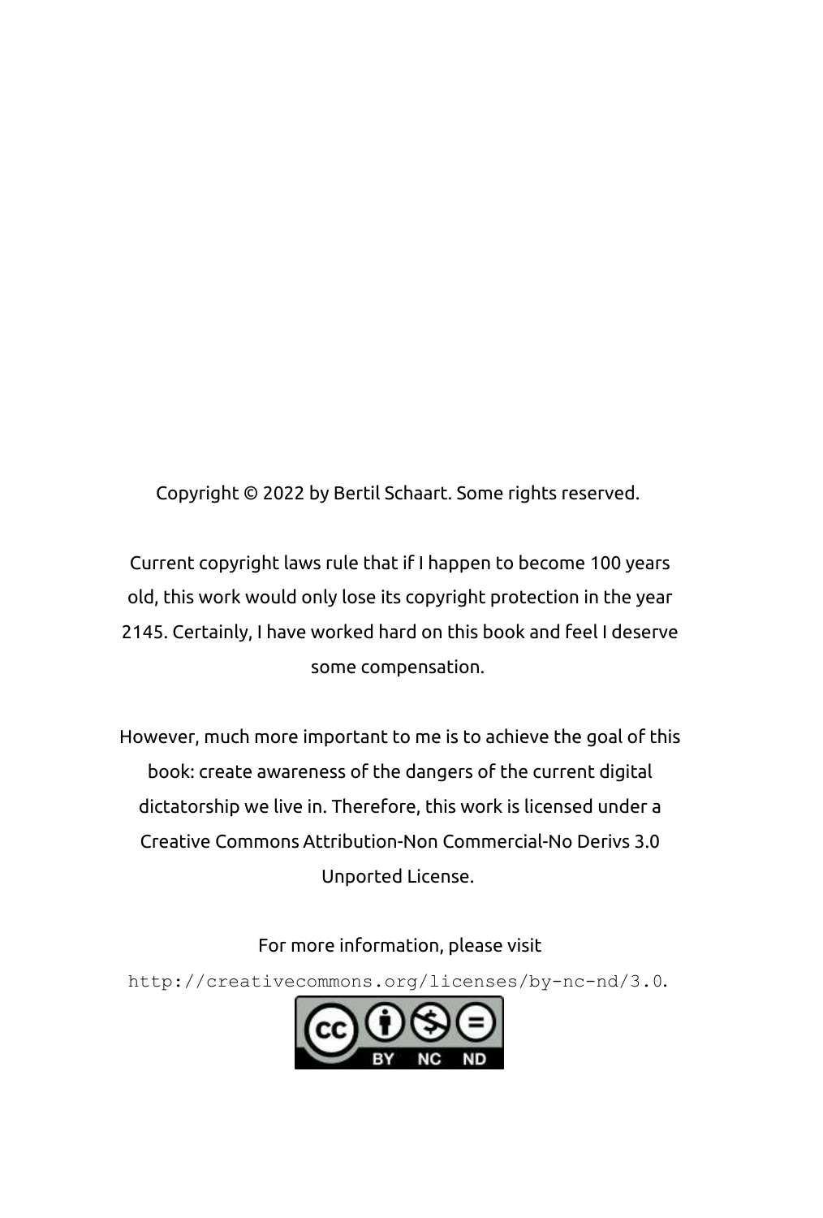Copyright © 2022 by Bertil Schaart. Some rights reserved.

Current copyright laws rule that if I happen to become 100 years old, this work would only lose its copyright protection in the year 2145. Certainly, I have worked hard on this book and feel I deserve some compensation.

However, much more important to me is to achieve the goal of this book: create awareness of the dangers of the current digital dictatorship we live in. Therefore, this work is licensed under a Creative Commons Attribution-Non Commercial-No Derivs 3.0 Unported License.

For more information, please visit `http://creativecommons.org/licenses/by-nc-nd/3.0`.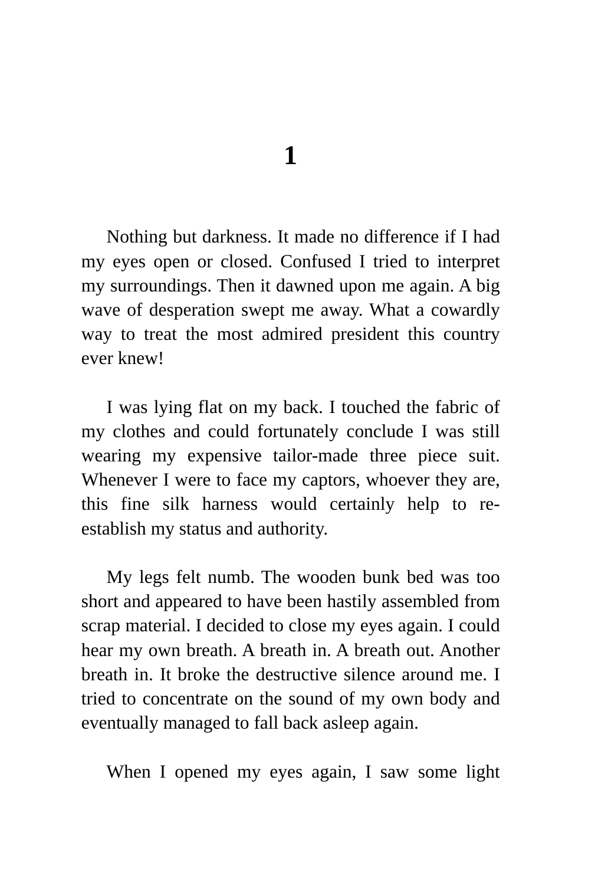# 1

Nothing but darkness. It made no difference if I had my eyes open or closed. Confused I tried to interpret my surroundings. Then it dawned upon me again. A big wave of desperation swept me away. What a cowardly way to treat the most admired president this country ever knew!

I was lying flat on my back. I touched the fabric of my clothes and could fortunately conclude I was still wearing my expensive tailor-made three piece suit. Whenever I were to face my captors, whoever they are, this fine silk harness would certainly help to re-establish my status and authority.

My legs felt numb. The wooden bunk bed was too short and appeared to have been hastily assembled from scrap material. I decided to close my eyes again. I could hear my own breath. A breath in. A breath out. Another breath in. It broke the destructive silence around me. I tried to concentrate on the sound of my own body and eventually managed to fall back asleep again.

When I opened my eyes again, I saw some light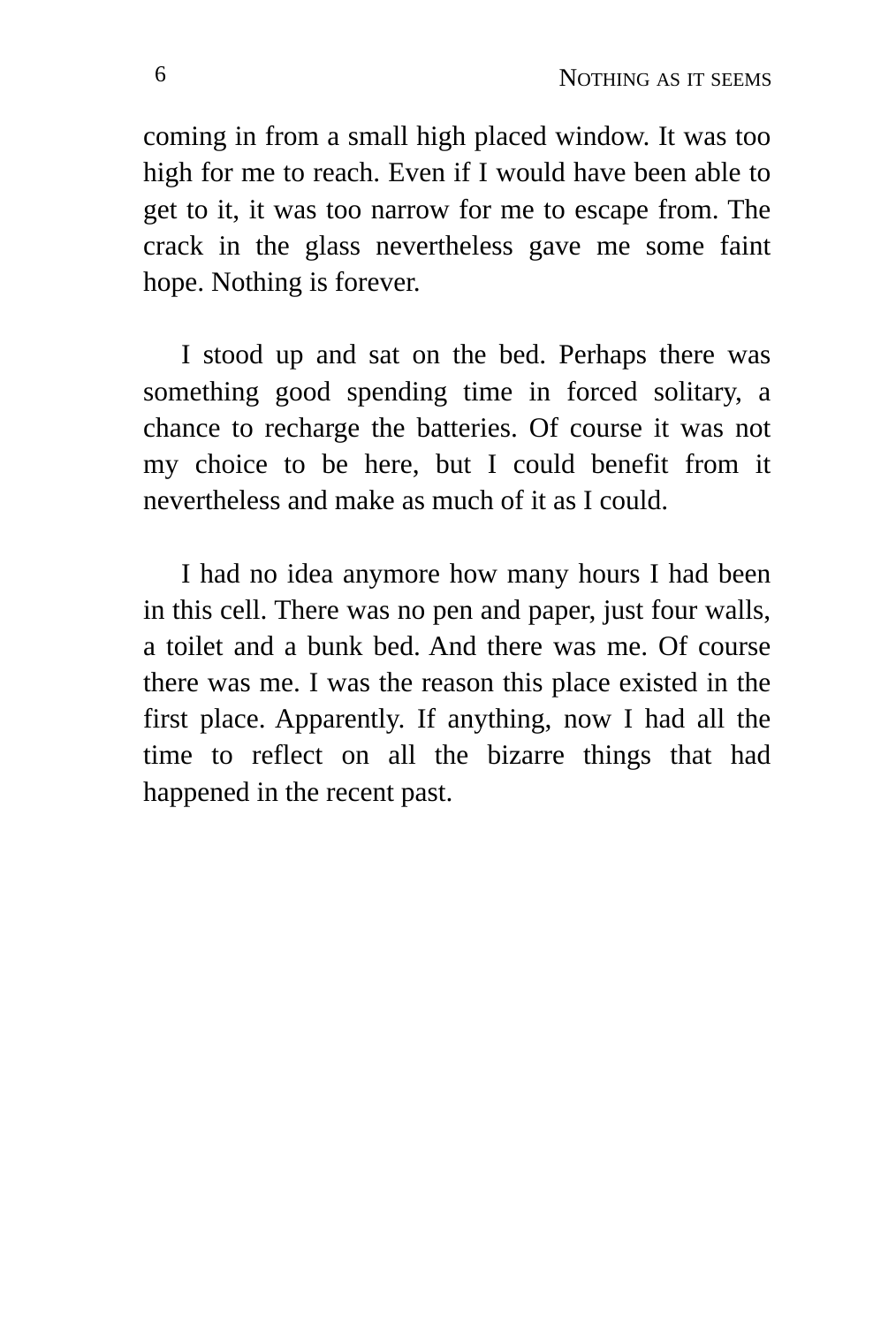coming in from a small high placed window. It was too high for me to reach. Even if I would have been able to get to it, it was too narrow for me to escape from. The crack in the glass nevertheless gave me some faint hope. Nothing is forever.

I stood up and sat on the bed. Perhaps there was something good spending time in forced solitary, a chance to recharge the batteries. Of course it was not my choice to be here, but I could benefit from it nevertheless and make as much of it as I could.

I had no idea anymore how many hours I had been in this cell. There was no pen and paper, just four walls, a toilet and a bunk bed. And there was me. Of course there was me. I was the reason this place existed in the first place. Apparently. If anything, now I had all the time to reflect on all the bizarre things that had happened in the recent past.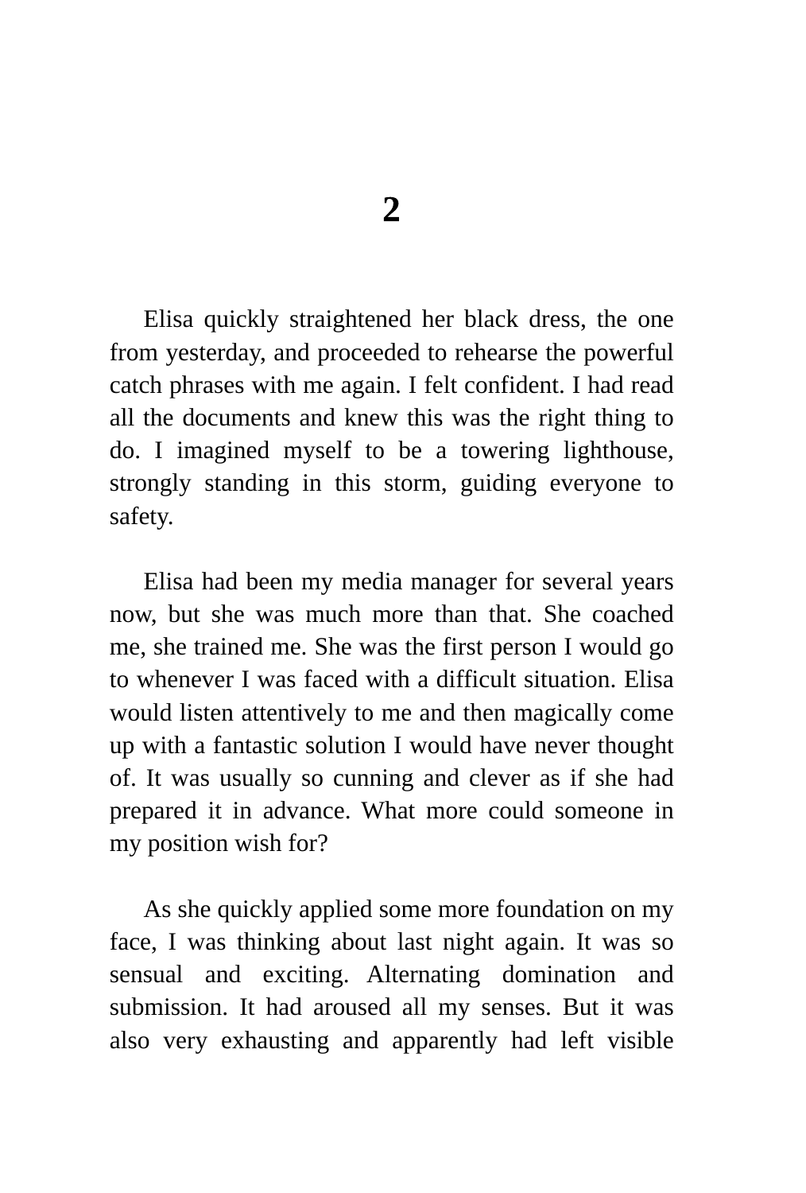# 2

Elisa quickly straightened her black dress, the one from yesterday, and proceeded to rehearse the powerful catch phrases with me again. I felt confident. I had read all the documents and knew this was the right thing to do. I imagined myself to be a towering lighthouse, strongly standing in this storm, guiding everyone to safety.

Elisa had been my media manager for several years now, but she was much more than that. She coached me, she trained me. She was the first person I would go to whenever I was faced with a difficult situation. Elisa would listen attentively to me and then magically come up with a fantastic solution I would have never thought of. It was usually so cunning and clever as if she had prepared it in advance. What more could someone in my position wish for?

As she quickly applied some more foundation on my face, I was thinking about last night again. It was so sensual and exciting. Alternating domination and submission. It had aroused all my senses. But it was also very exhausting and apparently had left visible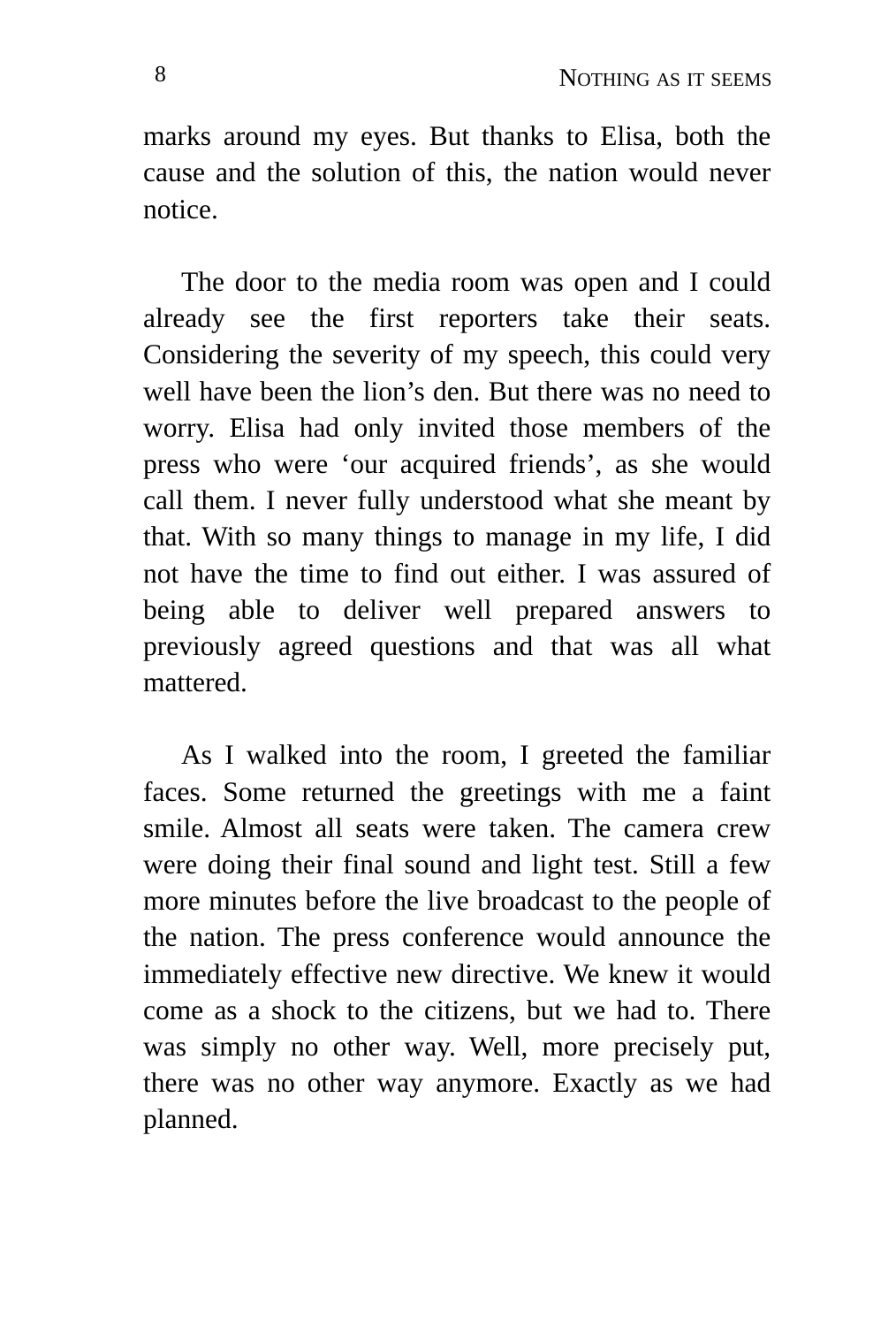marks around my eyes. But thanks to Elisa, both the cause and the solution of this, the nation would never notice.

The door to the media room was open and I could already see the first reporters take their seats. Considering the severity of my speech, this could very well have been the lion’s den. But there was no need to worry. Elisa had only invited those members of the press who were ‘our acquired friends’, as she would call them. I never fully understood what she meant by that. With so many things to manage in my life, I did not have the time to find out either. I was assured of being able to deliver well prepared answers to previously agreed questions and that was all what mattered.

As I walked into the room, I greeted the familiar faces. Some returned the greetings with me a faint smile. Almost all seats were taken. The camera crew were doing their final sound and light test. Still a few more minutes before the live broadcast to the people of the nation. The press conference would announce the immediately effective new directive. We knew it would come as a shock to the citizens, but we had to. There was simply no other way. Well, more precisely put, there was no other way anymore. Exactly as we had planned.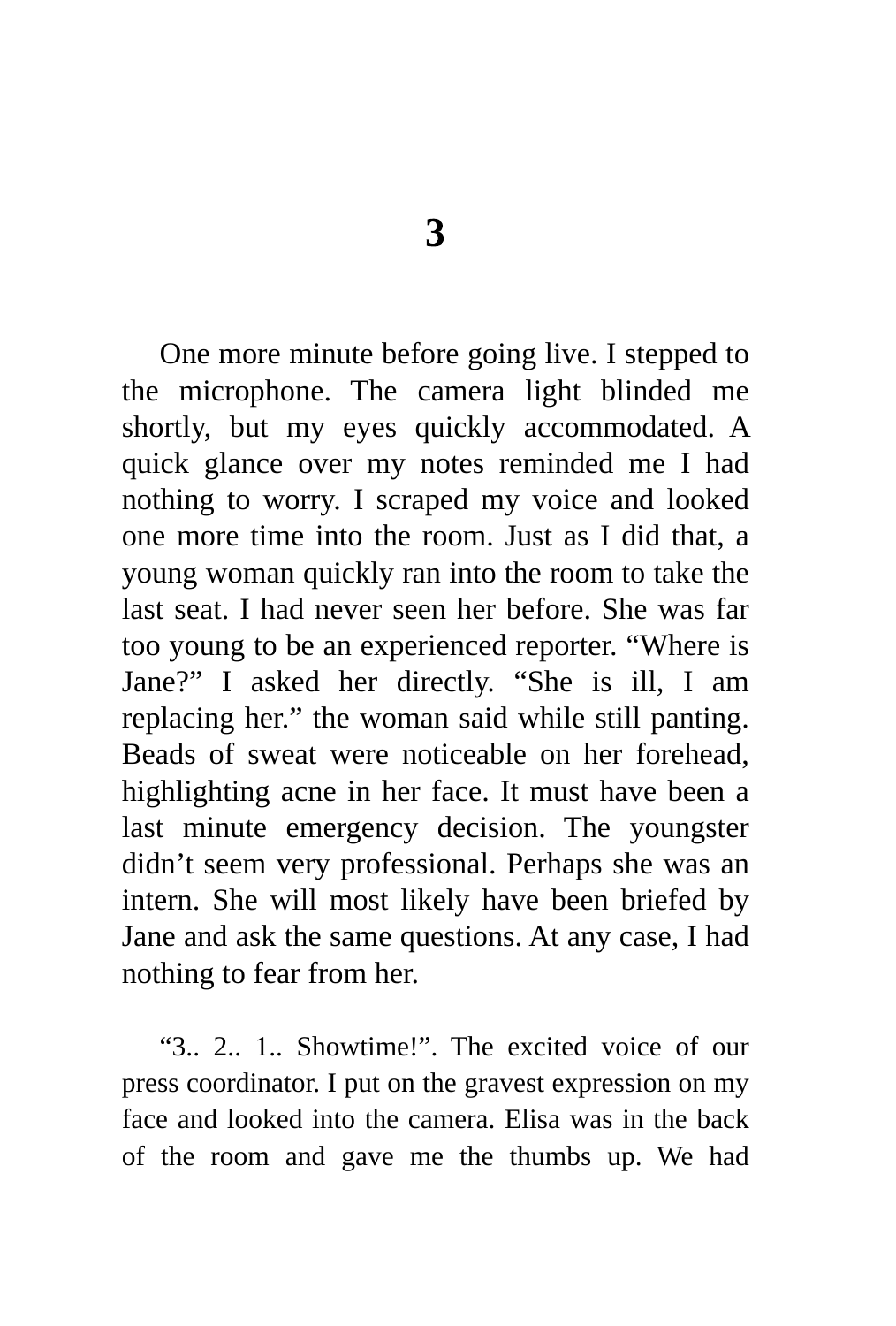# 3

One more minute before going live. I stepped to the microphone. The camera light blinded me shortly, but my eyes quickly accommodated. A quick glance over my notes reminded me I had nothing to worry. I scraped my voice and looked one more time into the room. Just as I did that, a young woman quickly ran into the room to take the last seat. I had never seen her before. She was far too young to be an experienced reporter. "Where is Jane?" I asked her directly. "She is ill, I am replacing her." the woman said while still panting. Beads of sweat were noticeable on her forehead, highlighting acne in her face. It must have been a last minute emergency decision. The youngster didn't seem very professional. Perhaps she was an intern. She will most likely have been briefed by Jane and ask the same questions. At any case, I had nothing to fear from her.

"3.. 2.. 1.. Showtime!". The excited voice of our press coordinator. I put on the gravest expression on my face and looked into the camera. Elisa was in the back of the room and gave me the thumbs up. We had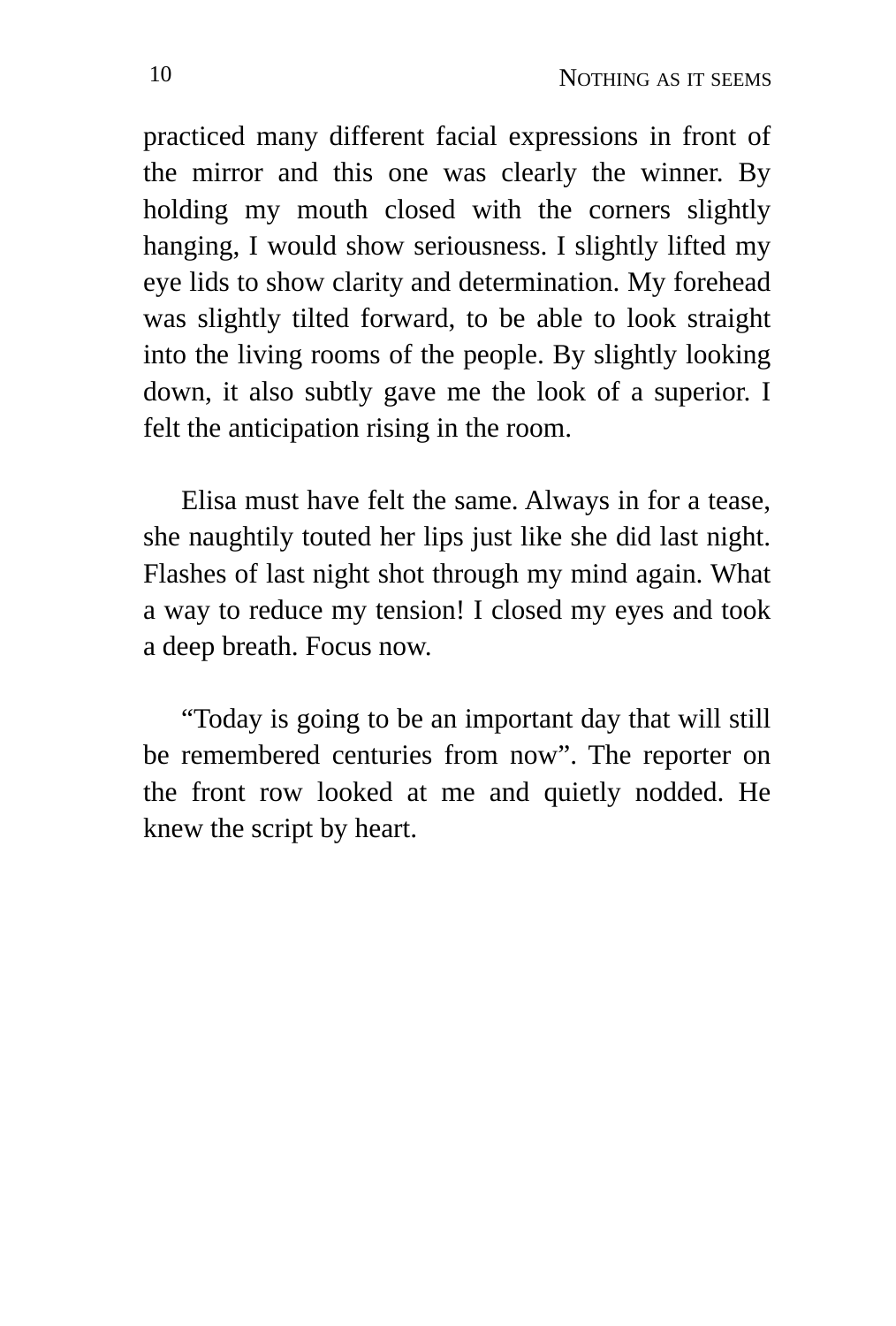practiced many different facial expressions in front of the mirror and this one was clearly the winner. By holding my mouth closed with the corners slightly hanging, I would show seriousness. I slightly lifted my eye lids to show clarity and determination. My forehead was slightly tilted forward, to be able to look straight into the living rooms of the people. By slightly looking down, it also subtly gave me the look of a superior. I felt the anticipation rising in the room.

Elisa must have felt the same. Always in for a tease, she naughtily touted her lips just like she did last night. Flashes of last night shot through my mind again. What a way to reduce my tension! I closed my eyes and took a deep breath. Focus now.

“Today is going to be an important day that will still be remembered centuries from now”. The reporter on the front row looked at me and quietly nodded. He knew the script by heart.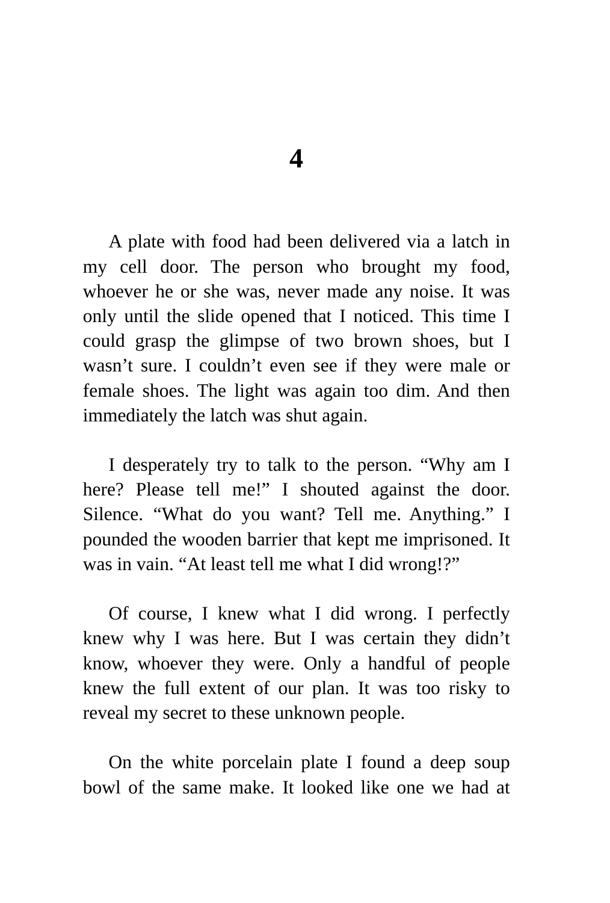# 4

A plate with food had been delivered via a latch in my cell door. The person who brought my food, whoever he or she was, never made any noise. It was only until the slide opened that I noticed. This time I could grasp the glimpse of two brown shoes, but I wasn't sure. I couldn't even see if they were male or female shoes. The light was again too dim. And then immediately the latch was shut again.

I desperately try to talk to the person. "Why am I here? Please tell me!" I shouted against the door. Silence. "What do you want? Tell me. Anything." I pounded the wooden barrier that kept me imprisoned. It was in vain. "At least tell me what I did wrong!?"

Of course, I knew what I did wrong. I perfectly knew why I was here. But I was certain they didn't know, whoever they were. Only a handful of people knew the full extent of our plan. It was too risky to reveal my secret to these unknown people.

On the white porcelain plate I found a deep soup bowl of the same make. It looked like one we had at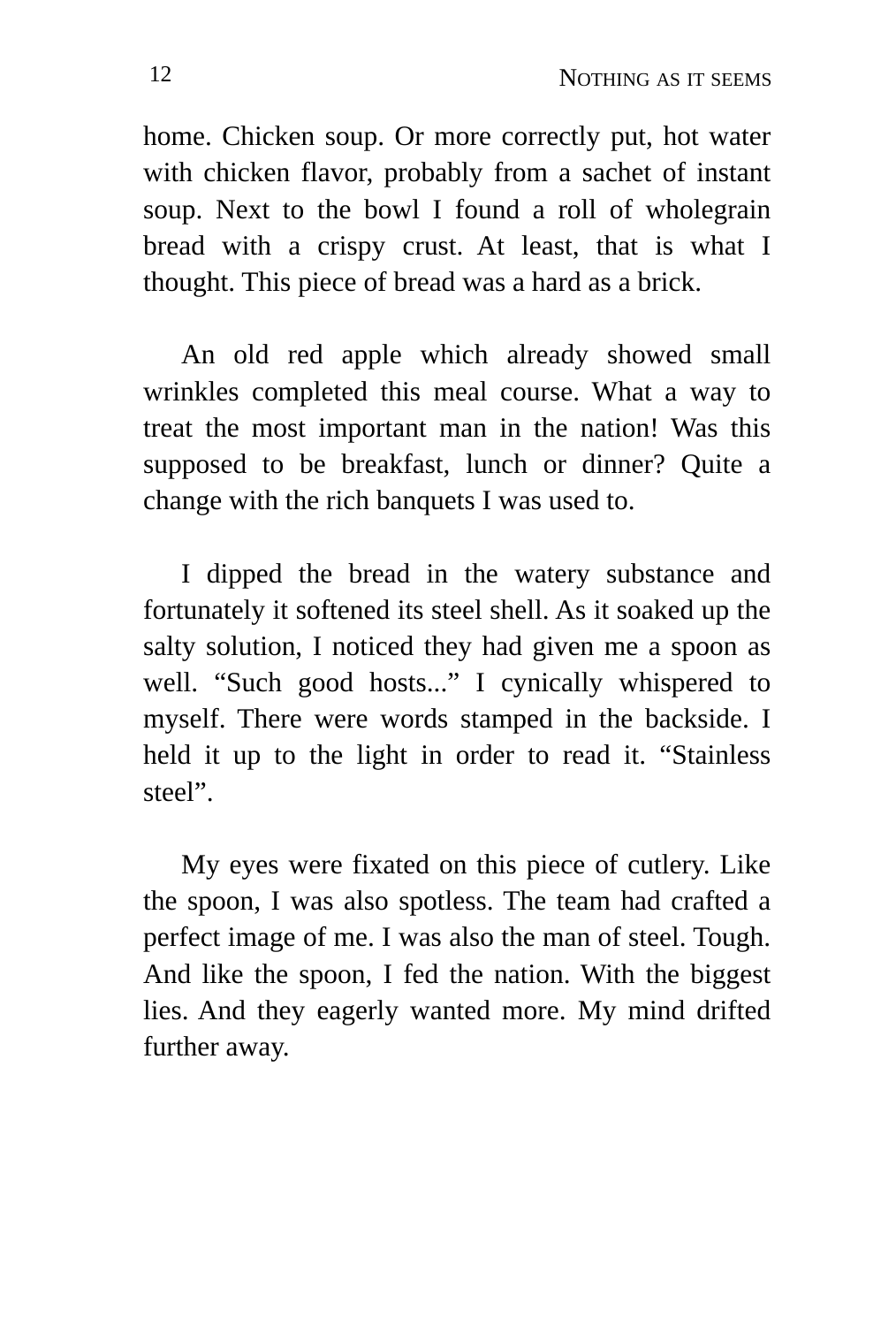home. Chicken soup. Or more correctly put, hot water with chicken flavor, probably from a sachet of instant soup. Next to the bowl I found a roll of wholegrain bread with a crispy crust. At least, that is what I thought. This piece of bread was a hard as a brick.

An old red apple which already showed small wrinkles completed this meal course. What a way to treat the most important man in the nation! Was this supposed to be breakfast, lunch or dinner? Quite a change with the rich banquets I was used to.

I dipped the bread in the watery substance and fortunately it softened its steel shell. As it soaked up the salty solution, I noticed they had given me a spoon as well. "Such good hosts..." I cynically whispered to myself. There were words stamped in the backside. I held it up to the light in order to read it. "Stainless steel".

My eyes were fixated on this piece of cutlery. Like the spoon, I was also spotless. The team had crafted a perfect image of me. I was also the man of steel. Tough. And like the spoon, I fed the nation. With the biggest lies. And they eagerly wanted more. My mind drifted further away.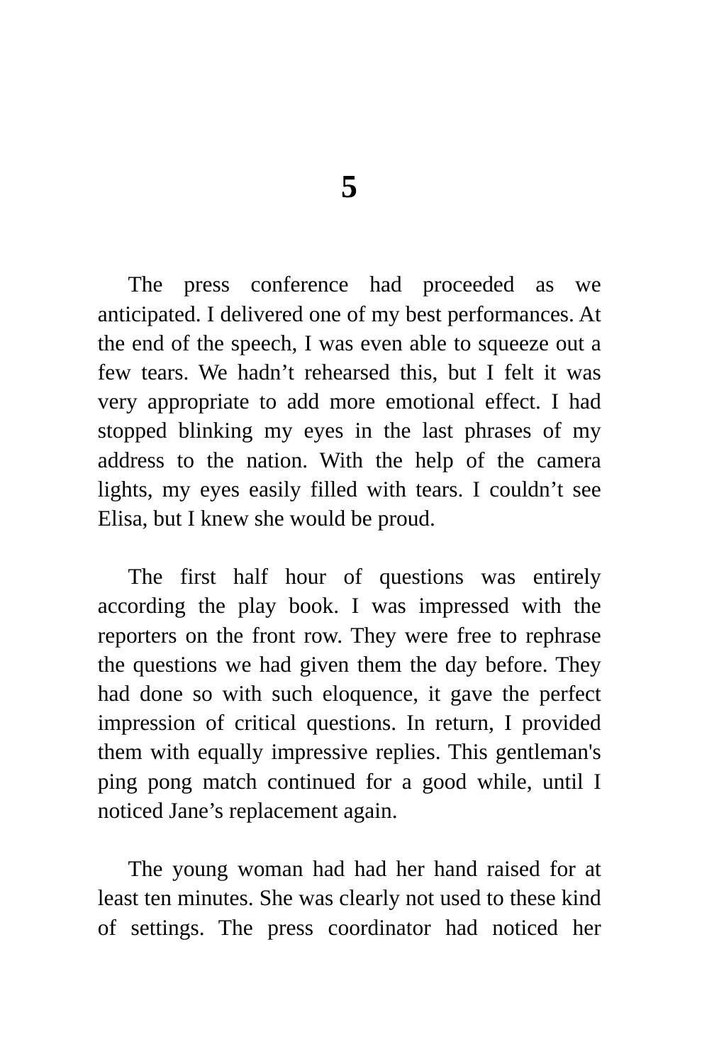# 5

The press conference had proceeded as we anticipated. I delivered one of my best performances. At the end of the speech, I was even able to squeeze out a few tears. We hadn't rehearsed this, but I felt it was very appropriate to add more emotional effect. I had stopped blinking my eyes in the last phrases of my address to the nation. With the help of the camera lights, my eyes easily filled with tears. I couldn't see Elisa, but I knew she would be proud.

The first half hour of questions was entirely according the play book. I was impressed with the reporters on the front row. They were free to rephrase the questions we had given them the day before. They had done so with such eloquence, it gave the perfect impression of critical questions. In return, I provided them with equally impressive replies. This gentleman's ping pong match continued for a good while, until I noticed Jane's replacement again.

The young woman had had her hand raised for at least ten minutes. She was clearly not used to these kind of settings. The press coordinator had noticed her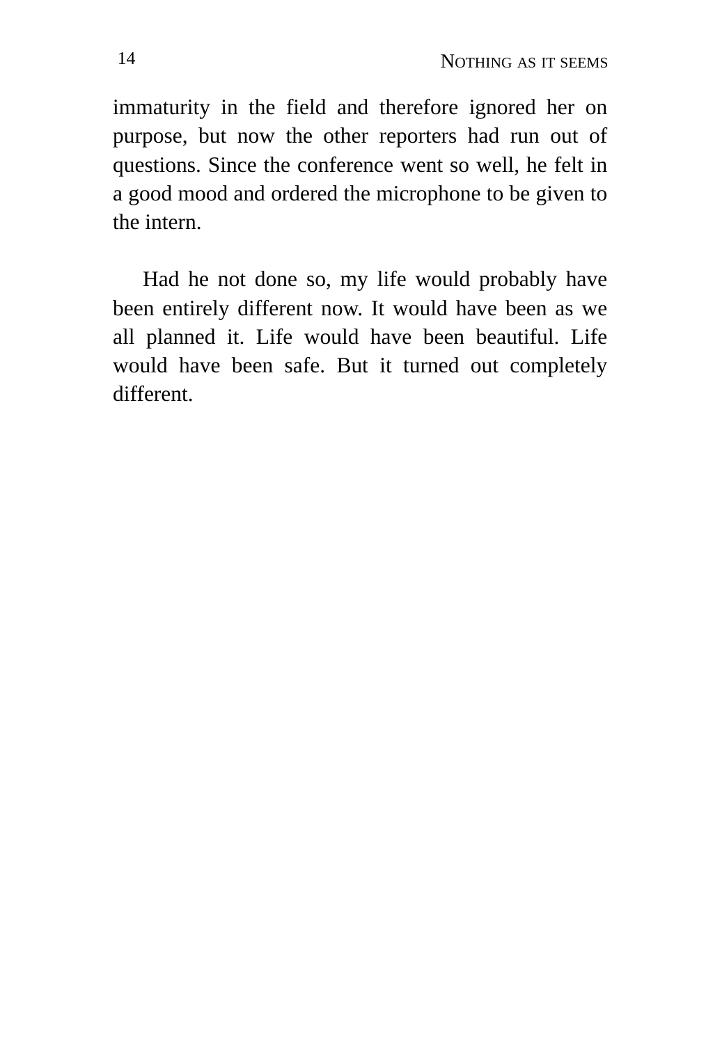immaturity in the field and therefore ignored her on purpose, but now the other reporters had run out of questions. Since the conference went so well, he felt in a good mood and ordered the microphone to be given to the intern.

Had he not done so, my life would probably have been entirely different now. It would have been as we all planned it. Life would have been beautiful. Life would have been safe. But it turned out completely different.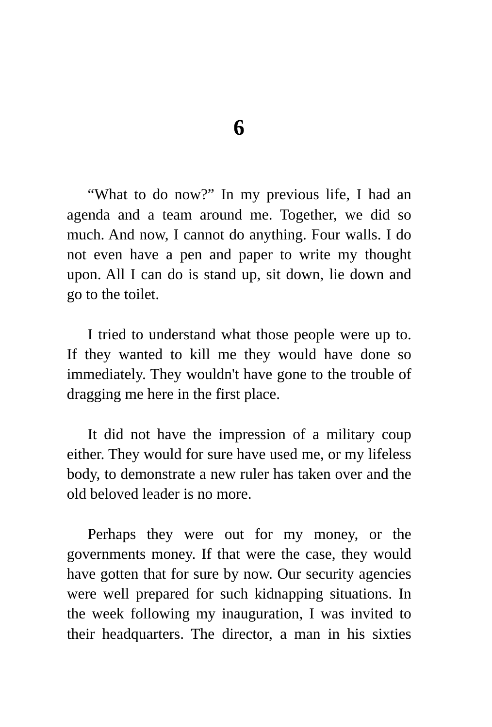# 6

“What to do now?” In my previous life, I had an agenda and a team around me. Together, we did so much. And now, I cannot do anything. Four walls. I do not even have a pen and paper to write my thought upon. All I can do is stand up, sit down, lie down and go to the toilet.

I tried to understand what those people were up to. If they wanted to kill me they would have done so immediately. They wouldn't have gone to the trouble of dragging me here in the first place.

It did not have the impression of a military coup either. They would for sure have used me, or my lifeless body, to demonstrate a new ruler has taken over and the old beloved leader is no more.

Perhaps they were out for my money, or the governments money. If that were the case, they would have gotten that for sure by now. Our security agencies were well prepared for such kidnapping situations. In the week following my inauguration, I was invited to their headquarters. The director, a man in his sixties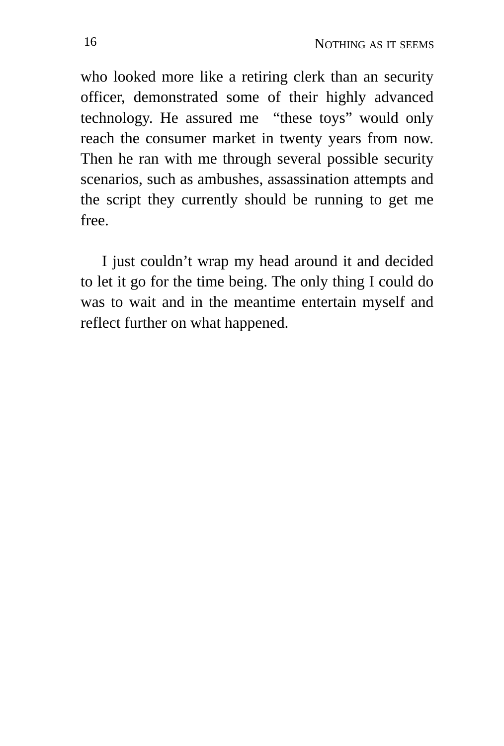who looked more like a retiring clerk than an security officer, demonstrated some of their highly advanced technology. He assured me "these toys" would only reach the consumer market in twenty years from now. Then he ran with me through several possible security scenarios, such as ambushes, assassination attempts and the script they currently should be running to get me free.

I just couldn't wrap my head around it and decided to let it go for the time being. The only thing I could do was to wait and in the meantime entertain myself and reflect further on what happened.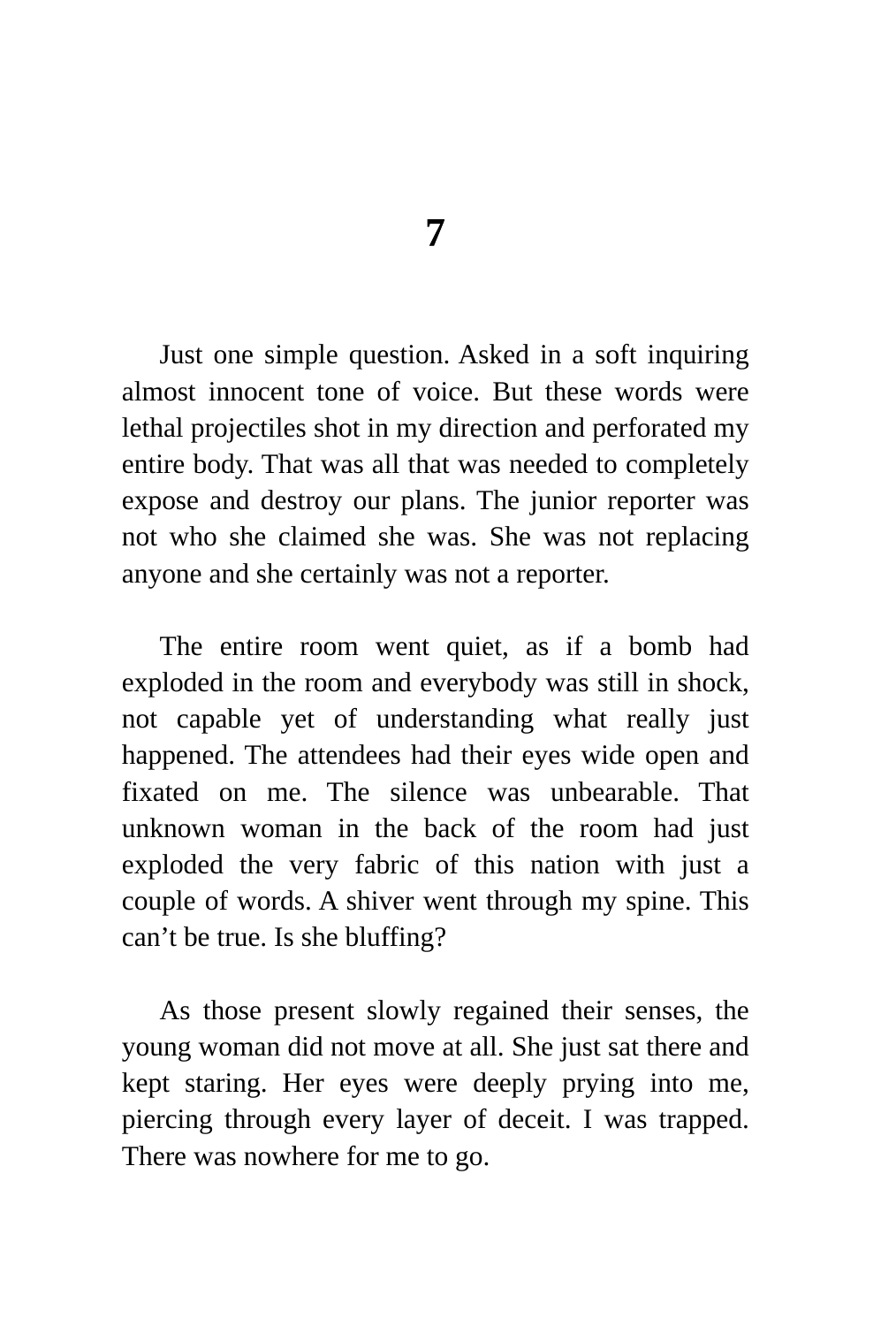# 7

Just one simple question. Asked in a soft inquiring almost innocent tone of voice. But these words were lethal projectiles shot in my direction and perforated my entire body. That was all that was needed to completely expose and destroy our plans. The junior reporter was not who she claimed she was. She was not replacing anyone and she certainly was not a reporter.

The entire room went quiet, as if a bomb had exploded in the room and everybody was still in shock, not capable yet of understanding what really just happened. The attendees had their eyes wide open and fixated on me. The silence was unbearable. That unknown woman in the back of the room had just exploded the very fabric of this nation with just a couple of words. A shiver went through my spine. This can't be true. Is she bluffing?

As those present slowly regained their senses, the young woman did not move at all. She just sat there and kept staring. Her eyes were deeply prying into me, piercing through every layer of deceit. I was trapped. There was nowhere for me to go.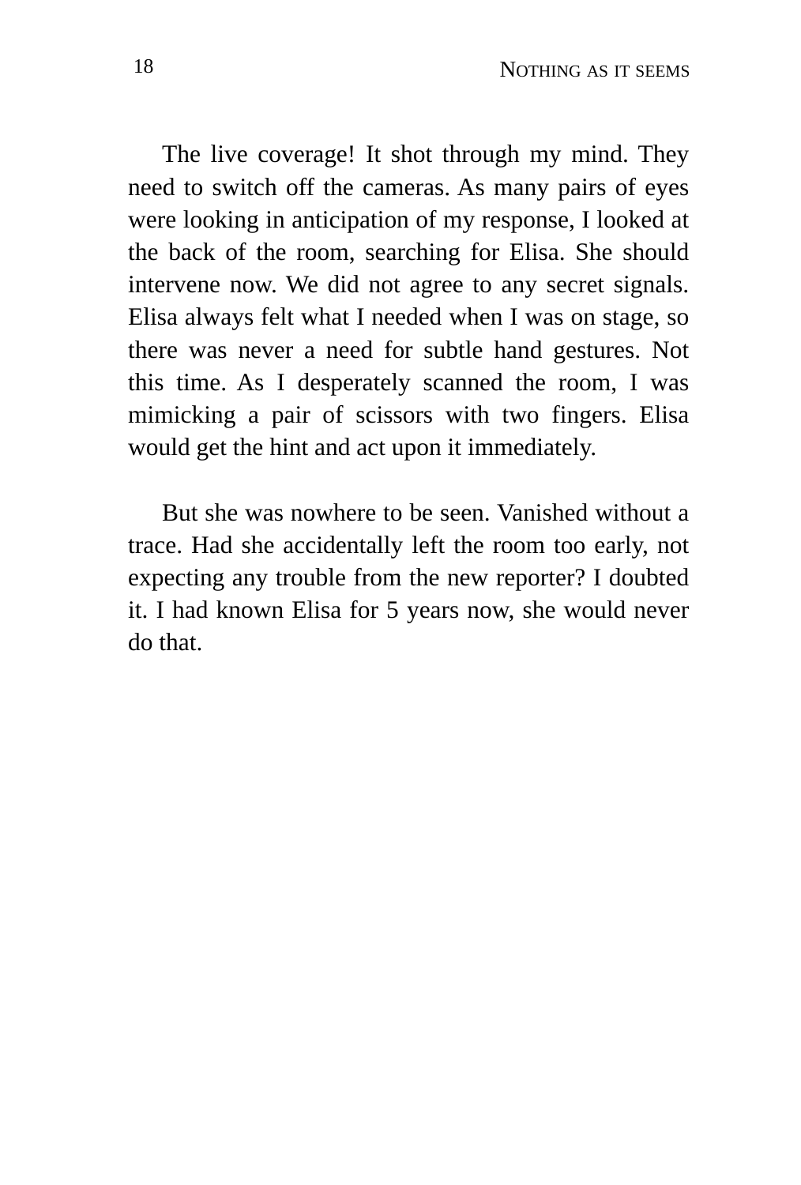The live coverage! It shot through my mind. They need to switch off the cameras. As many pairs of eyes were looking in anticipation of my response, I looked at the back of the room, searching for Elisa. She should intervene now. We did not agree to any secret signals. Elisa always felt what I needed when I was on stage, so there was never a need for subtle hand gestures. Not this time. As I desperately scanned the room, I was mimicking a pair of scissors with two fingers. Elisa would get the hint and act upon it immediately.

But she was nowhere to be seen. Vanished without a trace. Had she accidentally left the room too early, not expecting any trouble from the new reporter? I doubted it. I had known Elisa for 5 years now, she would never do that.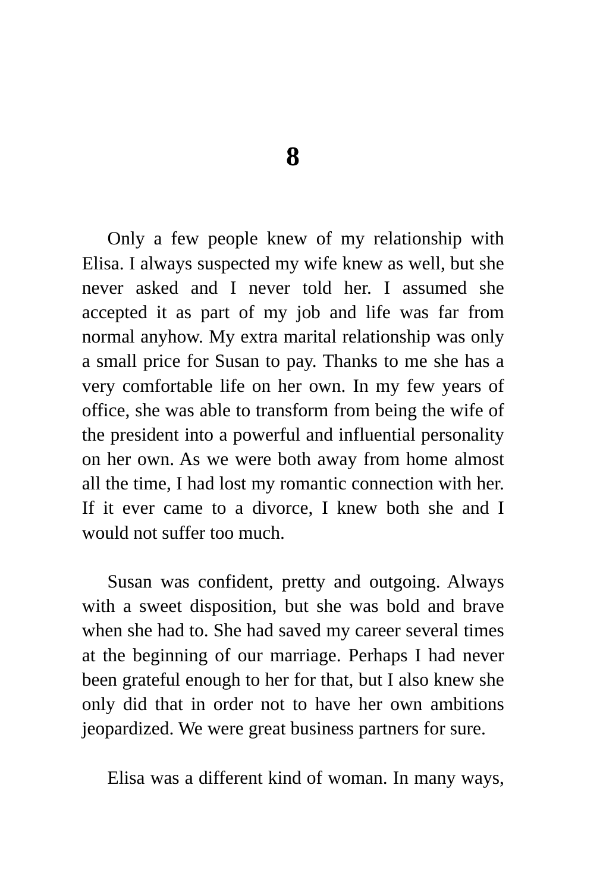# 8

Only a few people knew of my relationship with Elisa. I always suspected my wife knew as well, but she never asked and I never told her. I assumed she accepted it as part of my job and life was far from normal anyhow. My extra marital relationship was only a small price for Susan to pay. Thanks to me she has a very comfortable life on her own. In my few years of office, she was able to transform from being the wife of the president into a powerful and influential personality on her own. As we were both away from home almost all the time, I had lost my romantic connection with her. If it ever came to a divorce, I knew both she and I would not suffer too much.

Susan was confident, pretty and outgoing. Always with a sweet disposition, but she was bold and brave when she had to. She had saved my career several times at the beginning of our marriage. Perhaps I had never been grateful enough to her for that, but I also knew she only did that in order not to have her own ambitions jeopardized. We were great business partners for sure.

Elisa was a different kind of woman. In many ways,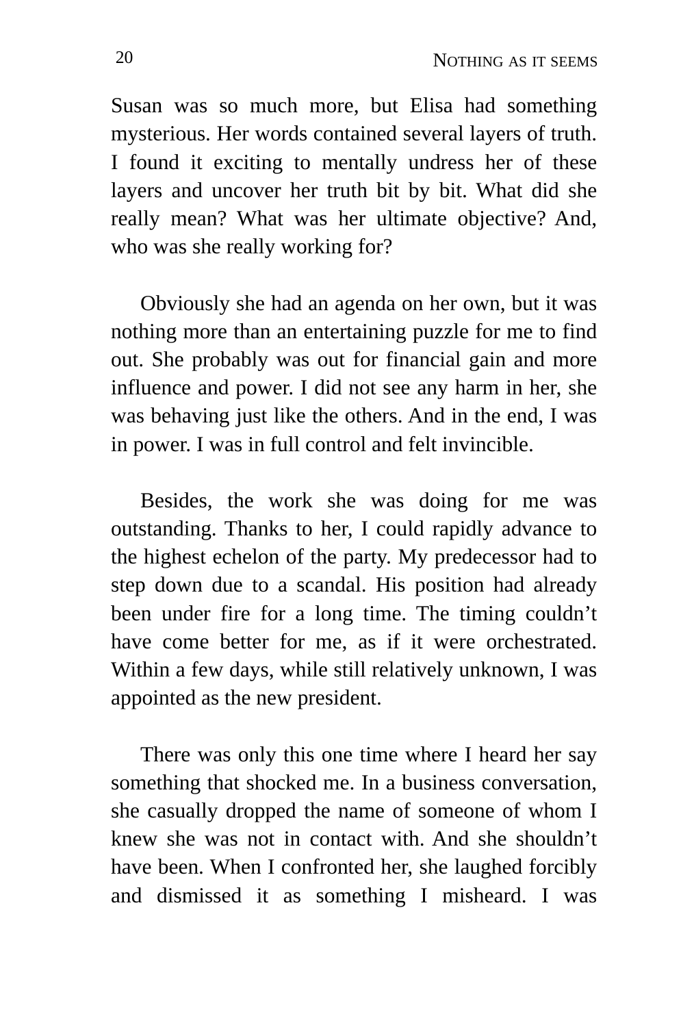Susan was so much more, but Elisa had something mysterious. Her words contained several layers of truth. I found it exciting to mentally undress her of these layers and uncover her truth bit by bit. What did she really mean? What was her ultimate objective? And, who was she really working for?

Obviously she had an agenda on her own, but it was nothing more than an entertaining puzzle for me to find out. She probably was out for financial gain and more influence and power. I did not see any harm in her, she was behaving just like the others. And in the end, I was in power. I was in full control and felt invincible.

Besides, the work she was doing for me was outstanding. Thanks to her, I could rapidly advance to the highest echelon of the party. My predecessor had to step down due to a scandal. His position had already been under fire for a long time. The timing couldn't have come better for me, as if it were orchestrated. Within a few days, while still relatively unknown, I was appointed as the new president.

There was only this one time where I heard her say something that shocked me. In a business conversation, she casually dropped the name of someone of whom I knew she was not in contact with. And she shouldn't have been. When I confronted her, she laughed forcibly and dismissed it as something I misheard. I was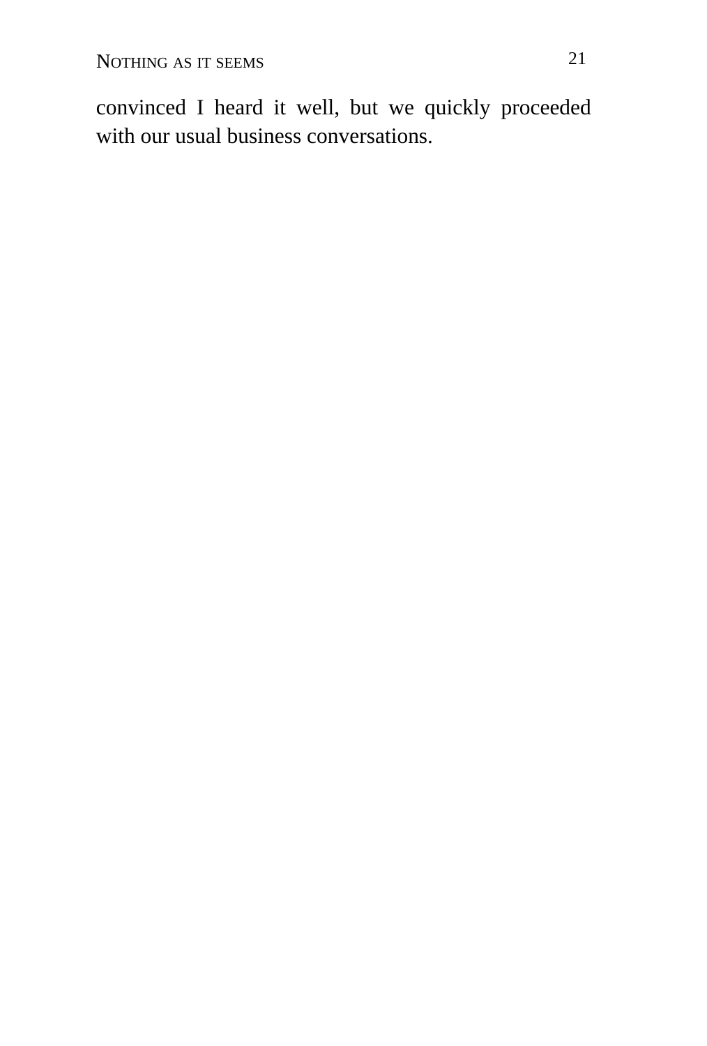convinced I heard it well, but we quickly proceeded with our usual business conversations.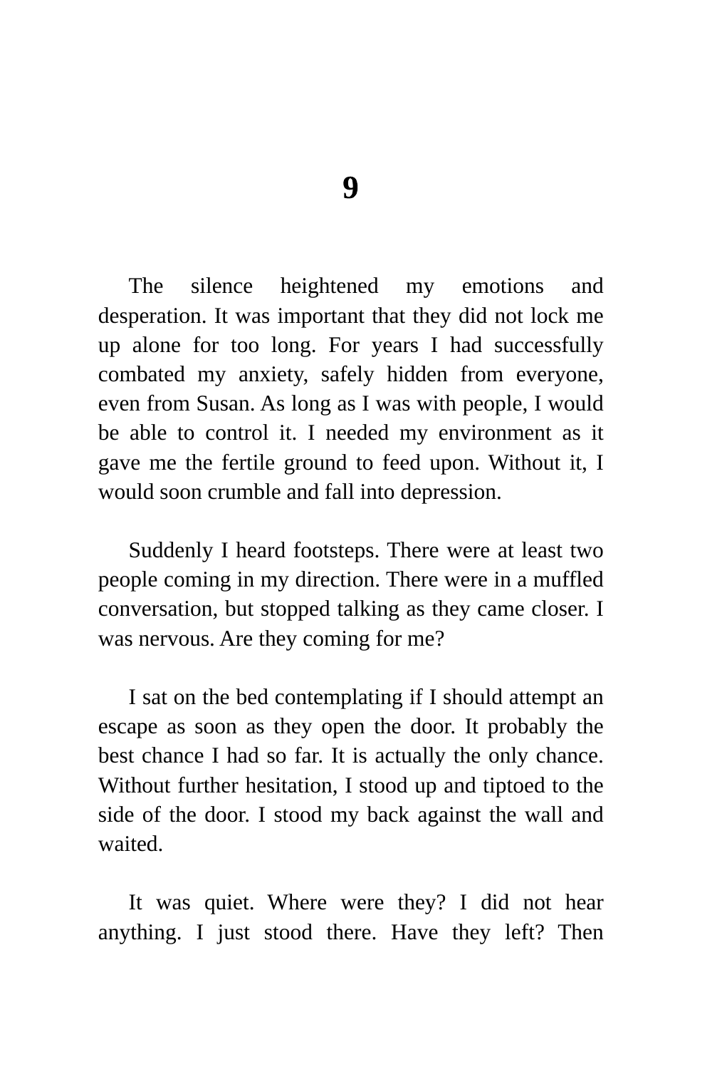# 9

The silence heightened my emotions and desperation. It was important that they did not lock me up alone for too long. For years I had successfully combated my anxiety, safely hidden from everyone, even from Susan. As long as I was with people, I would be able to control it. I needed my environment as it gave me the fertile ground to feed upon. Without it, I would soon crumble and fall into depression.

Suddenly I heard footsteps. There were at least two people coming in my direction. There were in a muffled conversation, but stopped talking as they came closer. I was nervous. Are they coming for me?

I sat on the bed contemplating if I should attempt an escape as soon as they open the door. It probably the best chance I had so far. It is actually the only chance. Without further hesitation, I stood up and tiptoed to the side of the door. I stood my back against the wall and waited.

It was quiet. Where were they? I did not hear anything. I just stood there. Have they left? Then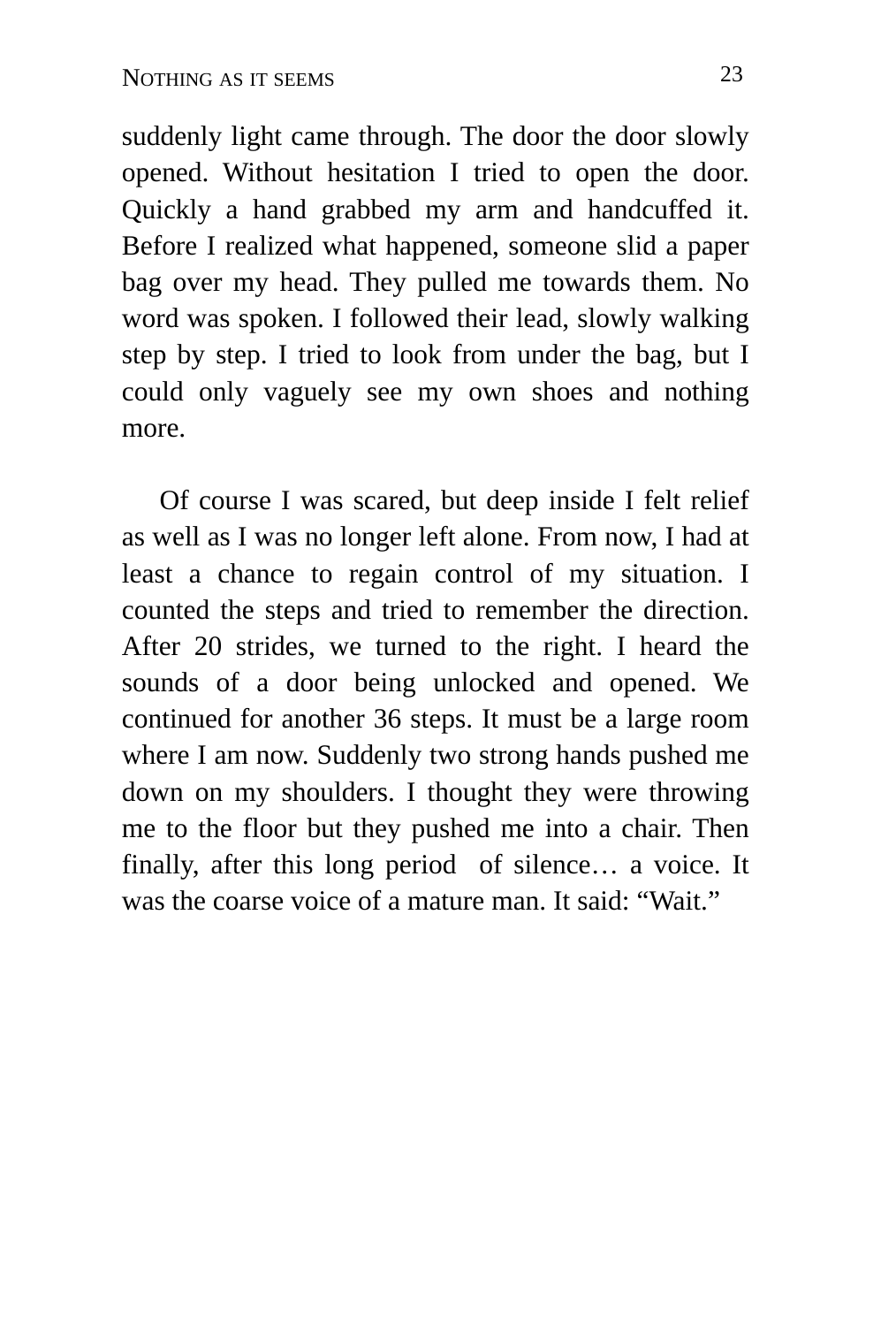suddenly light came through. The door the door slowly opened. Without hesitation I tried to open the door. Quickly a hand grabbed my arm and handcuffed it. Before I realized what happened, someone slid a paper bag over my head. They pulled me towards them. No word was spoken. I followed their lead, slowly walking step by step. I tried to look from under the bag, but I could only vaguely see my own shoes and nothing more.

Of course I was scared, but deep inside I felt relief as well as I was no longer left alone. From now, I had at least a chance to regain control of my situation. I counted the steps and tried to remember the direction. After 20 strides, we turned to the right. I heard the sounds of a door being unlocked and opened. We continued for another 36 steps. It must be a large room where I am now. Suddenly two strong hands pushed me down on my shoulders. I thought they were throwing me to the floor but they pushed me into a chair. Then finally, after this long period of silence… a voice. It was the coarse voice of a mature man. It said: “Wait.”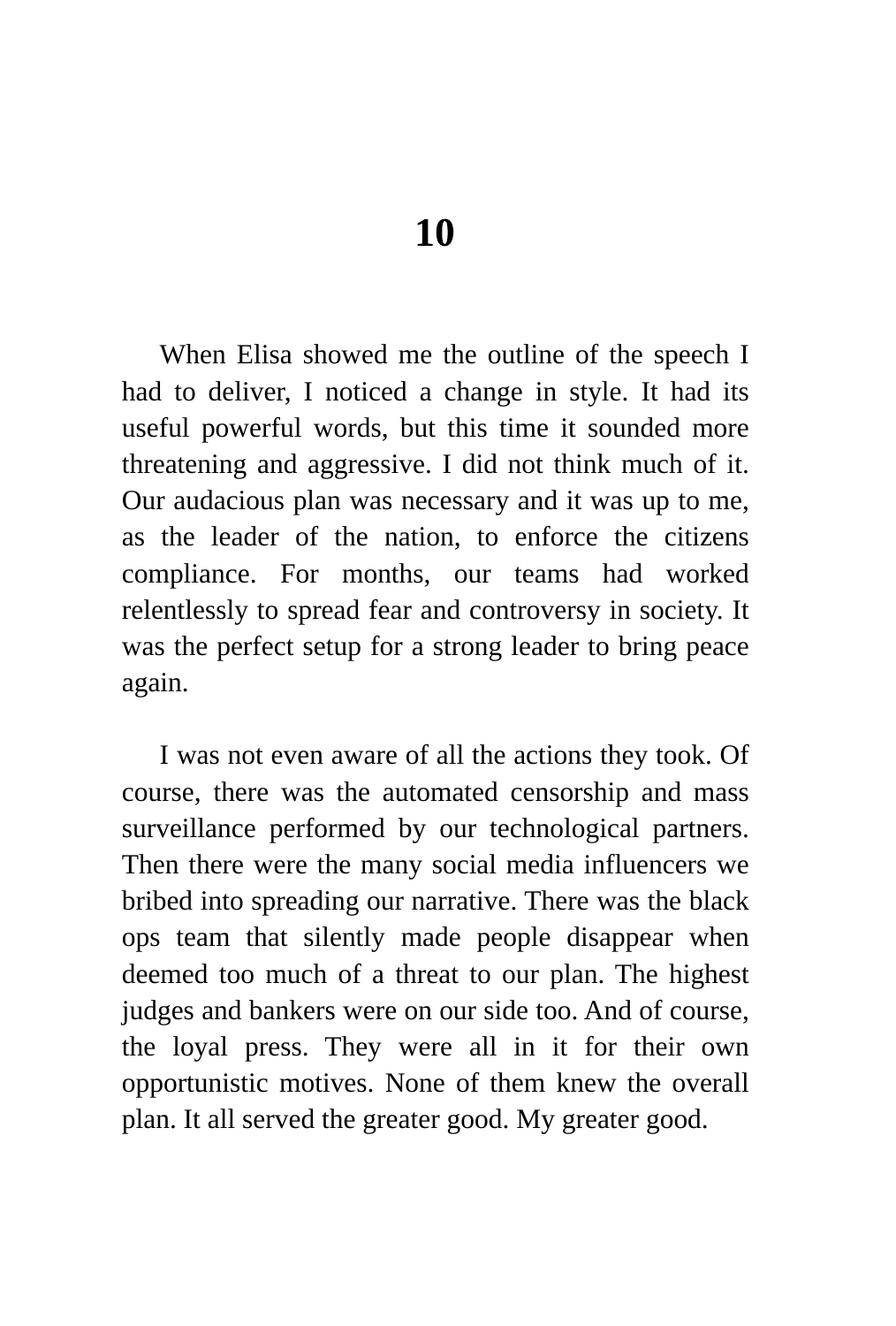# 10

When Elisa showed me the outline of the speech I had to deliver, I noticed a change in style. It had its useful powerful words, but this time it sounded more threatening and aggressive. I did not think much of it. Our audacious plan was necessary and it was up to me, as the leader of the nation, to enforce the citizens compliance. For months, our teams had worked relentlessly to spread fear and controversy in society. It was the perfect setup for a strong leader to bring peace again.

I was not even aware of all the actions they took. Of course, there was the automated censorship and mass surveillance performed by our technological partners. Then there were the many social media influencers we bribed into spreading our narrative. There was the black ops team that silently made people disappear when deemed too much of a threat to our plan. The highest judges and bankers were on our side too. And of course, the loyal press. They were all in it for their own opportunistic motives. None of them knew the overall plan. It all served the greater good. My greater good.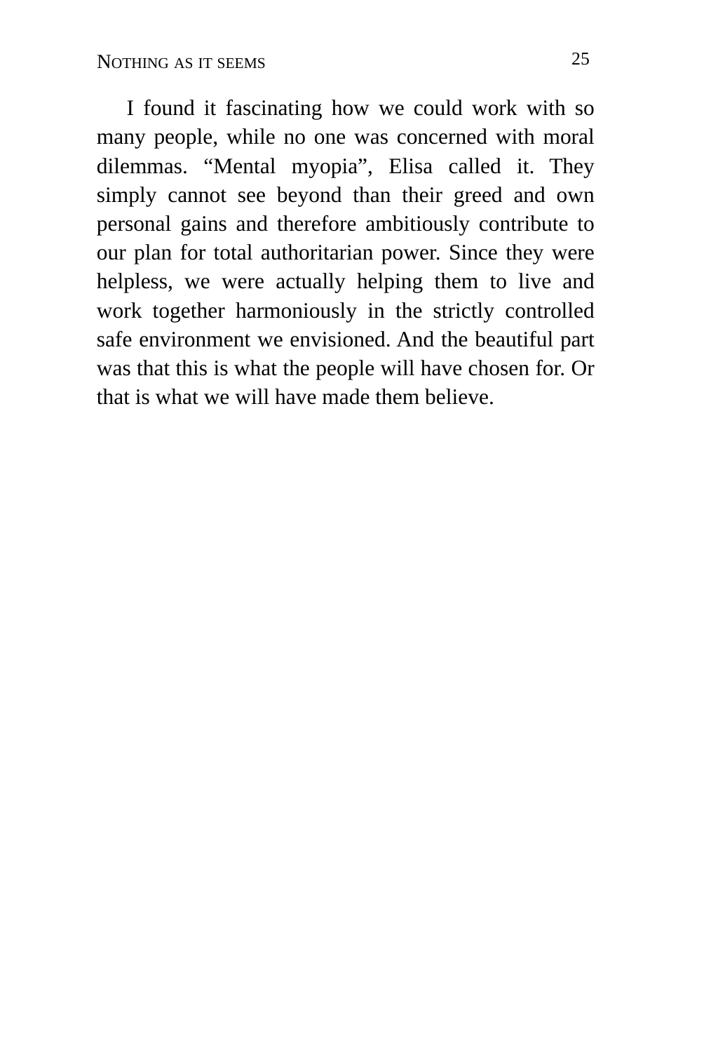I found it fascinating how we could work with so many people, while no one was concerned with moral dilemmas. “Mental myopia”, Elisa called it. They simply cannot see beyond than their greed and own personal gains and therefore ambitiously contribute to our plan for total authoritarian power. Since they were helpless, we were actually helping them to live and work together harmoniously in the strictly controlled safe environment we envisioned. And the beautiful part was that this is what the people will have chosen for. Or that is what we will have made them believe.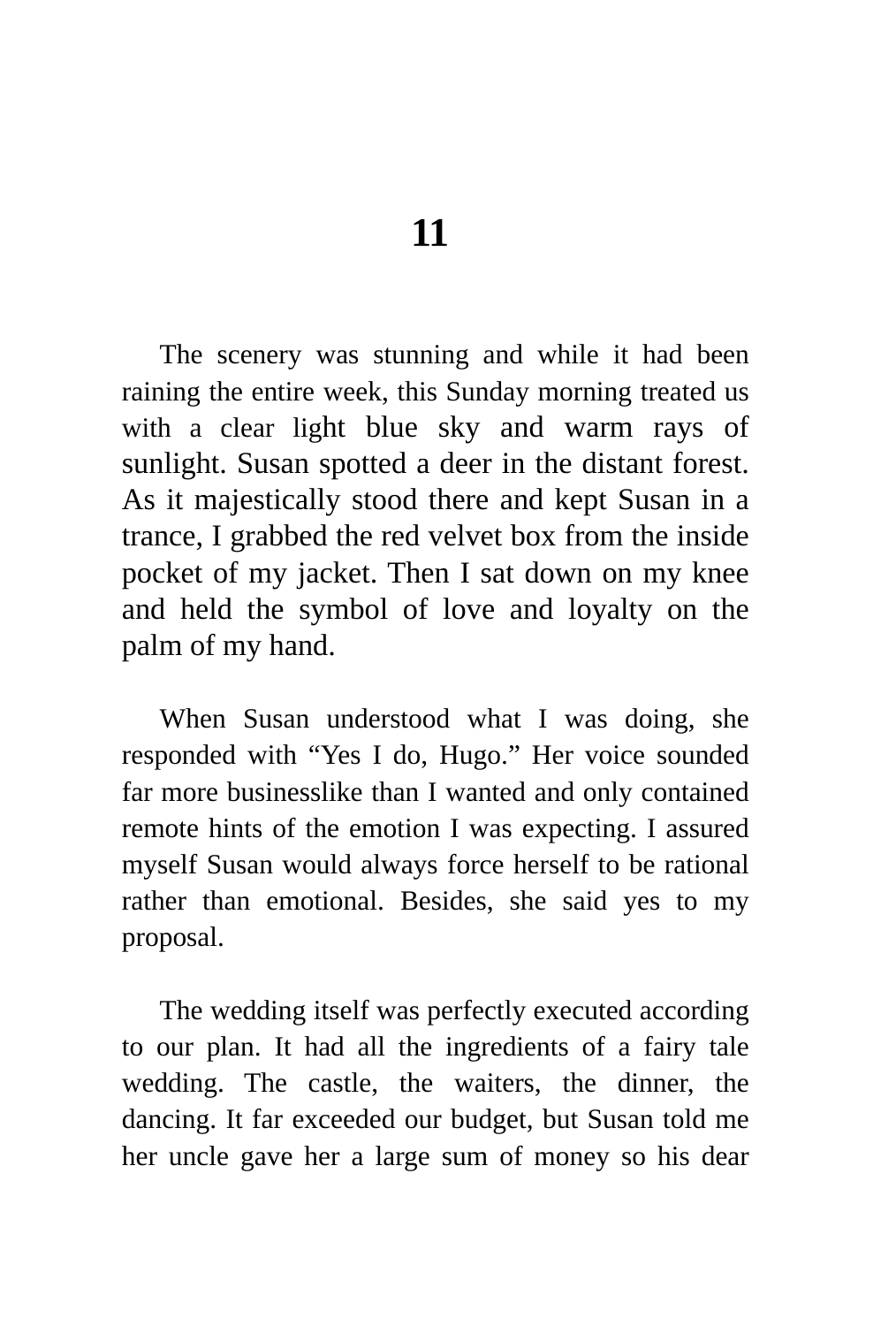# 11

The scenery was stunning and while it had been raining the entire week, this Sunday morning treated us with a clear light blue sky and warm rays of sunlight. Susan spotted a deer in the distant forest. As it majestically stood there and kept Susan in a trance, I grabbed the red velvet box from the inside pocket of my jacket. Then I sat down on my knee and held the symbol of love and loyalty on the palm of my hand.

When Susan understood what I was doing, she responded with “Yes I do, Hugo.” Her voice sounded far more businesslike than I wanted and only contained remote hints of the emotion I was expecting. I assured myself Susan would always force herself to be rational rather than emotional. Besides, she said yes to my proposal.

The wedding itself was perfectly executed according to our plan. It had all the ingredients of a fairy tale wedding. The castle, the waiters, the dinner, the dancing. It far exceeded our budget, but Susan told me her uncle gave her a large sum of money so his dear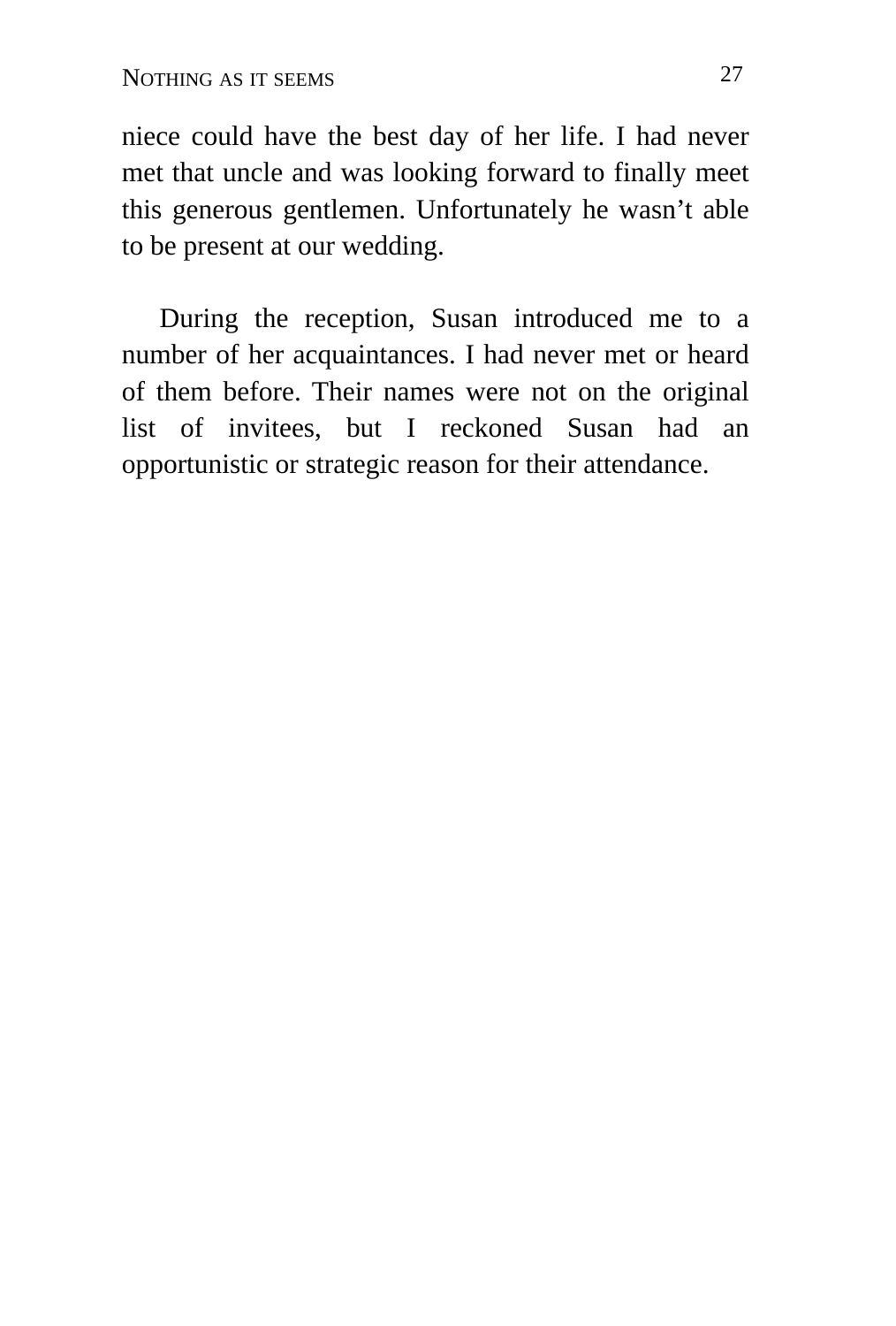niece could have the best day of her life. I had never met that uncle and was looking forward to finally meet this generous gentlemen. Unfortunately he wasn't able to be present at our wedding.

During the reception, Susan introduced me to a number of her acquaintances. I had never met or heard of them before. Their names were not on the original list of invitees, but I reckoned Susan had an opportunistic or strategic reason for their attendance.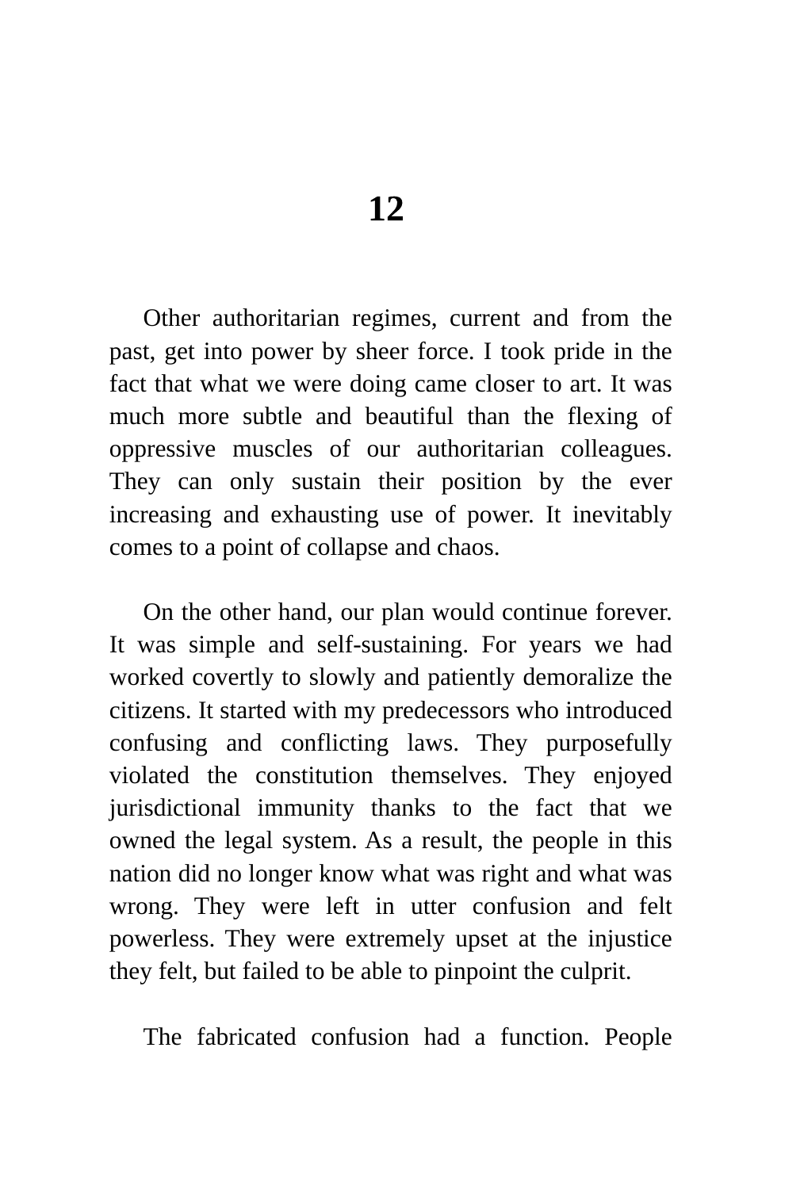# 12

Other authoritarian regimes, current and from the past, get into power by sheer force. I took pride in the fact that what we were doing came closer to art. It was much more subtle and beautiful than the flexing of oppressive muscles of our authoritarian colleagues. They can only sustain their position by the ever increasing and exhausting use of power. It inevitably comes to a point of collapse and chaos.

On the other hand, our plan would continue forever. It was simple and self-sustaining. For years we had worked covertly to slowly and patiently demoralize the citizens. It started with my predecessors who introduced confusing and conflicting laws. They purposefully violated the constitution themselves. They enjoyed jurisdictional immunity thanks to the fact that we owned the legal system. As a result, the people in this nation did no longer know what was right and what was wrong. They were left in utter confusion and felt powerless. They were extremely upset at the injustice they felt, but failed to be able to pinpoint the culprit.

The fabricated confusion had a function. People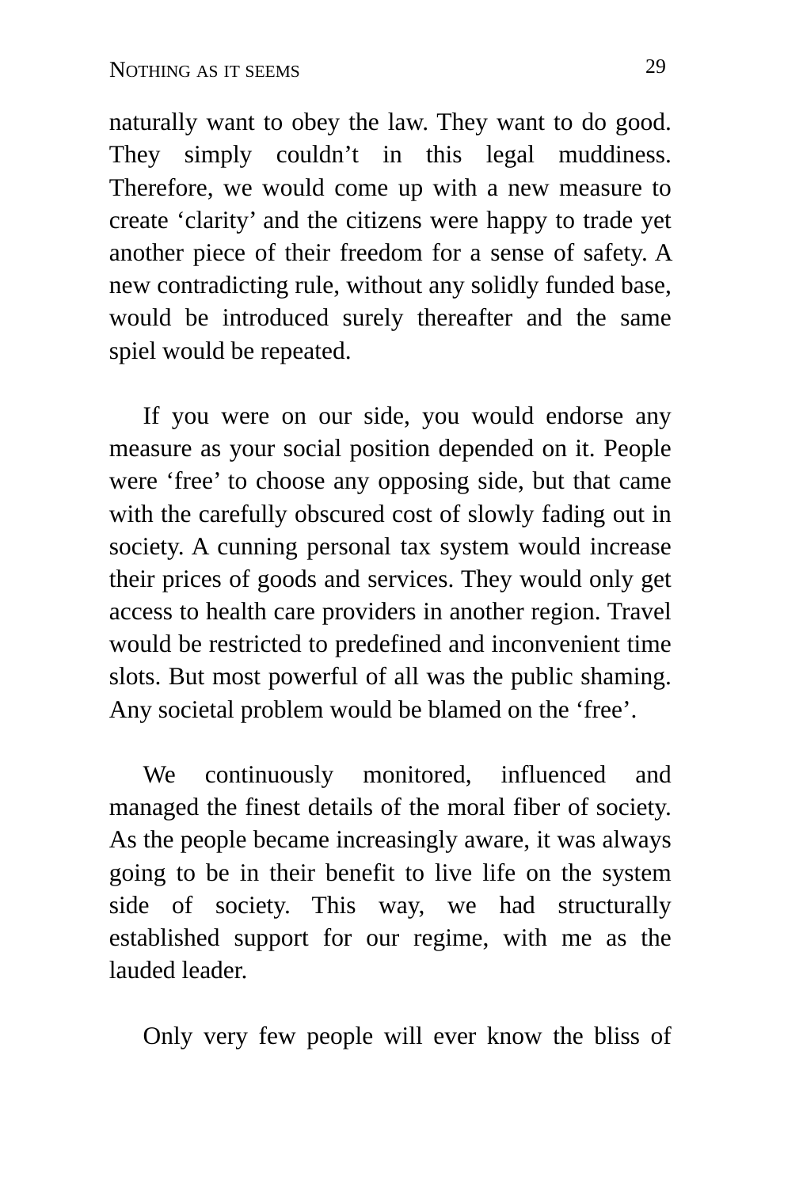naturally want to obey the law. They want to do good. They simply couldn't in this legal muddiness. Therefore, we would come up with a new measure to create 'clarity' and the citizens were happy to trade yet another piece of their freedom for a sense of safety. A new contradicting rule, without any solidly funded base, would be introduced surely thereafter and the same spiel would be repeated.

If you were on our side, you would endorse any measure as your social position depended on it. People were 'free' to choose any opposing side, but that came with the carefully obscured cost of slowly fading out in society. A cunning personal tax system would increase their prices of goods and services. They would only get access to health care providers in another region. Travel would be restricted to predefined and inconvenient time slots. But most powerful of all was the public shaming. Any societal problem would be blamed on the 'free'.

We continuously monitored, influenced and managed the finest details of the moral fiber of society. As the people became increasingly aware, it was always going to be in their benefit to live life on the system side of society. This way, we had structurally established support for our regime, with me as the lauded leader.

Only very few people will ever know the bliss of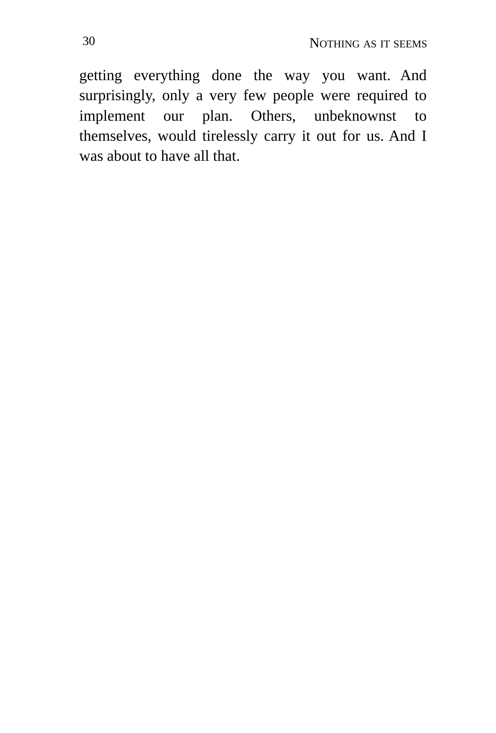getting everything done the way you want. And surprisingly, only a very few people were required to implement our plan. Others, unbeknownst to themselves, would tirelessly carry it out for us. And I was about to have all that.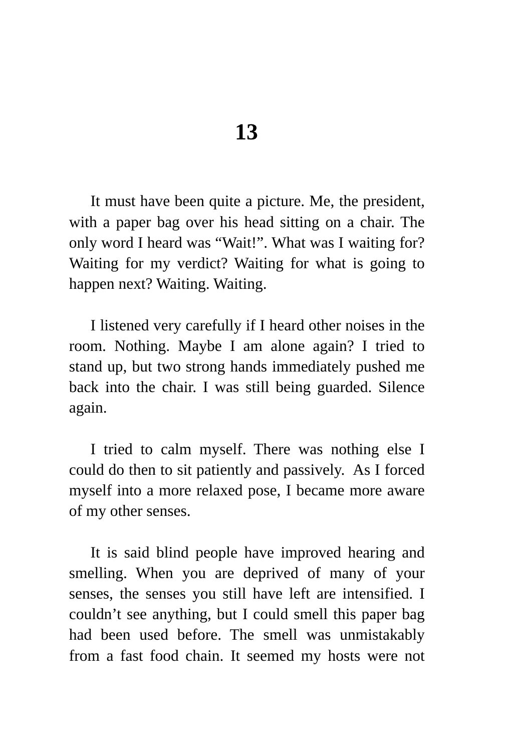# 13

It must have been quite a picture. Me, the president, with a paper bag over his head sitting on a chair. The only word I heard was “Wait!”. What was I waiting for? Waiting for my verdict? Waiting for what is going to happen next? Waiting. Waiting.

I listened very carefully if I heard other noises in the room. Nothing. Maybe I am alone again? I tried to stand up, but two strong hands immediately pushed me back into the chair. I was still being guarded. Silence again.

I tried to calm myself. There was nothing else I could do then to sit patiently and passively. As I forced myself into a more relaxed pose, I became more aware of my other senses.

It is said blind people have improved hearing and smelling. When you are deprived of many of your senses, the senses you still have left are intensified. I couldn’t see anything, but I could smell this paper bag had been used before. The smell was unmistakably from a fast food chain. It seemed my hosts were not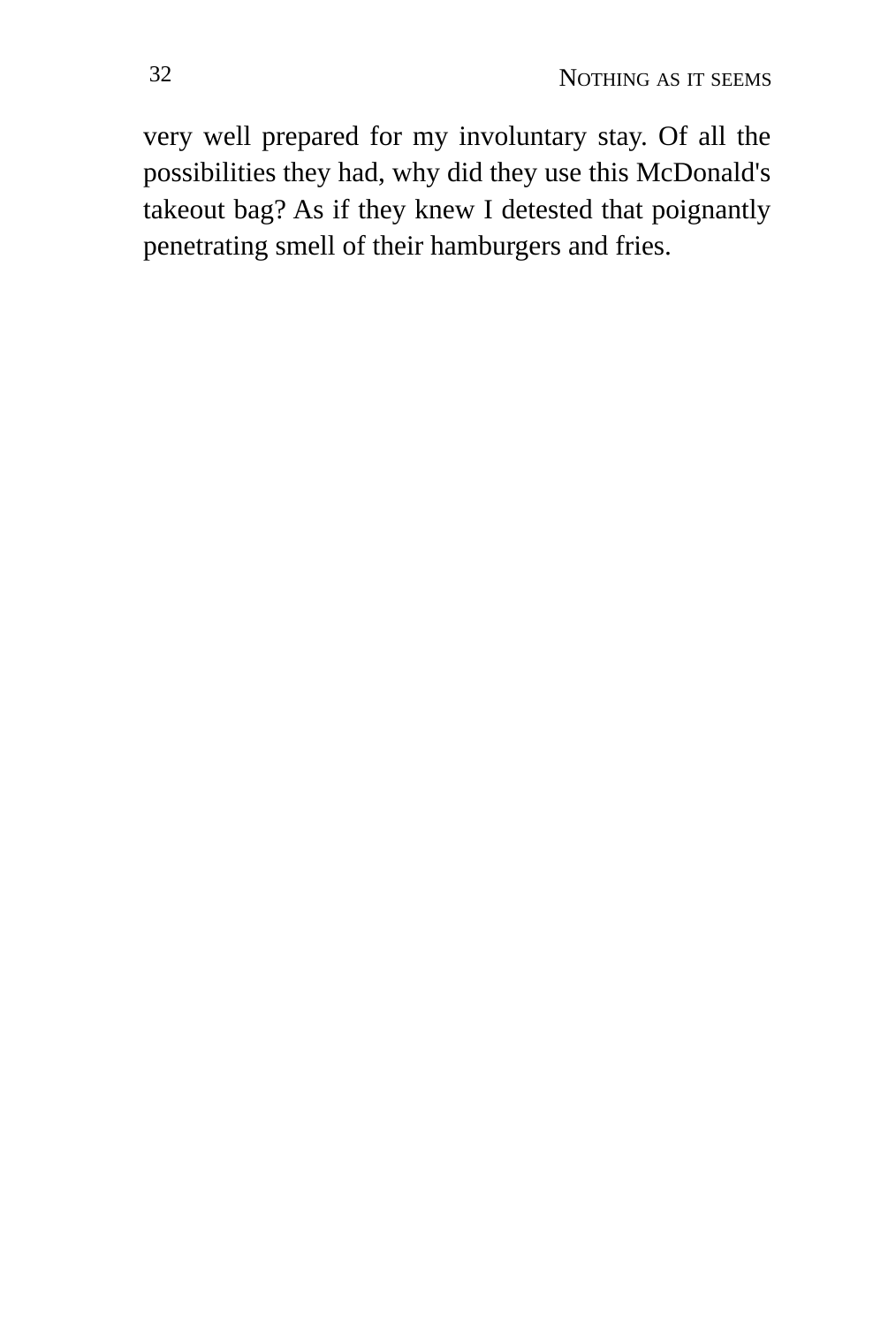very well prepared for my involuntary stay. Of all the possibilities they had, why did they use this McDonald's takeout bag? As if they knew I detested that poignantly penetrating smell of their hamburgers and fries.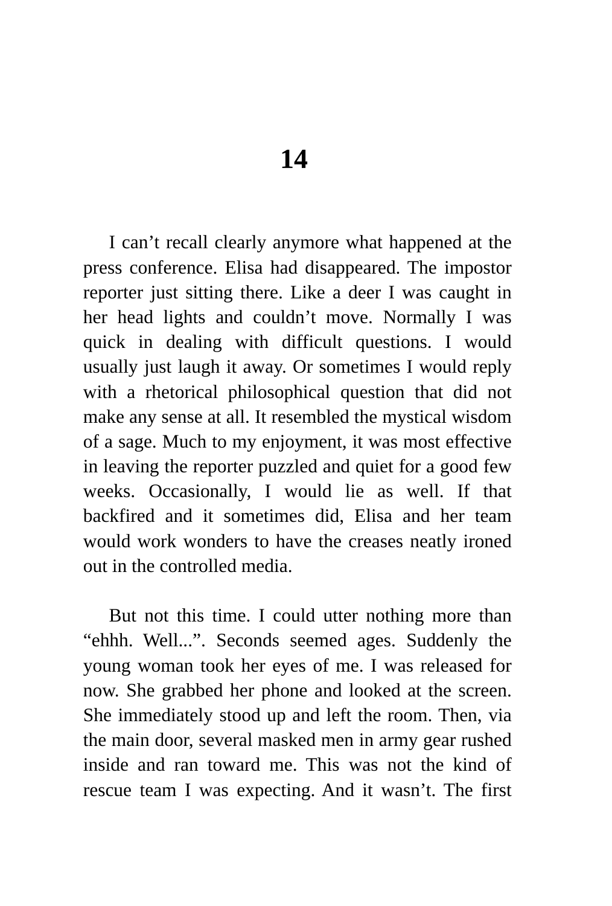# 14

I can’t recall clearly anymore what happened at the press conference. Elisa had disappeared. The impostor reporter just sitting there. Like a deer I was caught in her head lights and couldn’t move. Normally I was quick in dealing with difficult questions. I would usually just laugh it away. Or sometimes I would reply with a rhetorical philosophical question that did not make any sense at all. It resembled the mystical wisdom of a sage. Much to my enjoyment, it was most effective in leaving the reporter puzzled and quiet for a good few weeks. Occasionally, I would lie as well. If that backfired and it sometimes did, Elisa and her team would work wonders to have the creases neatly ironed out in the controlled media.

But not this time. I could utter nothing more than “ehhh. Well...”. Seconds seemed ages. Suddenly the young woman took her eyes of me. I was released for now. She grabbed her phone and looked at the screen. She immediately stood up and left the room. Then, via the main door, several masked men in army gear rushed inside and ran toward me. This was not the kind of rescue team I was expecting. And it wasn’t. The first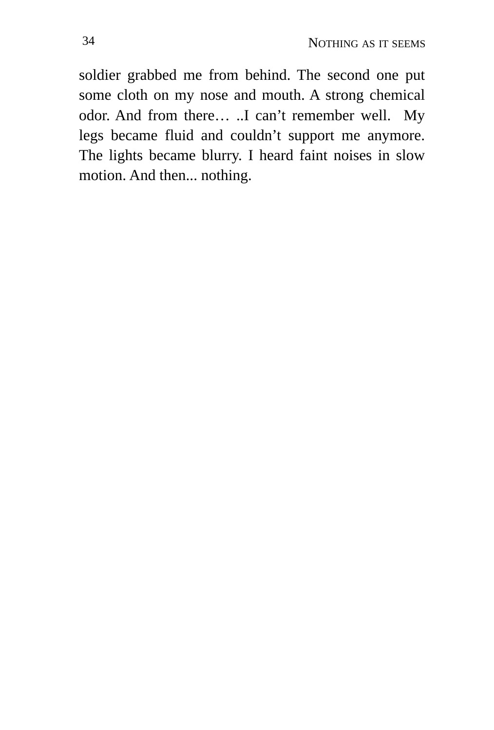soldier grabbed me from behind. The second one put some cloth on my nose and mouth. A strong chemical odor. And from there… ..I can't remember well. My legs became fluid and couldn't support me anymore. The lights became blurry. I heard faint noises in slow motion. And then... nothing.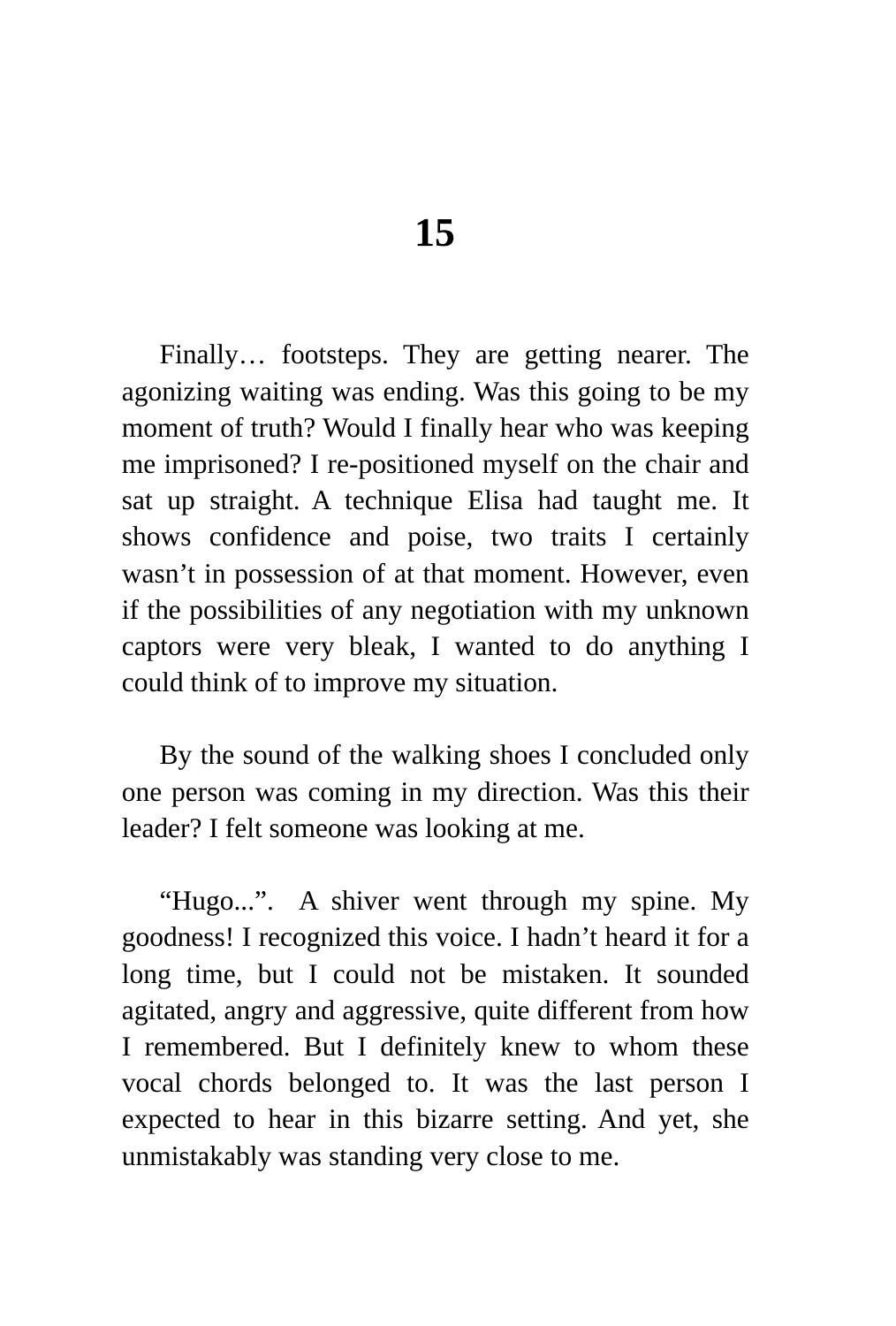# 15

Finally… footsteps. They are getting nearer. The agonizing waiting was ending. Was this going to be my moment of truth? Would I finally hear who was keeping me imprisoned? I re-positioned myself on the chair and sat up straight. A technique Elisa had taught me. It shows confidence and poise, two traits I certainly wasn't in possession of at that moment. However, even if the possibilities of any negotiation with my unknown captors were very bleak, I wanted to do anything I could think of to improve my situation.

By the sound of the walking shoes I concluded only one person was coming in my direction. Was this their leader? I felt someone was looking at me.

"Hugo...". A shiver went through my spine. My goodness! I recognized this voice. I hadn't heard it for a long time, but I could not be mistaken. It sounded agitated, angry and aggressive, quite different from how I remembered. But I definitely knew to whom these vocal chords belonged to. It was the last person I expected to hear in this bizarre setting. And yet, she unmistakably was standing very close to me.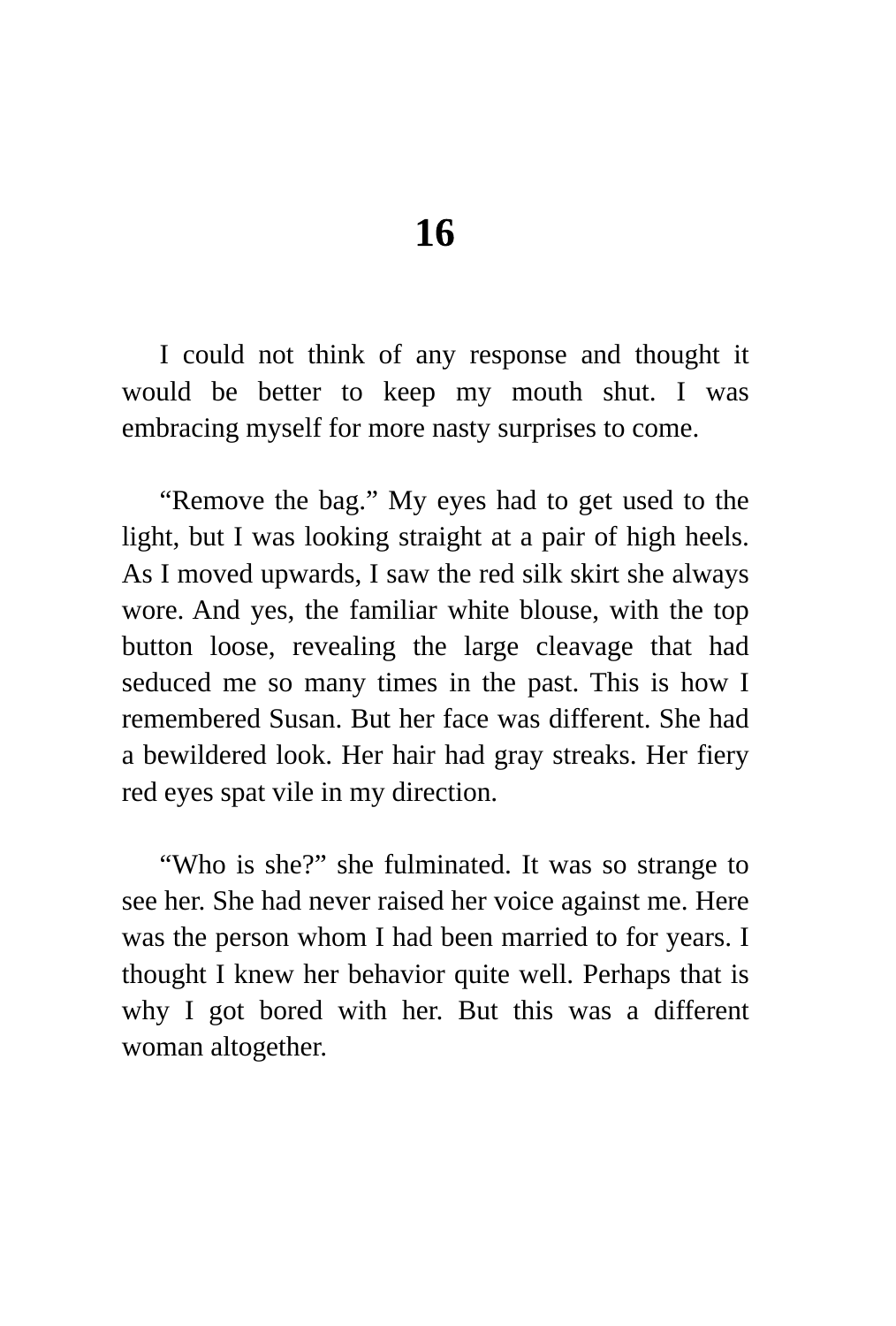# 16

I could not think of any response and thought it would be better to keep my mouth shut. I was embracing myself for more nasty surprises to come.

"Remove the bag." My eyes had to get used to the light, but I was looking straight at a pair of high heels. As I moved upwards, I saw the red silk skirt she always wore. And yes, the familiar white blouse, with the top button loose, revealing the large cleavage that had seduced me so many times in the past. This is how I remembered Susan. But her face was different. She had a bewildered look. Her hair had gray streaks. Her fiery red eyes spat vile in my direction.

"Who is she?" she fulminated. It was so strange to see her. She had never raised her voice against me. Here was the person whom I had been married to for years. I thought I knew her behavior quite well. Perhaps that is why I got bored with her. But this was a different woman altogether.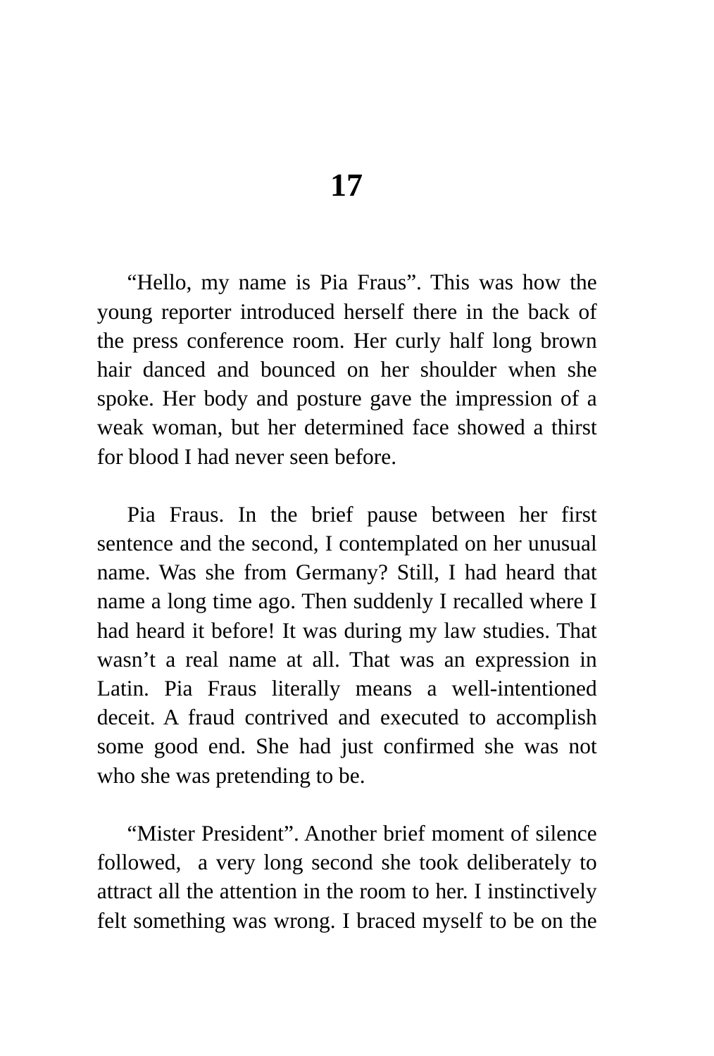# 17

"Hello, my name is Pia Fraus". This was how the young reporter introduced herself there in the back of the press conference room. Her curly half long brown hair danced and bounced on her shoulder when she spoke. Her body and posture gave the impression of a weak woman, but her determined face showed a thirst for blood I had never seen before.

Pia Fraus. In the brief pause between her first sentence and the second, I contemplated on her unusual name. Was she from Germany? Still, I had heard that name a long time ago. Then suddenly I recalled where I had heard it before! It was during my law studies. That wasn't a real name at all. That was an expression in Latin. Pia Fraus literally means a well-intentioned deceit. A fraud contrived and executed to accomplish some good end. She had just confirmed she was not who she was pretending to be.

"Mister President". Another brief moment of silence followed, a very long second she took deliberately to attract all the attention in the room to her. I instinctively felt something was wrong. I braced myself to be on the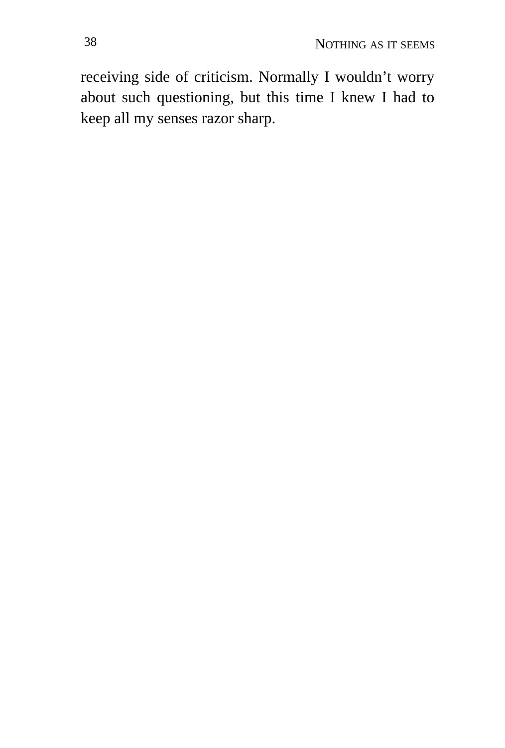receiving side of criticism. Normally I wouldn’t worry about such questioning, but this time I knew I had to keep all my senses razor sharp.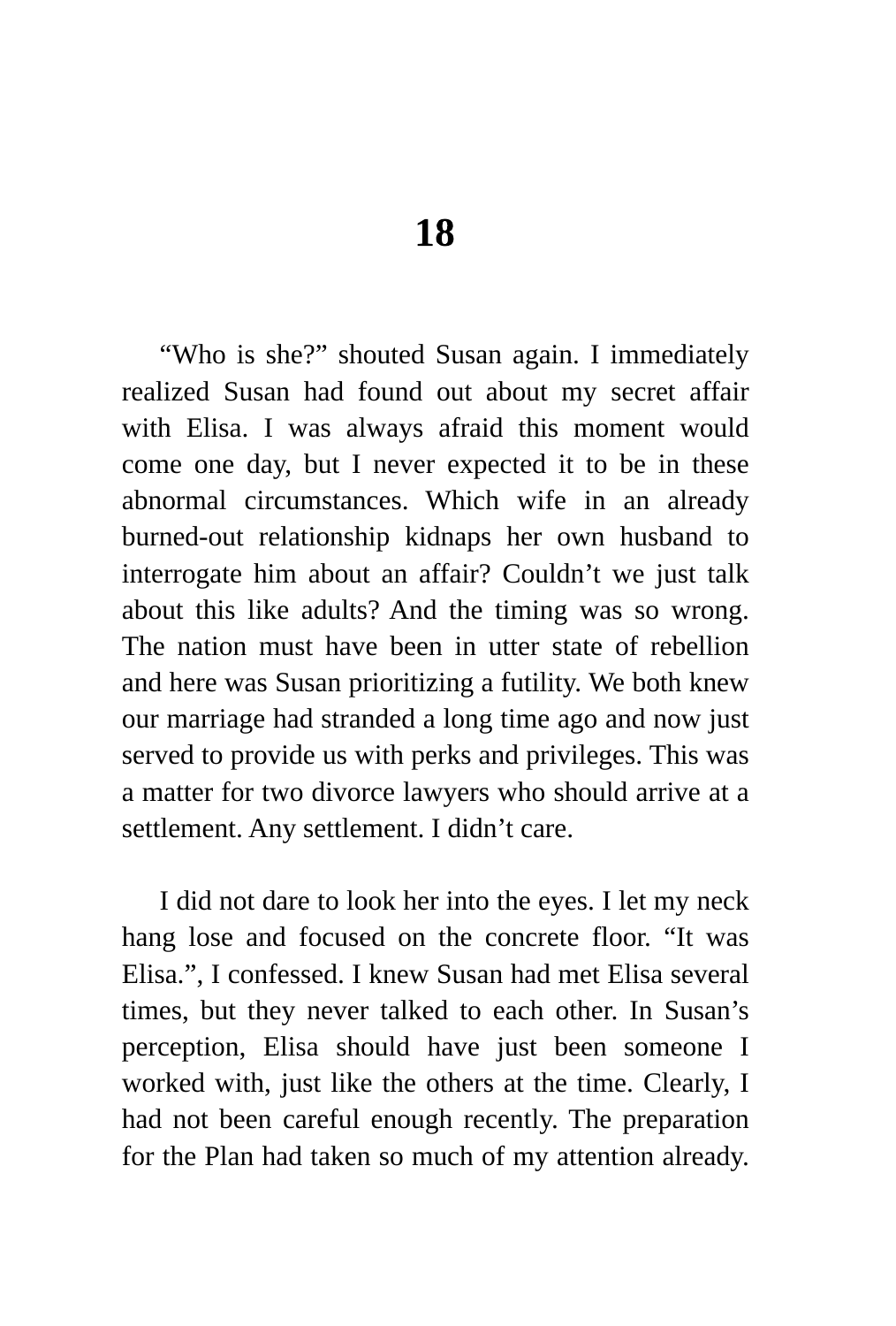# 18

"Who is she?" shouted Susan again. I immediately realized Susan had found out about my secret affair with Elisa. I was always afraid this moment would come one day, but I never expected it to be in these abnormal circumstances. Which wife in an already burned-out relationship kidnaps her own husband to interrogate him about an affair? Couldn't we just talk about this like adults? And the timing was so wrong. The nation must have been in utter state of rebellion and here was Susan prioritizing a futility. We both knew our marriage had stranded a long time ago and now just served to provide us with perks and privileges. This was a matter for two divorce lawyers who should arrive at a settlement. Any settlement. I didn't care.

I did not dare to look her into the eyes. I let my neck hang lose and focused on the concrete floor. "It was Elisa.", I confessed. I knew Susan had met Elisa several times, but they never talked to each other. In Susan's perception, Elisa should have just been someone I worked with, just like the others at the time. Clearly, I had not been careful enough recently. The preparation for the Plan had taken so much of my attention already.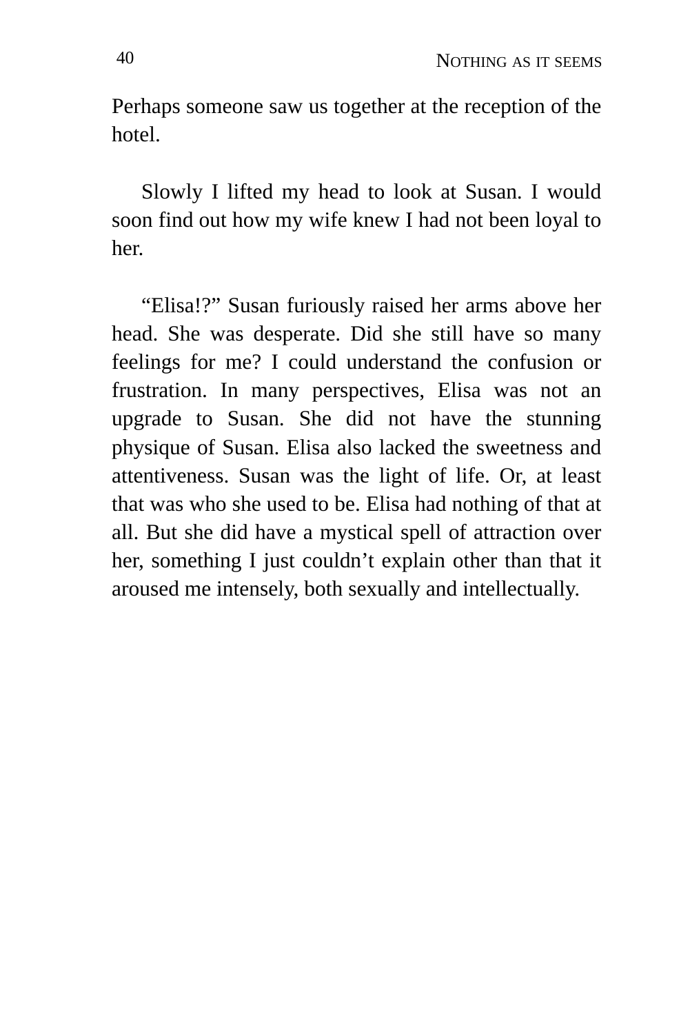Perhaps someone saw us together at the reception of the hotel.

Slowly I lifted my head to look at Susan. I would soon find out how my wife knew I had not been loyal to her.

“Elisa!?” Susan furiously raised her arms above her head. She was desperate. Did she still have so many feelings for me? I could understand the confusion or frustration. In many perspectives, Elisa was not an upgrade to Susan. She did not have the stunning physique of Susan. Elisa also lacked the sweetness and attentiveness. Susan was the light of life. Or, at least that was who she used to be. Elisa had nothing of that at all. But she did have a mystical spell of attraction over her, something I just couldn’t explain other than that it aroused me intensely, both sexually and intellectually.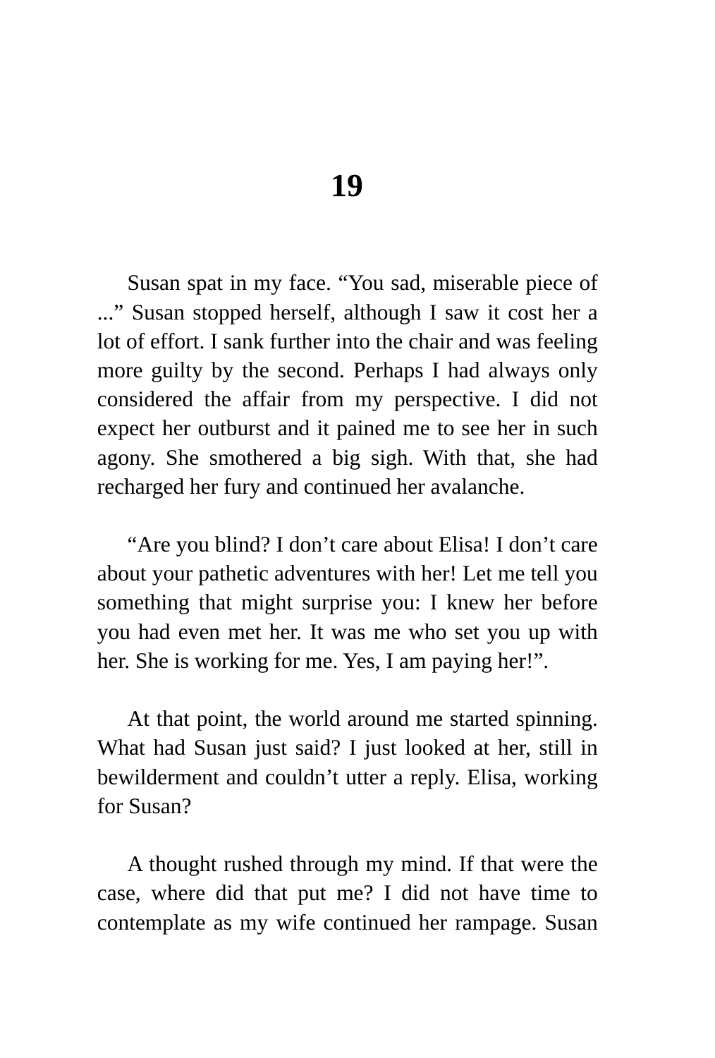# 19

Susan spat in my face. “You sad, miserable piece of ...” Susan stopped herself, although I saw it cost her a lot of effort. I sank further into the chair and was feeling more guilty by the second. Perhaps I had always only considered the affair from my perspective. I did not expect her outburst and it pained me to see her in such agony. She smothered a big sigh. With that, she had recharged her fury and continued her avalanche.

“Are you blind? I don’t care about Elisa! I don’t care about your pathetic adventures with her! Let me tell you something that might surprise you: I knew her before you had even met her. It was me who set you up with her. She is working for me. Yes, I am paying her!”.

At that point, the world around me started spinning. What had Susan just said? I just looked at her, still in bewilderment and couldn’t utter a reply. Elisa, working for Susan?

A thought rushed through my mind. If that were the case, where did that put me? I did not have time to contemplate as my wife continued her rampage. Susan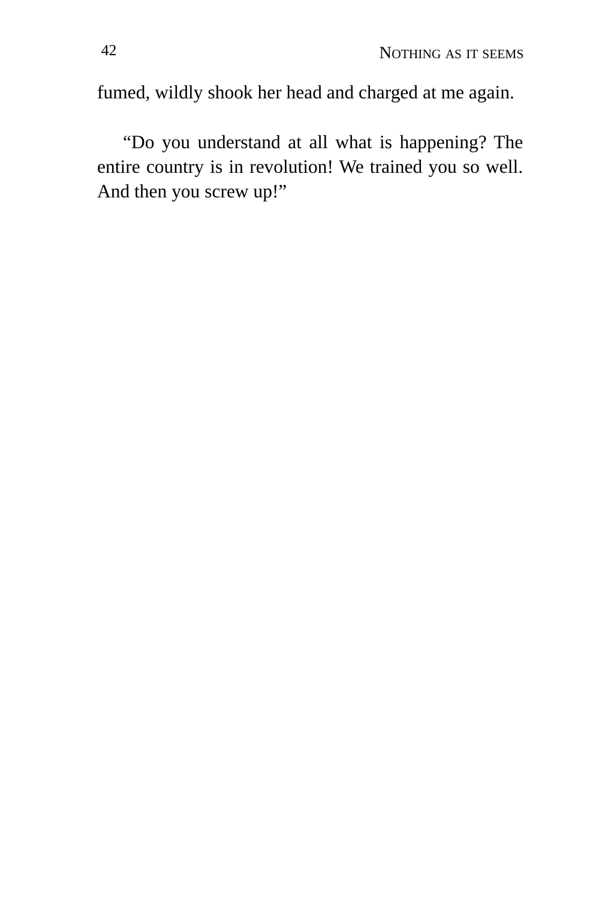fumed, wildly shook her head and charged at me again.

“Do you understand at all what is happening? The entire country is in revolution! We trained you so well. And then you screw up!”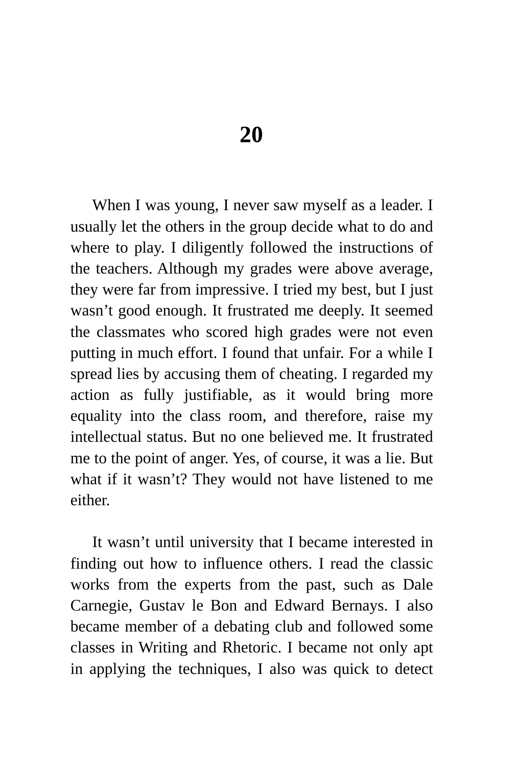# 20

When I was young, I never saw myself as a leader. I usually let the others in the group decide what to do and where to play. I diligently followed the instructions of the teachers. Although my grades were above average, they were far from impressive. I tried my best, but I just wasn't good enough. It frustrated me deeply. It seemed the classmates who scored high grades were not even putting in much effort. I found that unfair. For a while I spread lies by accusing them of cheating. I regarded my action as fully justifiable, as it would bring more equality into the class room, and therefore, raise my intellectual status. But no one believed me. It frustrated me to the point of anger. Yes, of course, it was a lie. But what if it wasn't? They would not have listened to me either.

It wasn't until university that I became interested in finding out how to influence others. I read the classic works from the experts from the past, such as Dale Carnegie, Gustav le Bon and Edward Bernays. I also became member of a debating club and followed some classes in Writing and Rhetoric. I became not only apt in applying the techniques, I also was quick to detect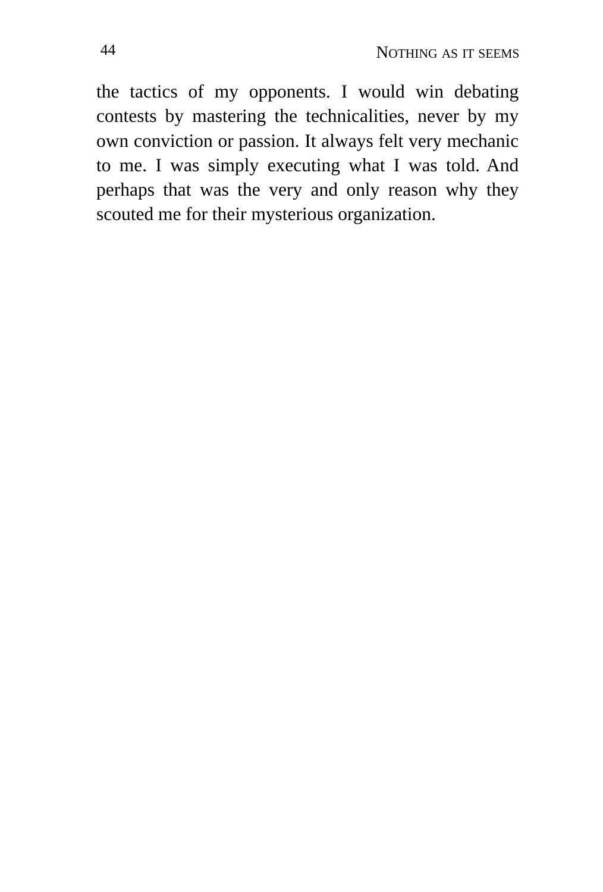the tactics of my opponents. I would win debating contests by mastering the technicalities, never by my own conviction or passion. It always felt very mechanic to me. I was simply executing what I was told. And perhaps that was the very and only reason why they scouted me for their mysterious organization.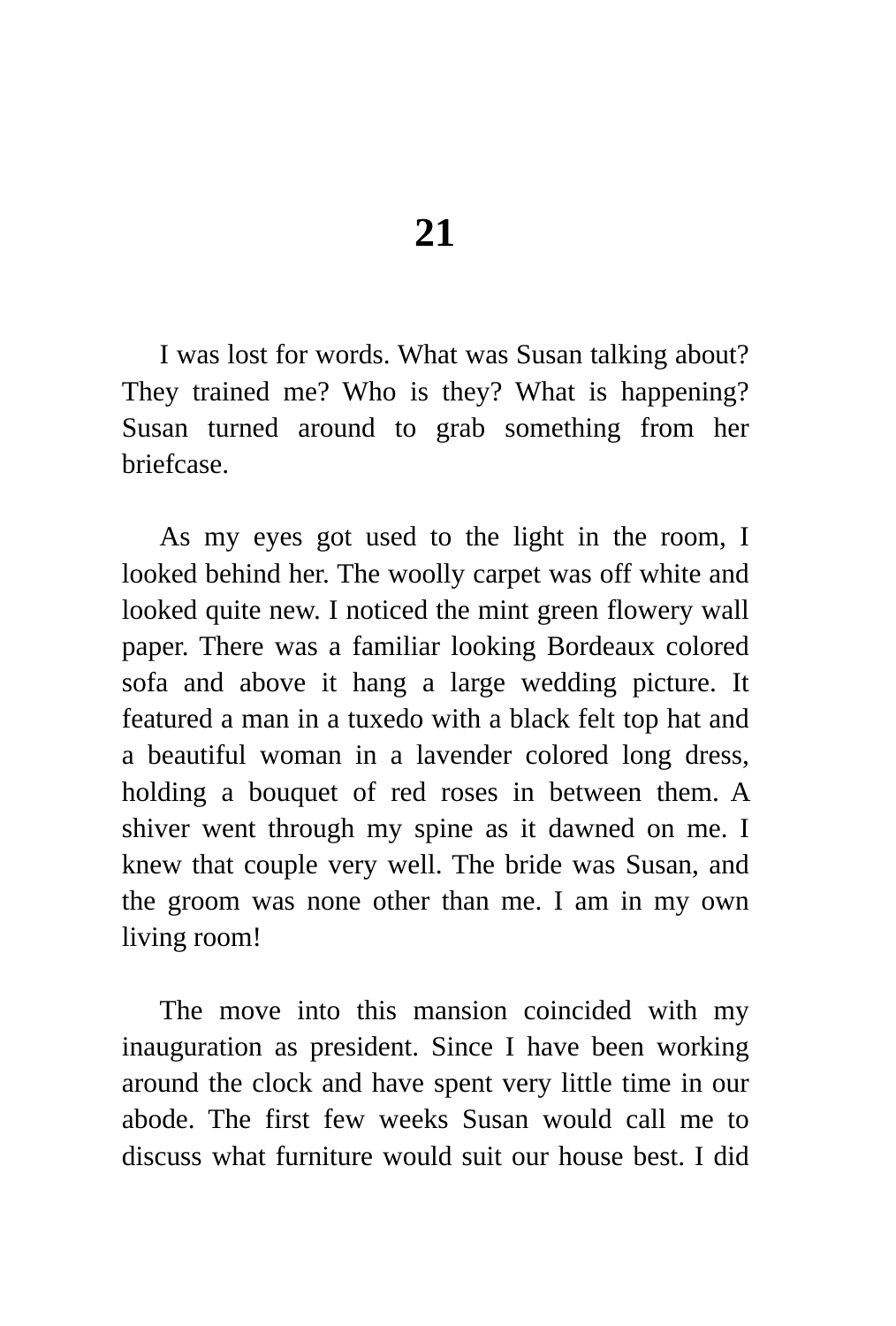# 21

I was lost for words. What was Susan talking about? They trained me? Who is they? What is happening? Susan turned around to grab something from her briefcase.

As my eyes got used to the light in the room, I looked behind her. The woolly carpet was off white and looked quite new. I noticed the mint green flowery wall paper. There was a familiar looking Bordeaux colored sofa and above it hang a large wedding picture. It featured a man in a tuxedo with a black felt top hat and a beautiful woman in a lavender colored long dress, holding a bouquet of red roses in between them. A shiver went through my spine as it dawned on me. I knew that couple very well. The bride was Susan, and the groom was none other than me. I am in my own living room!

The move into this mansion coincided with my inauguration as president. Since I have been working around the clock and have spent very little time in our abode. The first few weeks Susan would call me to discuss what furniture would suit our house best. I did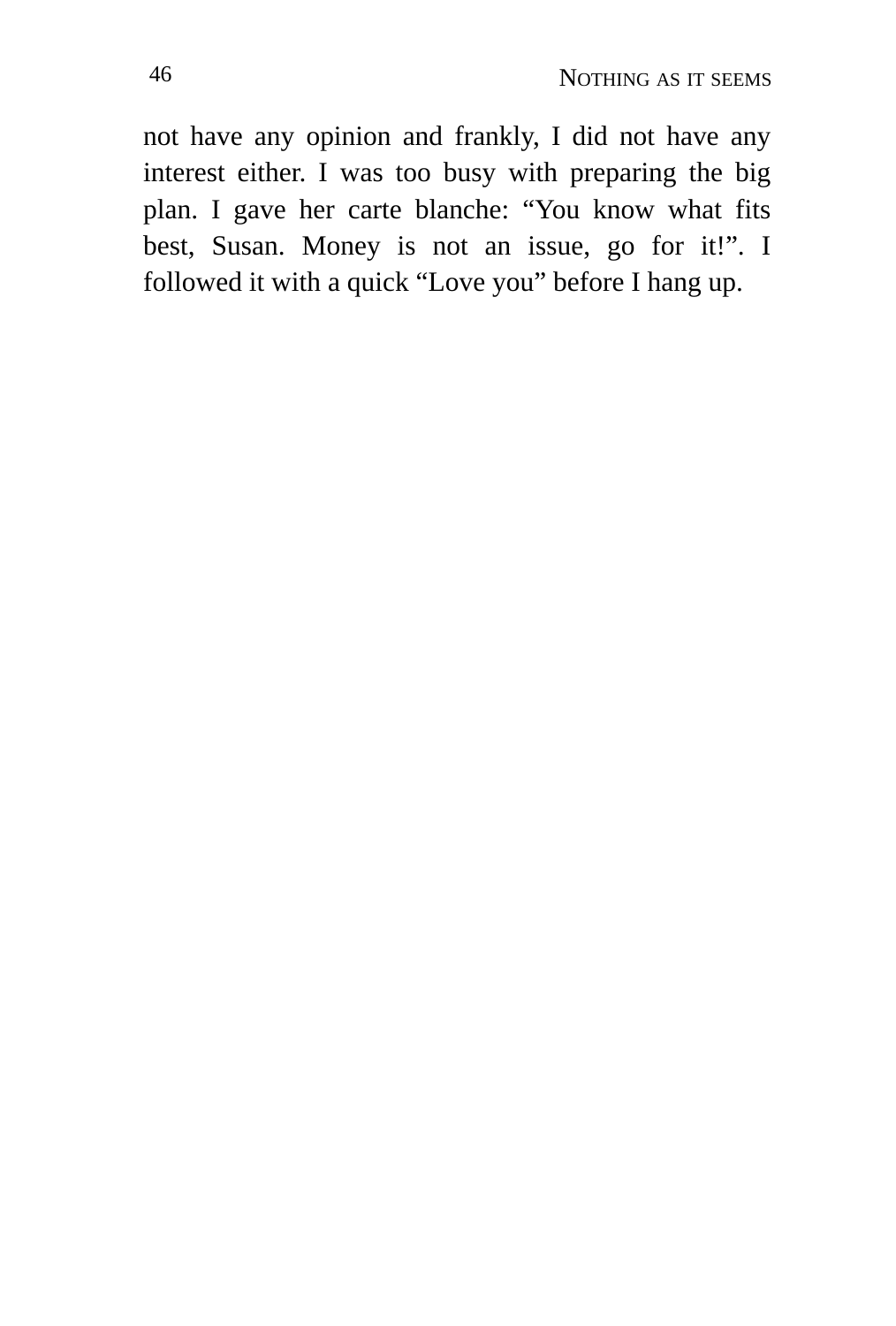not have any opinion and frankly, I did not have any interest either. I was too busy with preparing the big plan. I gave her carte blanche: “You know what fits best, Susan. Money is not an issue, go for it!”. I followed it with a quick “Love you” before I hang up.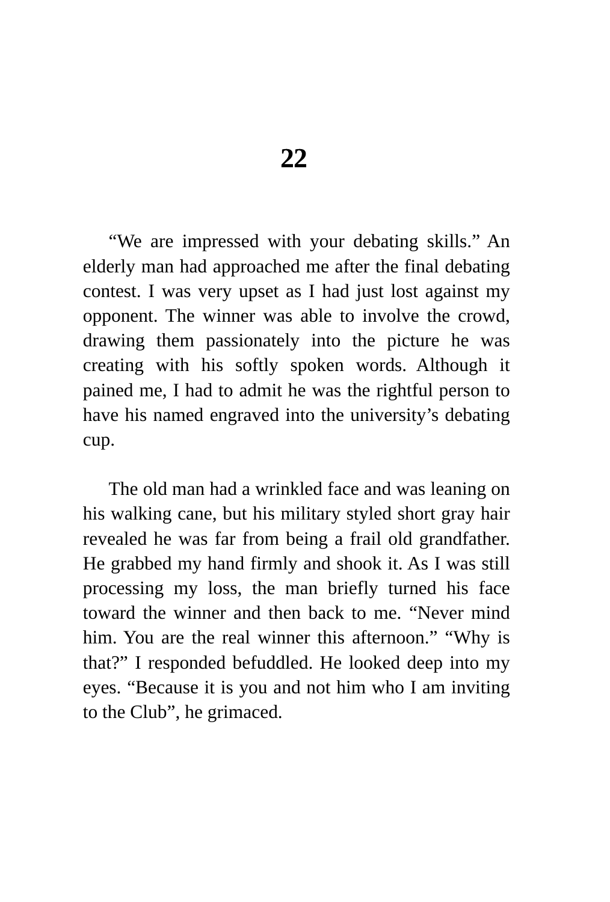# 22

"We are impressed with your debating skills." An elderly man had approached me after the final debating contest. I was very upset as I had just lost against my opponent. The winner was able to involve the crowd, drawing them passionately into the picture he was creating with his softly spoken words. Although it pained me, I had to admit he was the rightful person to have his named engraved into the university's debating cup.

The old man had a wrinkled face and was leaning on his walking cane, but his military styled short gray hair revealed he was far from being a frail old grandfather. He grabbed my hand firmly and shook it. As I was still processing my loss, the man briefly turned his face toward the winner and then back to me. "Never mind him. You are the real winner this afternoon." "Why is that?" I responded befuddled. He looked deep into my eyes. "Because it is you and not him who I am inviting to the Club", he grimaced.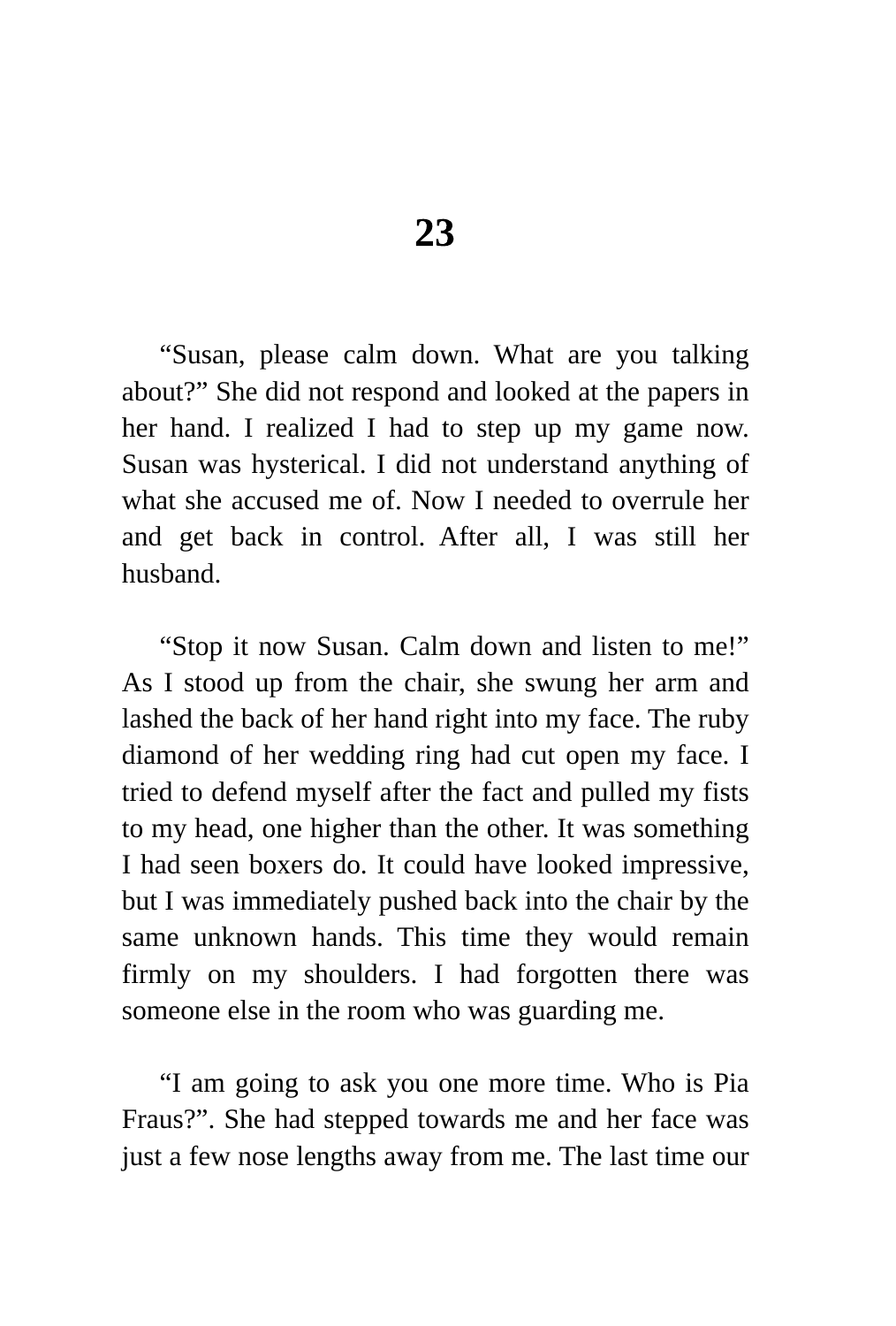# 23

"Susan, please calm down. What are you talking about?" She did not respond and looked at the papers in her hand. I realized I had to step up my game now. Susan was hysterical. I did not understand anything of what she accused me of. Now I needed to overrule her and get back in control. After all, I was still her husband.

"Stop it now Susan. Calm down and listen to me!" As I stood up from the chair, she swung her arm and lashed the back of her hand right into my face. The ruby diamond of her wedding ring had cut open my face. I tried to defend myself after the fact and pulled my fists to my head, one higher than the other. It was something I had seen boxers do. It could have looked impressive, but I was immediately pushed back into the chair by the same unknown hands. This time they would remain firmly on my shoulders. I had forgotten there was someone else in the room who was guarding me.

"I am going to ask you one more time. Who is Pia Fraus?". She had stepped towards me and her face was just a few nose lengths away from me. The last time our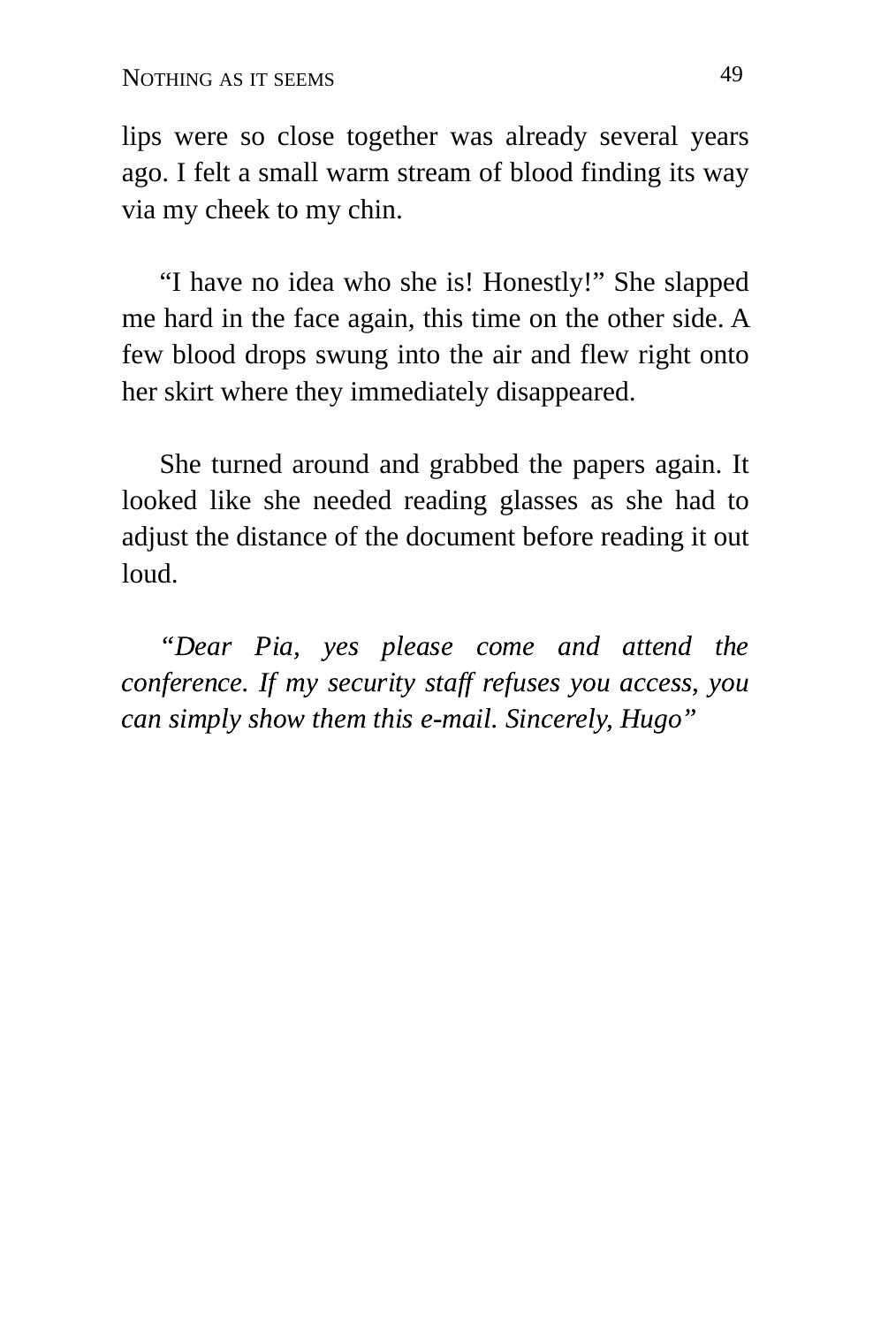lips were so close together was already several years ago. I felt a small warm stream of blood finding its way via my cheek to my chin.

"I have no idea who she is! Honestly!" She slapped me hard in the face again, this time on the other side. A few blood drops swung into the air and flew right onto her skirt where they immediately disappeared.

She turned around and grabbed the papers again. It looked like she needed reading glasses as she had to adjust the distance of the document before reading it out loud.

*"Dear Pia, yes please come and attend the conference. If my security staff refuses you access, you can simply show them this e-mail. Sincerely, Hugo"*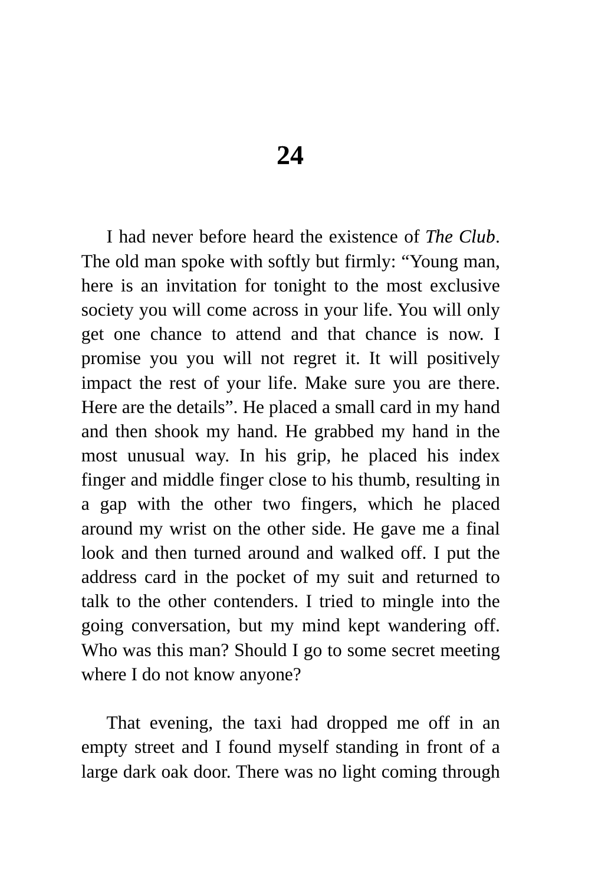# 24

I had never before heard the existence of *The Club*. The old man spoke with softly but firmly: “Young man, here is an invitation for tonight to the most exclusive society you will come across in your life. You will only get one chance to attend and that chance is now. I promise you you will not regret it. It will positively impact the rest of your life. Make sure you are there. Here are the details”. He placed a small card in my hand and then shook my hand. He grabbed my hand in the most unusual way. In his grip, he placed his index finger and middle finger close to his thumb, resulting in a gap with the other two fingers, which he placed around my wrist on the other side. He gave me a final look and then turned around and walked off. I put the address card in the pocket of my suit and returned to talk to the other contenders. I tried to mingle into the going conversation, but my mind kept wandering off. Who was this man? Should I go to some secret meeting where I do not know anyone?

That evening, the taxi had dropped me off in an empty street and I found myself standing in front of a large dark oak door. There was no light coming through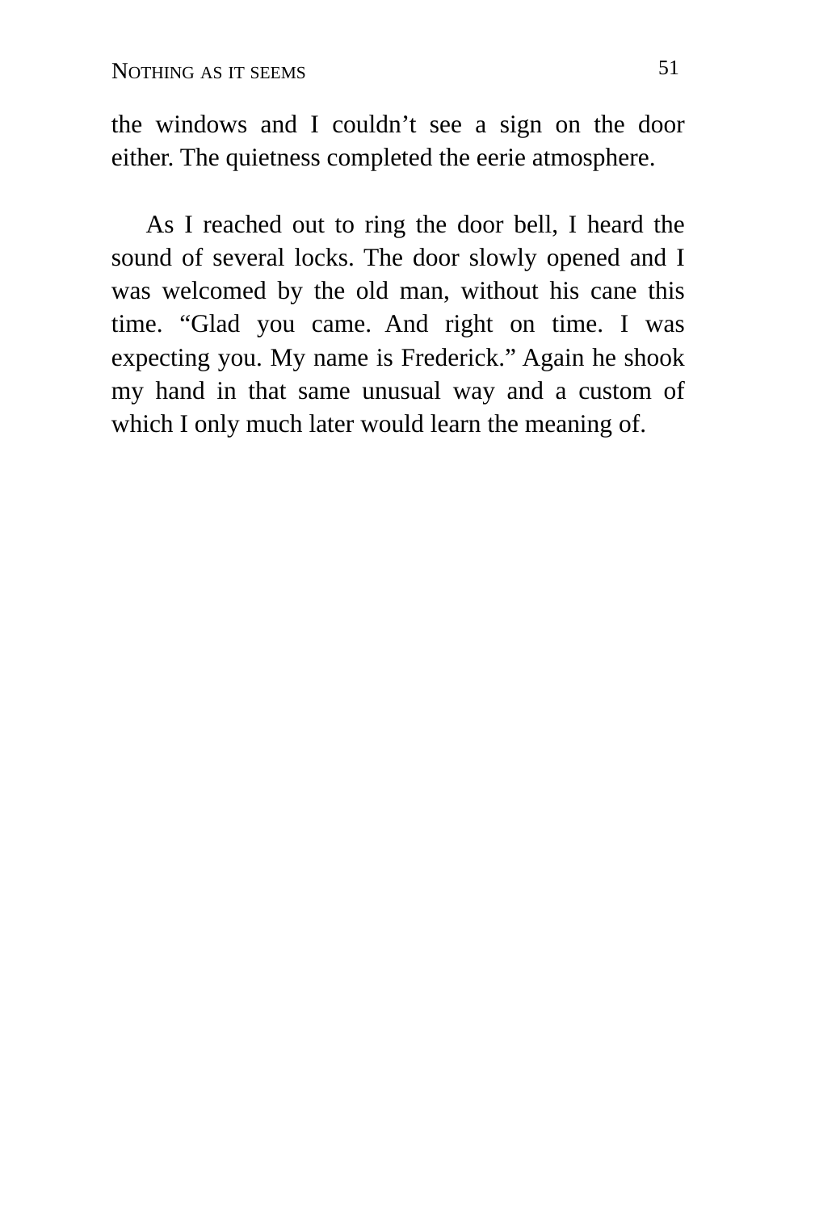the windows and I couldn't see a sign on the door either. The quietness completed the eerie atmosphere.

As I reached out to ring the door bell, I heard the sound of several locks. The door slowly opened and I was welcomed by the old man, without his cane this time. "Glad you came. And right on time. I was expecting you. My name is Frederick." Again he shook my hand in that same unusual way and a custom of which I only much later would learn the meaning of.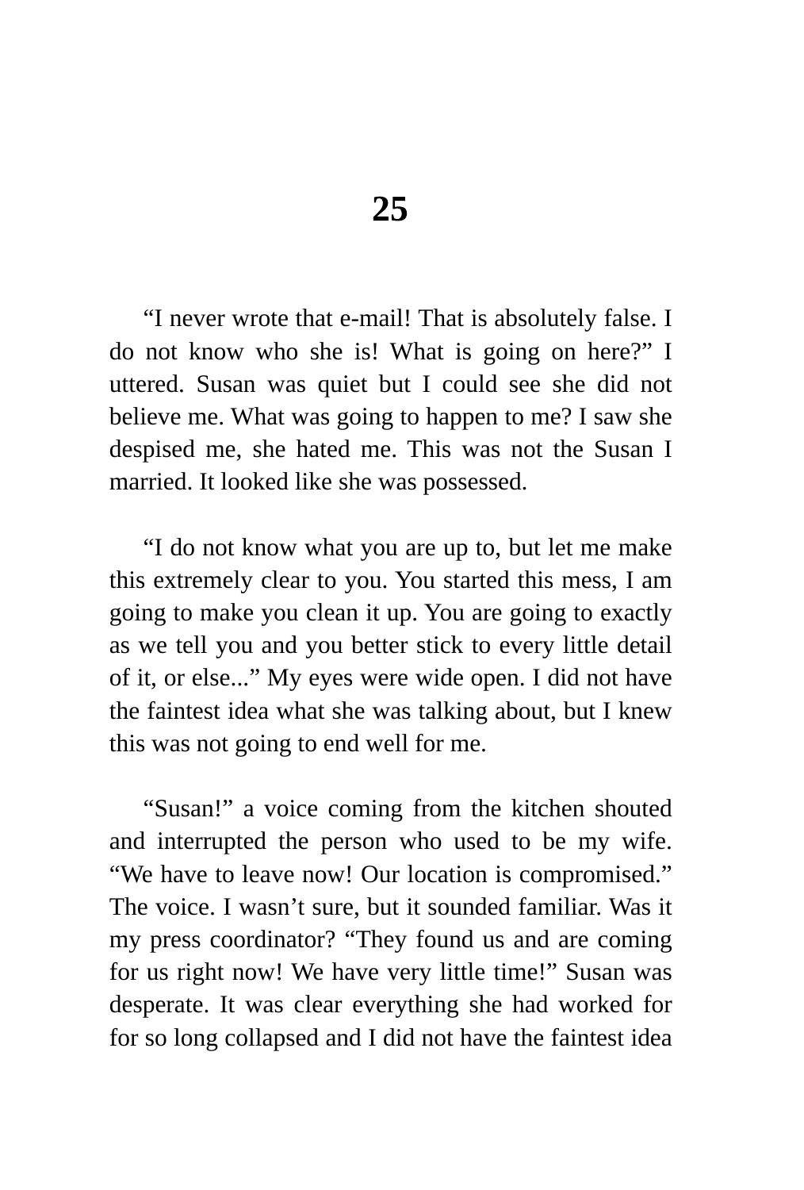# 25

"I never wrote that e-mail! That is absolutely false. I do not know who she is! What is going on here?" I uttered. Susan was quiet but I could see she did not believe me. What was going to happen to me? I saw she despised me, she hated me. This was not the Susan I married. It looked like she was possessed.

"I do not know what you are up to, but let me make this extremely clear to you. You started this mess, I am going to make you clean it up. You are going to exactly as we tell you and you better stick to every little detail of it, or else..." My eyes were wide open. I did not have the faintest idea what she was talking about, but I knew this was not going to end well for me.

"Susan!" a voice coming from the kitchen shouted and interrupted the person who used to be my wife. "We have to leave now! Our location is compromised." The voice. I wasn't sure, but it sounded familiar. Was it my press coordinator? "They found us and are coming for us right now! We have very little time!" Susan was desperate. It was clear everything she had worked for for so long collapsed and I did not have the faintest idea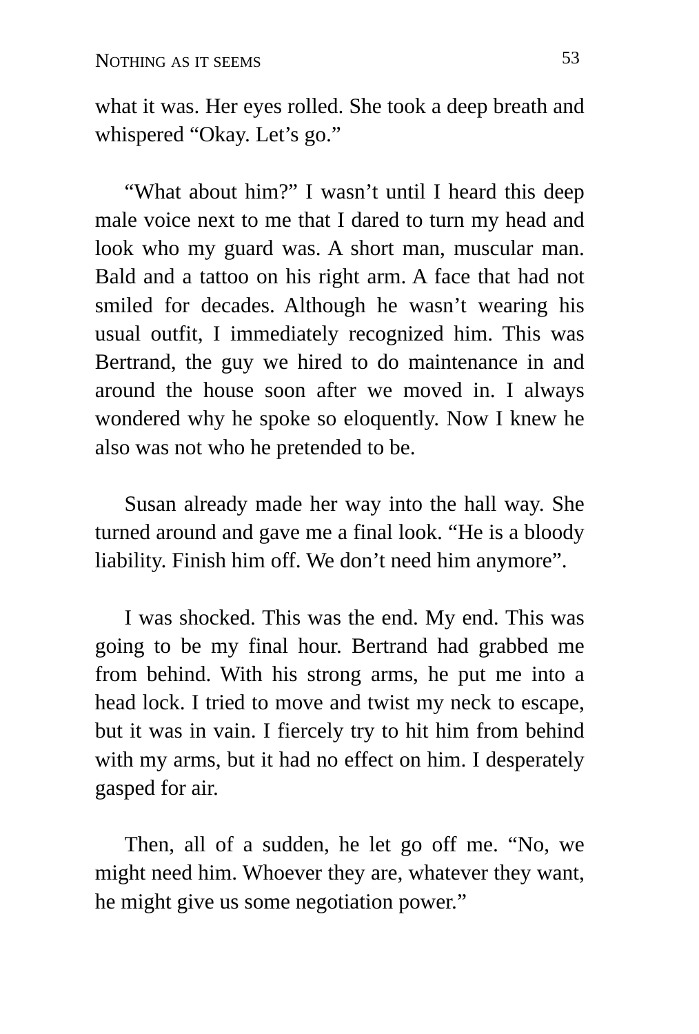what it was. Her eyes rolled. She took a deep breath and whispered “Okay. Let’s go.”

“What about him?” I wasn’t until I heard this deep male voice next to me that I dared to turn my head and look who my guard was. A short man, muscular man. Bald and a tattoo on his right arm. A face that had not smiled for decades. Although he wasn’t wearing his usual outfit, I immediately recognized him. This was Bertrand, the guy we hired to do maintenance in and around the house soon after we moved in. I always wondered why he spoke so eloquently. Now I knew he also was not who he pretended to be.

Susan already made her way into the hall way. She turned around and gave me a final look. “He is a bloody liability. Finish him off. We don’t need him anymore”.

I was shocked. This was the end. My end. This was going to be my final hour. Bertrand had grabbed me from behind. With his strong arms, he put me into a head lock. I tried to move and twist my neck to escape, but it was in vain. I fiercely try to hit him from behind with my arms, but it had no effect on him. I desperately gasped for air.

Then, all of a sudden, he let go off me. “No, we might need him. Whoever they are, whatever they want, he might give us some negotiation power.”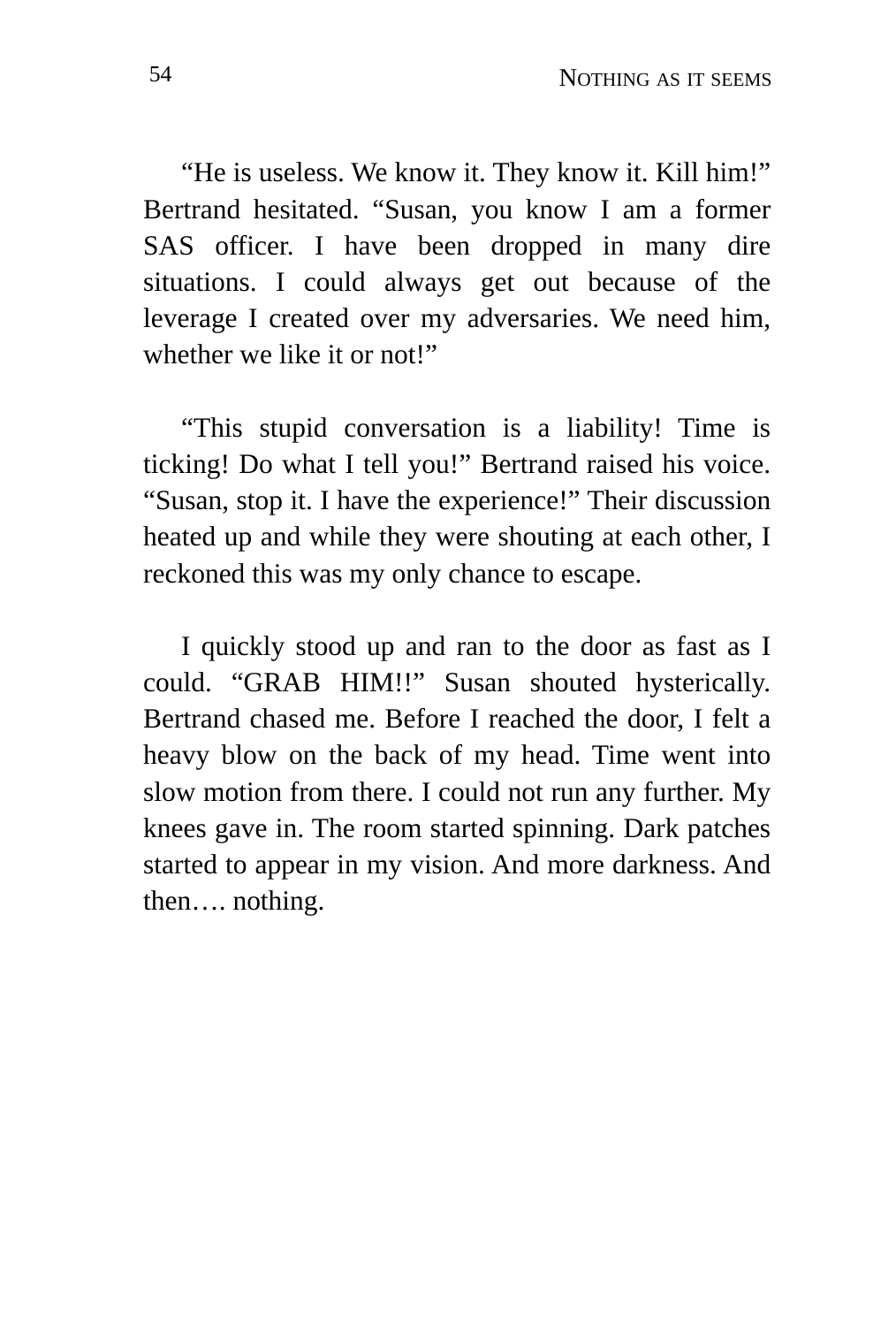“He is useless. We know it. They know it. Kill him!” Bertrand hesitated. “Susan, you know I am a former SAS officer. I have been dropped in many dire situations. I could always get out because of the leverage I created over my adversaries. We need him, whether we like it or not!”

“This stupid conversation is a liability! Time is ticking! Do what I tell you!” Bertrand raised his voice. “Susan, stop it. I have the experience!” Their discussion heated up and while they were shouting at each other, I reckoned this was my only chance to escape.

I quickly stood up and ran to the door as fast as I could. “GRAB HIM!!” Susan shouted hysterically. Bertrand chased me. Before I reached the door, I felt a heavy blow on the back of my head. Time went into slow motion from there. I could not run any further. My knees gave in. The room started spinning. Dark patches started to appear in my vision. And more darkness. And then…. nothing.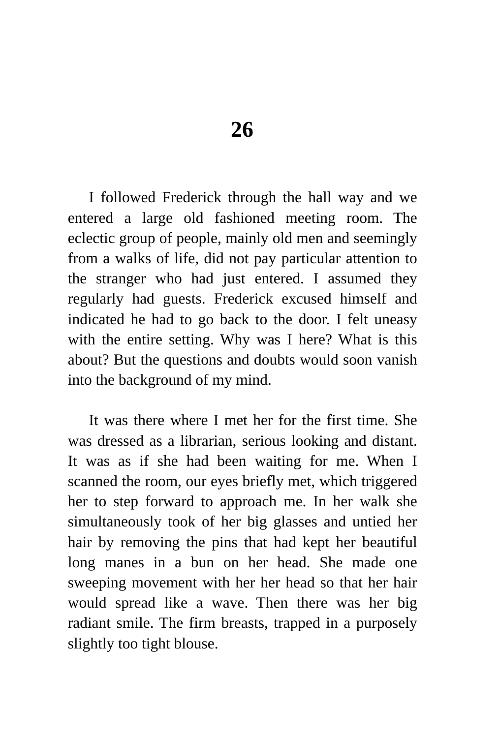# 26

I followed Frederick through the hall way and we entered a large old fashioned meeting room. The eclectic group of people, mainly old men and seemingly from a walks of life, did not pay particular attention to the stranger who had just entered. I assumed they regularly had guests. Frederick excused himself and indicated he had to go back to the door. I felt uneasy with the entire setting. Why was I here? What is this about? But the questions and doubts would soon vanish into the background of my mind.

It was there where I met her for the first time. She was dressed as a librarian, serious looking and distant. It was as if she had been waiting for me. When I scanned the room, our eyes briefly met, which triggered her to step forward to approach me. In her walk she simultaneously took of her big glasses and untied her hair by removing the pins that had kept her beautiful long manes in a bun on her head. She made one sweeping movement with her her head so that her hair would spread like a wave. Then there was her big radiant smile. The firm breasts, trapped in a purposely slightly too tight blouse.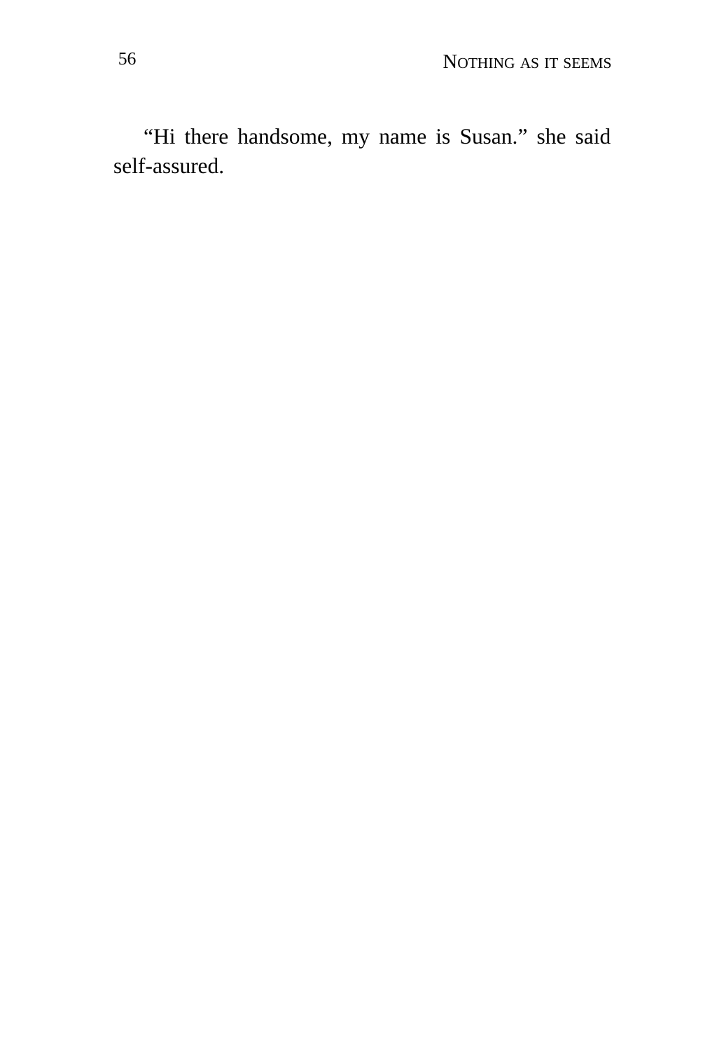“Hi there handsome, my name is Susan.” she said self-assured.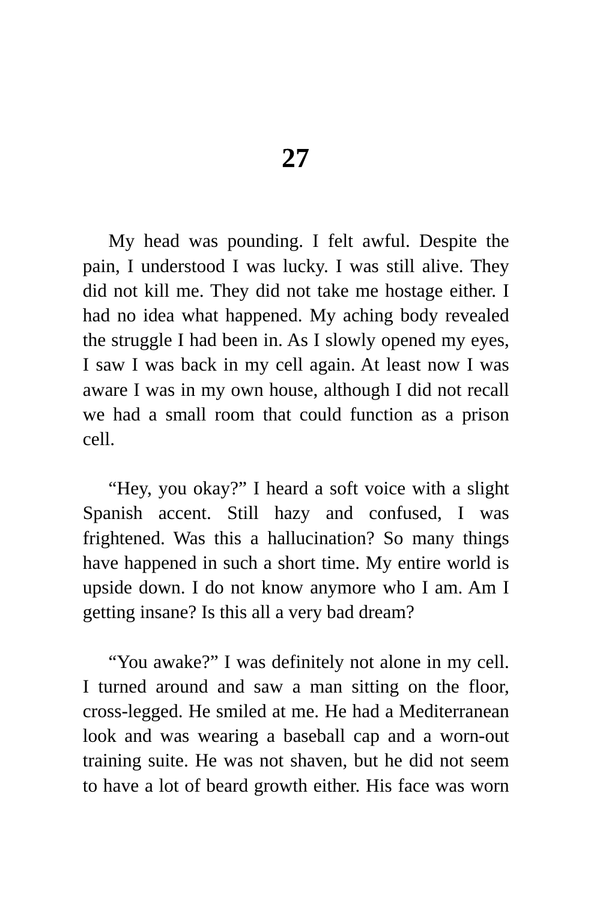# 27

My head was pounding. I felt awful. Despite the pain, I understood I was lucky. I was still alive. They did not kill me. They did not take me hostage either. I had no idea what happened. My aching body revealed the struggle I had been in. As I slowly opened my eyes, I saw I was back in my cell again. At least now I was aware I was in my own house, although I did not recall we had a small room that could function as a prison cell.

"Hey, you okay?" I heard a soft voice with a slight Spanish accent. Still hazy and confused, I was frightened. Was this a hallucination? So many things have happened in such a short time. My entire world is upside down. I do not know anymore who I am. Am I getting insane? Is this all a very bad dream?

"You awake?" I was definitely not alone in my cell. I turned around and saw a man sitting on the floor, cross-legged. He smiled at me. He had a Mediterranean look and was wearing a baseball cap and a worn-out training suite. He was not shaven, but he did not seem to have a lot of beard growth either. His face was worn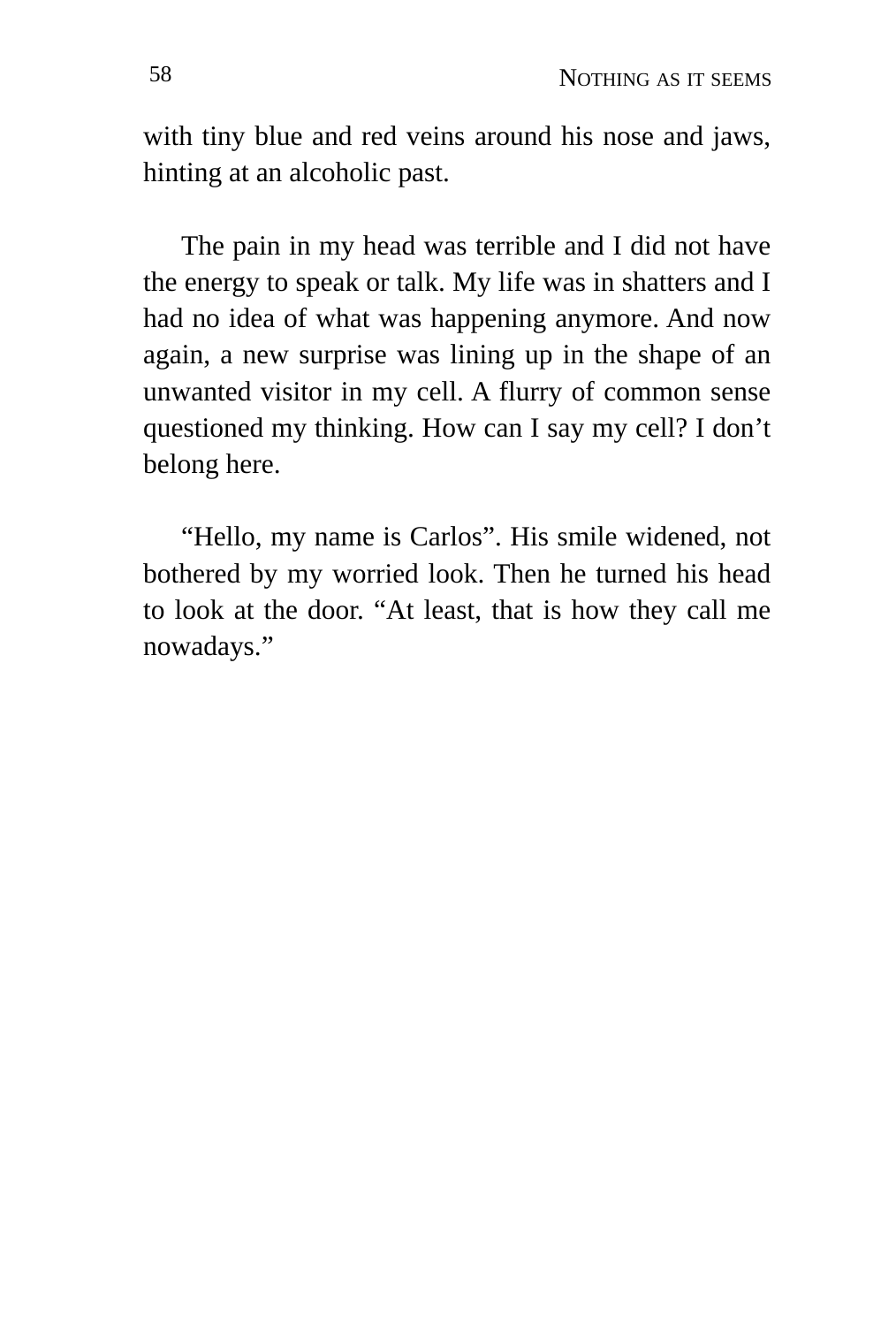with tiny blue and red veins around his nose and jaws, hinting at an alcoholic past.

The pain in my head was terrible and I did not have the energy to speak or talk. My life was in shatters and I had no idea of what was happening anymore. And now again, a new surprise was lining up in the shape of an unwanted visitor in my cell. A flurry of common sense questioned my thinking. How can I say my cell? I don't belong here.

"Hello, my name is Carlos". His smile widened, not bothered by my worried look. Then he turned his head to look at the door. "At least, that is how they call me nowadays."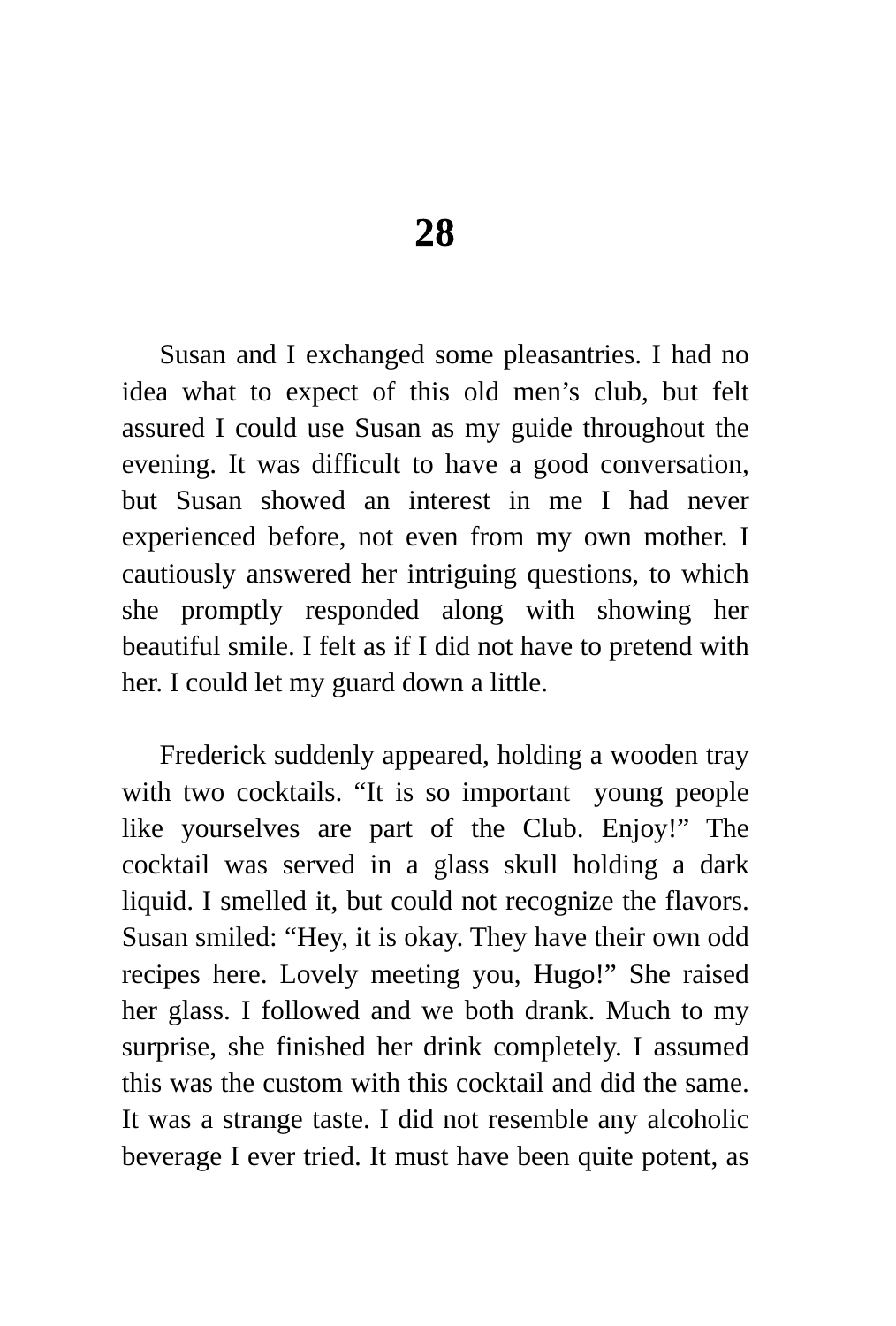# 28

Susan and I exchanged some pleasantries. I had no idea what to expect of this old men's club, but felt assured I could use Susan as my guide throughout the evening. It was difficult to have a good conversation, but Susan showed an interest in me I had never experienced before, not even from my own mother. I cautiously answered her intriguing questions, to which she promptly responded along with showing her beautiful smile. I felt as if I did not have to pretend with her. I could let my guard down a little.

Frederick suddenly appeared, holding a wooden tray with two cocktails. "It is so important  young people like yourselves are part of the Club. Enjoy!" The cocktail was served in a glass skull holding a dark liquid. I smelled it, but could not recognize the flavors. Susan smiled: "Hey, it is okay. They have their own odd recipes here. Lovely meeting you, Hugo!" She raised her glass. I followed and we both drank. Much to my surprise, she finished her drink completely. I assumed this was the custom with this cocktail and did the same. It was a strange taste. I did not resemble any alcoholic beverage I ever tried. It must have been quite potent, as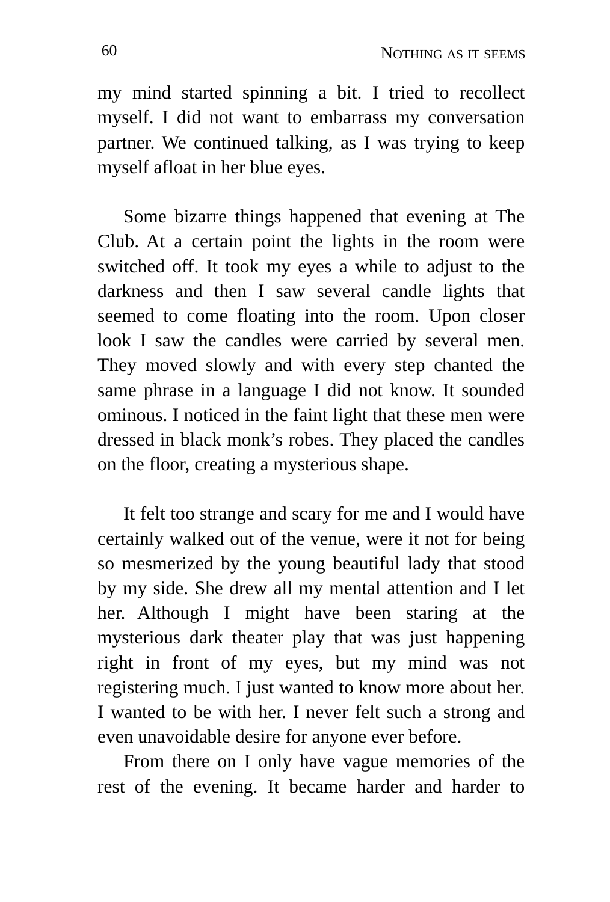my mind started spinning a bit. I tried to recollect myself. I did not want to embarrass my conversation partner. We continued talking, as I was trying to keep myself afloat in her blue eyes.

Some bizarre things happened that evening at The Club. At a certain point the lights in the room were switched off. It took my eyes a while to adjust to the darkness and then I saw several candle lights that seemed to come floating into the room. Upon closer look I saw the candles were carried by several men. They moved slowly and with every step chanted the same phrase in a language I did not know. It sounded ominous. I noticed in the faint light that these men were dressed in black monk's robes. They placed the candles on the floor, creating a mysterious shape.

It felt too strange and scary for me and I would have certainly walked out of the venue, were it not for being so mesmerized by the young beautiful lady that stood by my side. She drew all my mental attention and I let her. Although I might have been staring at the mysterious dark theater play that was just happening right in front of my eyes, but my mind was not registering much. I just wanted to know more about her. I wanted to be with her. I never felt such a strong and even unavoidable desire for anyone ever before.

From there on I only have vague memories of the rest of the evening. It became harder and harder to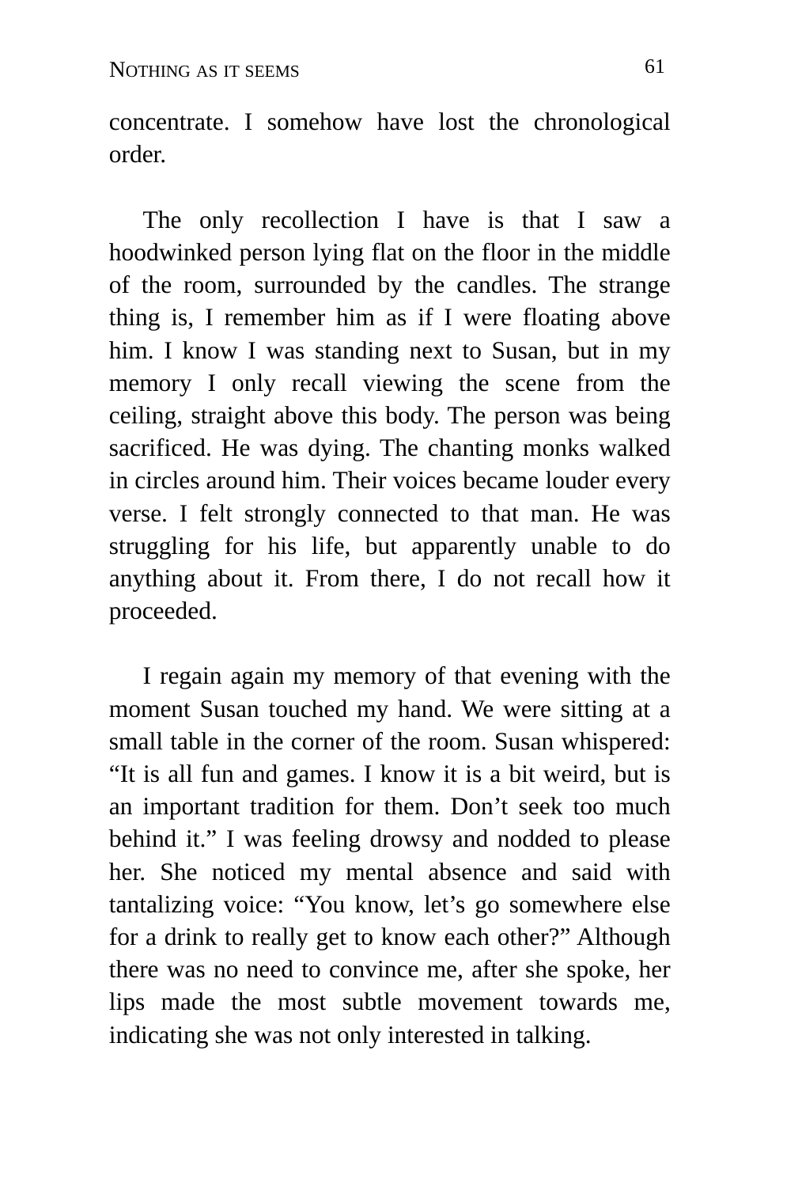concentrate. I somehow have lost the chronological order.

The only recollection I have is that I saw a hoodwinked person lying flat on the floor in the middle of the room, surrounded by the candles. The strange thing is, I remember him as if I were floating above him. I know I was standing next to Susan, but in my memory I only recall viewing the scene from the ceiling, straight above this body. The person was being sacrificed. He was dying. The chanting monks walked in circles around him. Their voices became louder every verse. I felt strongly connected to that man. He was struggling for his life, but apparently unable to do anything about it. From there, I do not recall how it proceeded.

I regain again my memory of that evening with the moment Susan touched my hand. We were sitting at a small table in the corner of the room. Susan whispered: "It is all fun and games. I know it is a bit weird, but is an important tradition for them. Don't seek too much behind it." I was feeling drowsy and nodded to please her. She noticed my mental absence and said with tantalizing voice: "You know, let's go somewhere else for a drink to really get to know each other?" Although there was no need to convince me, after she spoke, her lips made the most subtle movement towards me, indicating she was not only interested in talking.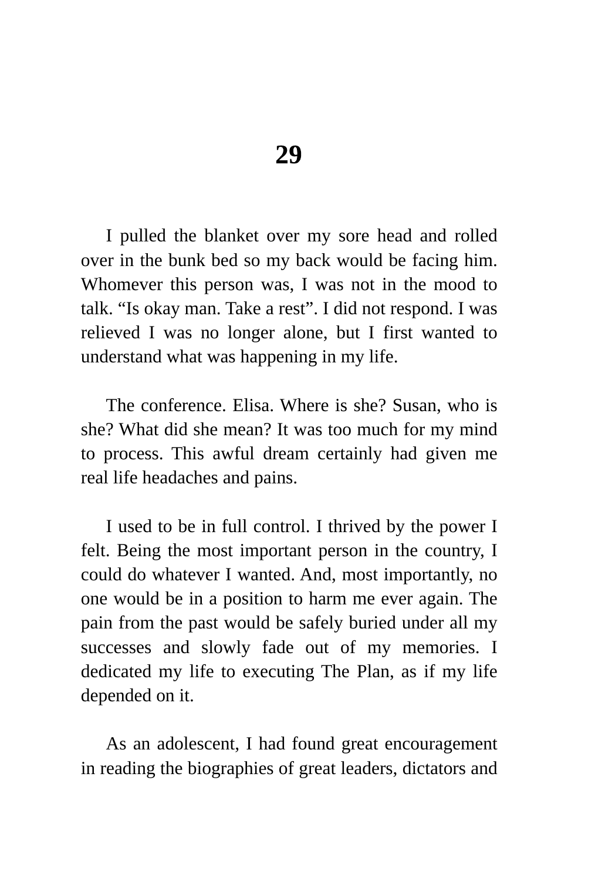# 29

I pulled the blanket over my sore head and rolled over in the bunk bed so my back would be facing him. Whomever this person was, I was not in the mood to talk. “Is okay man. Take a rest”. I did not respond. I was relieved I was no longer alone, but I first wanted to understand what was happening in my life.

The conference. Elisa. Where is she? Susan, who is she? What did she mean? It was too much for my mind to process. This awful dream certainly had given me real life headaches and pains.

I used to be in full control. I thrived by the power I felt. Being the most important person in the country, I could do whatever I wanted. And, most importantly, no one would be in a position to harm me ever again. The pain from the past would be safely buried under all my successes and slowly fade out of my memories. I dedicated my life to executing The Plan, as if my life depended on it.

As an adolescent, I had found great encouragement in reading the biographies of great leaders, dictators and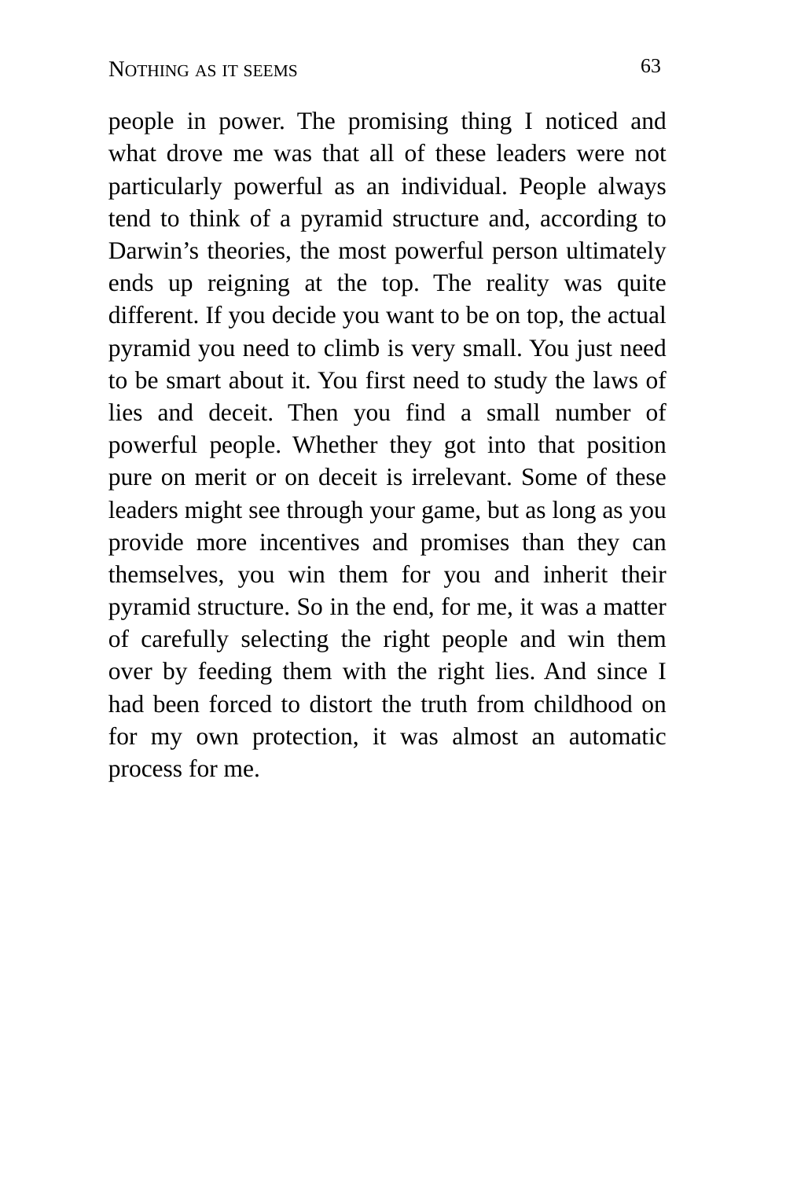people in power. The promising thing I noticed and what drove me was that all of these leaders were not particularly powerful as an individual. People always tend to think of a pyramid structure and, according to Darwin's theories, the most powerful person ultimately ends up reigning at the top. The reality was quite different. If you decide you want to be on top, the actual pyramid you need to climb is very small. You just need to be smart about it. You first need to study the laws of lies and deceit. Then you find a small number of powerful people. Whether they got into that position pure on merit or on deceit is irrelevant. Some of these leaders might see through your game, but as long as you provide more incentives and promises than they can themselves, you win them for you and inherit their pyramid structure. So in the end, for me, it was a matter of carefully selecting the right people and win them over by feeding them with the right lies. And since I had been forced to distort the truth from childhood on for my own protection, it was almost an automatic process for me.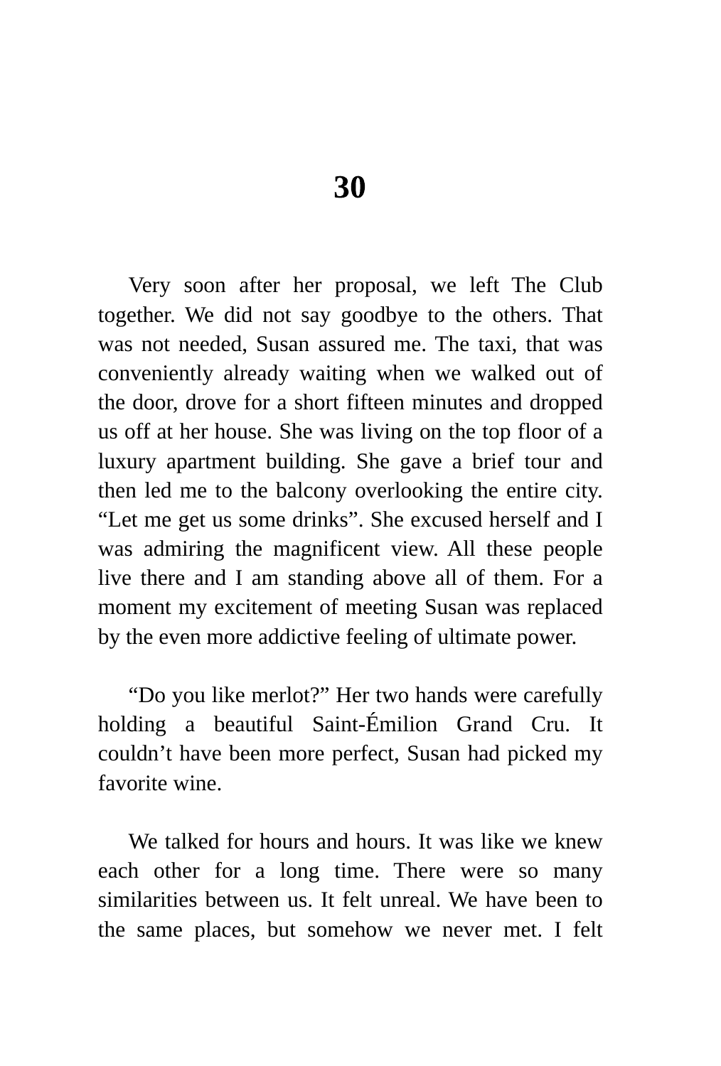# 30

Very soon after her proposal, we left The Club together. We did not say goodbye to the others. That was not needed, Susan assured me. The taxi, that was conveniently already waiting when we walked out of the door, drove for a short fifteen minutes and dropped us off at her house. She was living on the top floor of a luxury apartment building. She gave a brief tour and then led me to the balcony overlooking the entire city. “Let me get us some drinks”. She excused herself and I was admiring the magnificent view. All these people live there and I am standing above all of them. For a moment my excitement of meeting Susan was replaced by the even more addictive feeling of ultimate power.

“Do you like merlot?” Her two hands were carefully holding a beautiful Saint-Émilion Grand Cru. It couldn’t have been more perfect, Susan had picked my favorite wine.

We talked for hours and hours. It was like we knew each other for a long time. There were so many similarities between us. It felt unreal. We have been to the same places, but somehow we never met. I felt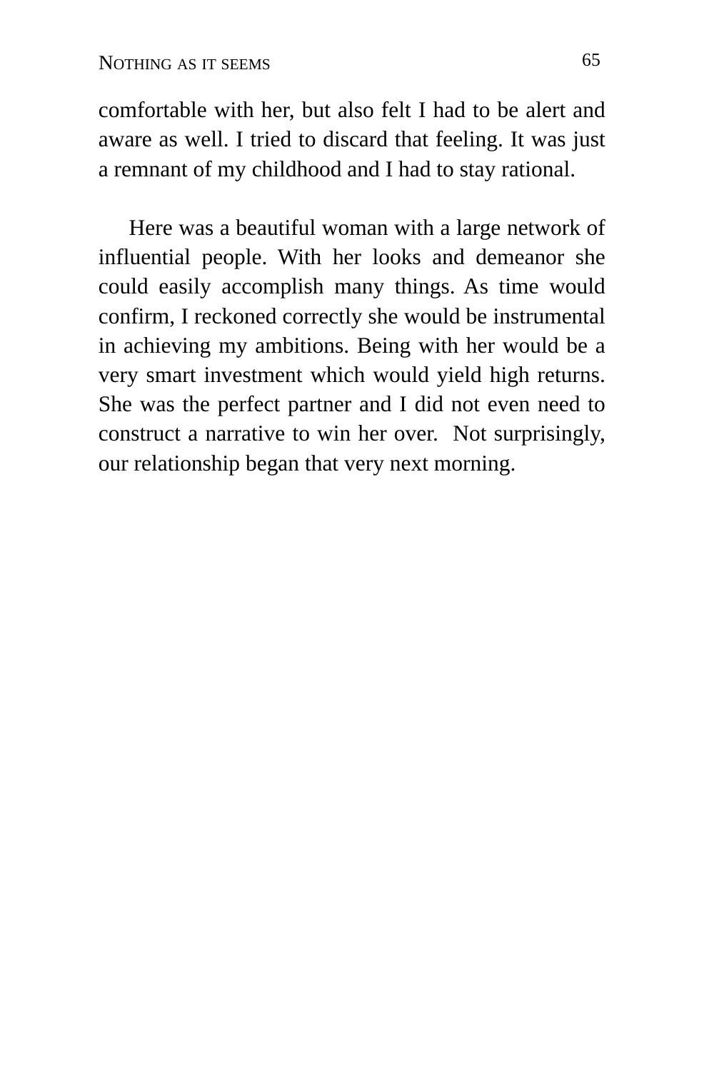comfortable with her, but also felt I had to be alert and aware as well. I tried to discard that feeling. It was just a remnant of my childhood and I had to stay rational.

Here was a beautiful woman with a large network of influential people. With her looks and demeanor she could easily accomplish many things. As time would confirm, I reckoned correctly she would be instrumental in achieving my ambitions. Being with her would be a very smart investment which would yield high returns. She was the perfect partner and I did not even need to construct a narrative to win her over. Not surprisingly, our relationship began that very next morning.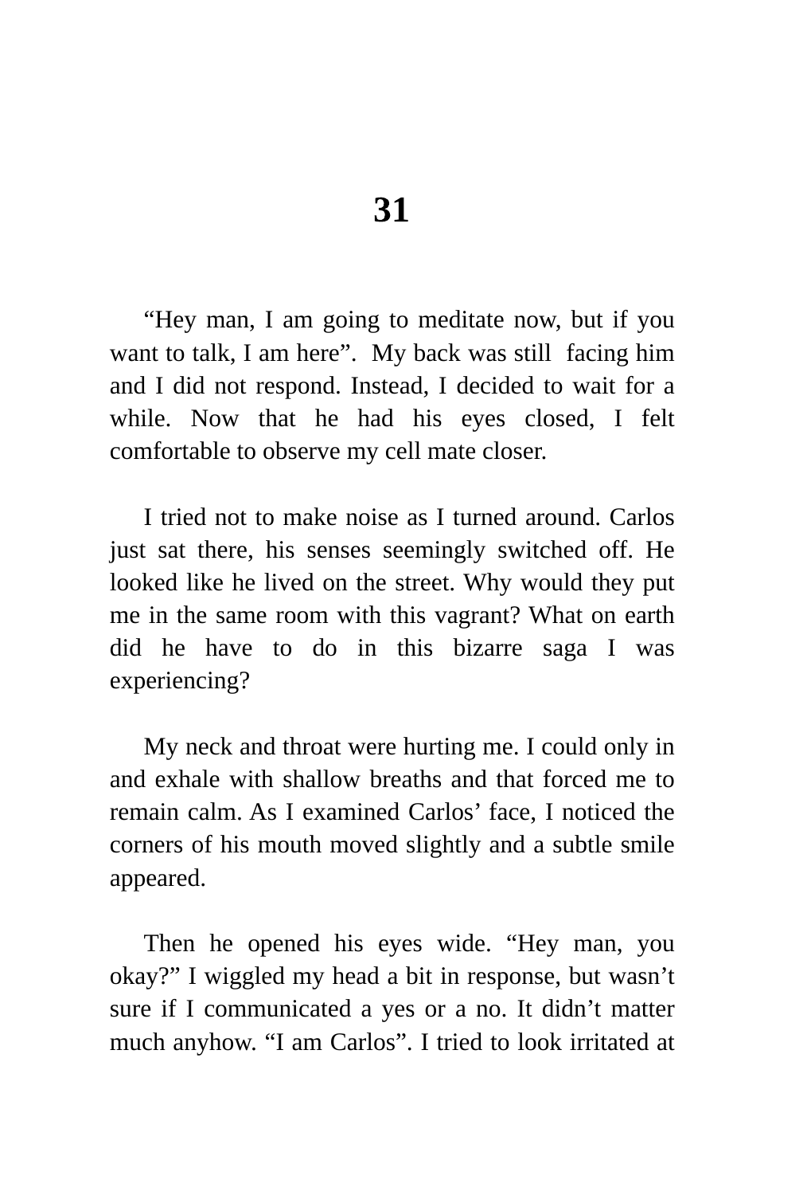# 31

"Hey man, I am going to meditate now, but if you want to talk, I am here". My back was still facing him and I did not respond. Instead, I decided to wait for a while. Now that he had his eyes closed, I felt comfortable to observe my cell mate closer.

I tried not to make noise as I turned around. Carlos just sat there, his senses seemingly switched off. He looked like he lived on the street. Why would they put me in the same room with this vagrant? What on earth did he have to do in this bizarre saga I was experiencing?

My neck and throat were hurting me. I could only in and exhale with shallow breaths and that forced me to remain calm. As I examined Carlos' face, I noticed the corners of his mouth moved slightly and a subtle smile appeared.

Then he opened his eyes wide. "Hey man, you okay?" I wiggled my head a bit in response, but wasn't sure if I communicated a yes or a no. It didn't matter much anyhow. "I am Carlos". I tried to look irritated at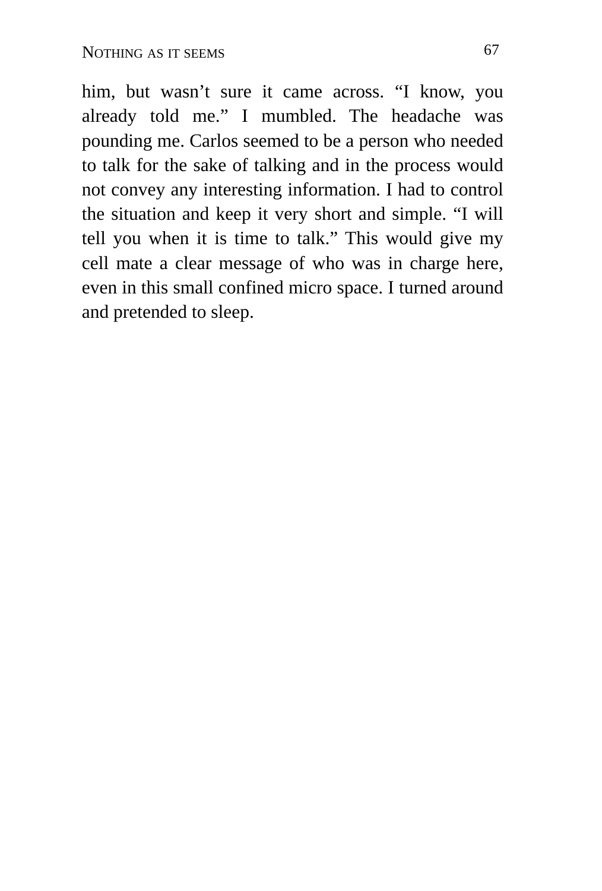him, but wasn’t sure it came across. “I know, you already told me.” I mumbled. The headache was pounding me. Carlos seemed to be a person who needed to talk for the sake of talking and in the process would not convey any interesting information. I had to control the situation and keep it very short and simple. “I will tell you when it is time to talk.” This would give my cell mate a clear message of who was in charge here, even in this small confined micro space. I turned around and pretended to sleep.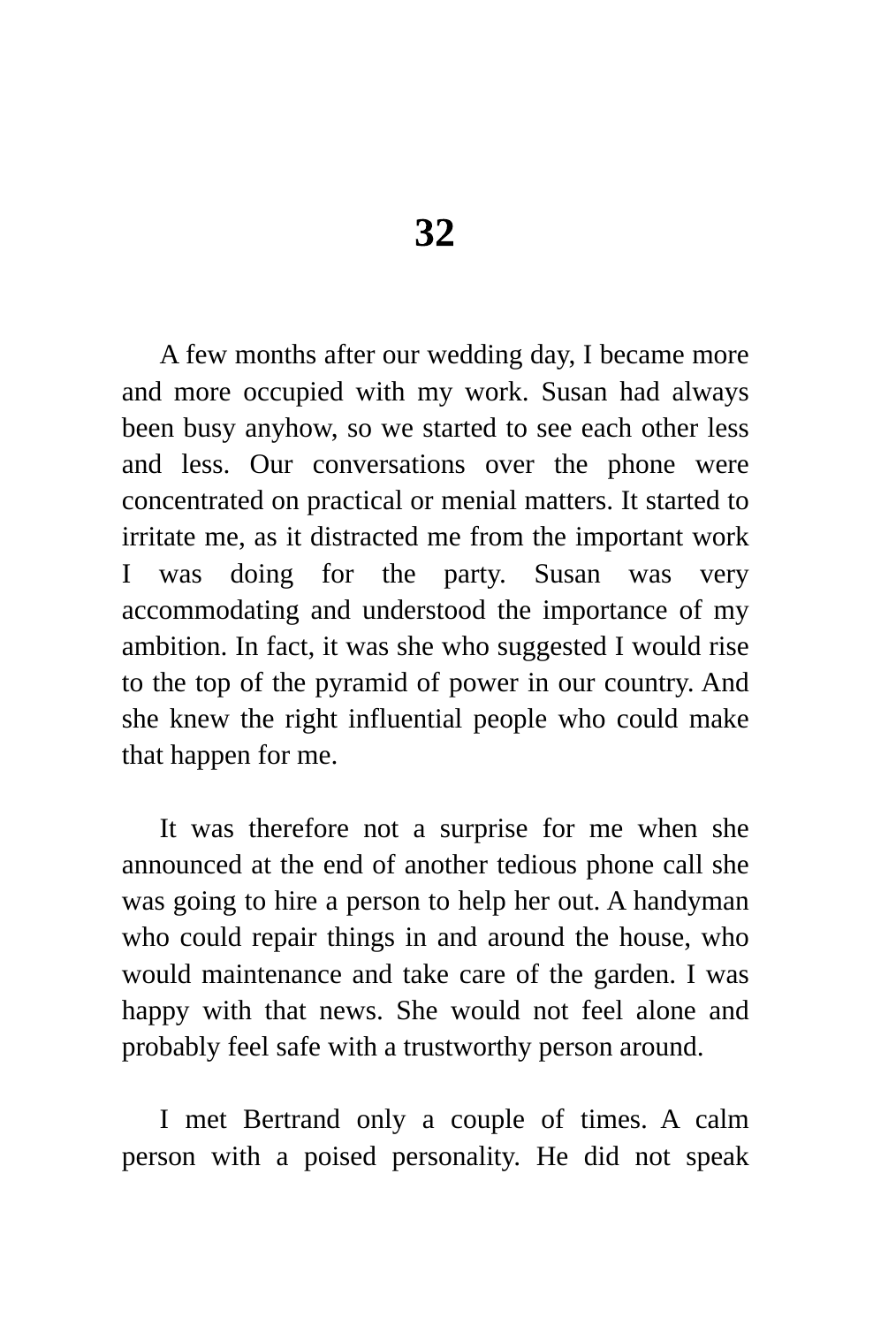# 32

A few months after our wedding day, I became more and more occupied with my work. Susan had always been busy anyhow, so we started to see each other less and less. Our conversations over the phone were concentrated on practical or menial matters. It started to irritate me, as it distracted me from the important work I was doing for the party. Susan was very accommodating and understood the importance of my ambition. In fact, it was she who suggested I would rise to the top of the pyramid of power in our country. And she knew the right influential people who could make that happen for me.

It was therefore not a surprise for me when she announced at the end of another tedious phone call she was going to hire a person to help her out. A handyman who could repair things in and around the house, who would maintenance and take care of the garden. I was happy with that news. She would not feel alone and probably feel safe with a trustworthy person around.

I met Bertrand only a couple of times. A calm person with a poised personality. He did not speak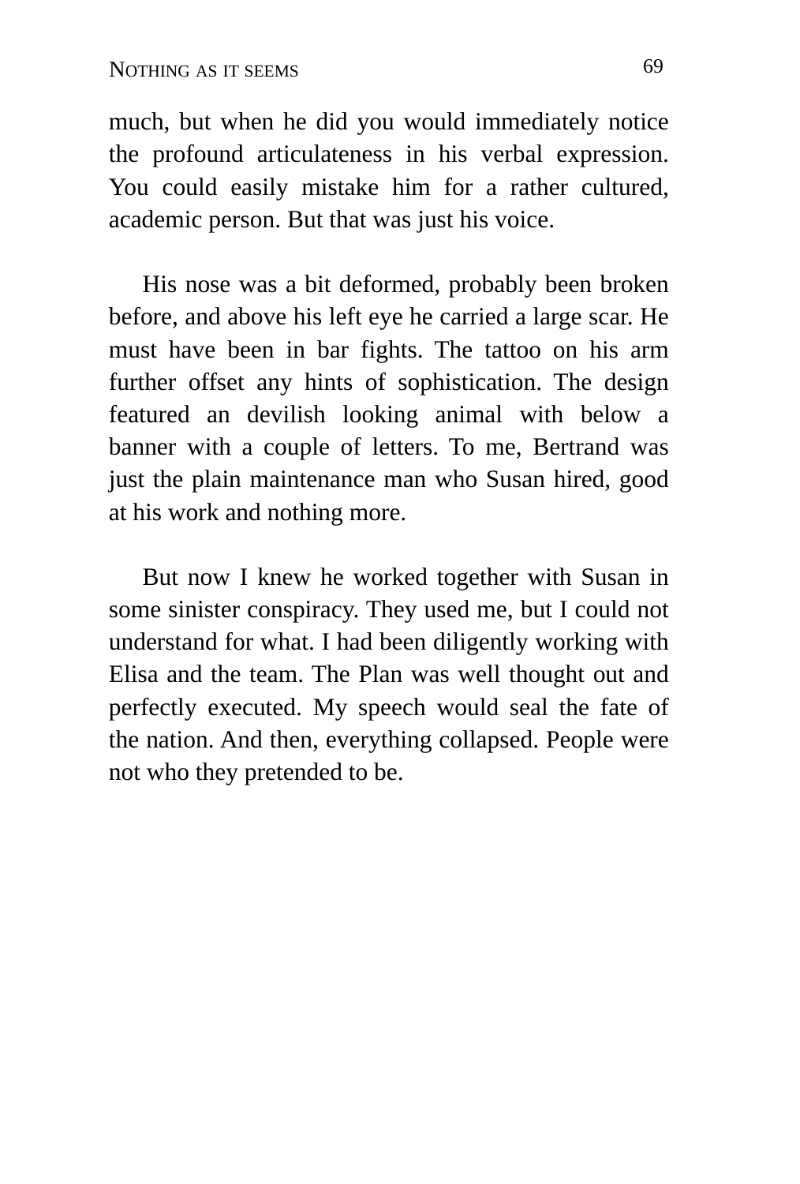much, but when he did you would immediately notice the profound articulateness in his verbal expression. You could easily mistake him for a rather cultured, academic person. But that was just his voice.

His nose was a bit deformed, probably been broken before, and above his left eye he carried a large scar. He must have been in bar fights. The tattoo on his arm further offset any hints of sophistication. The design featured an devilish looking animal with below a banner with a couple of letters. To me, Bertrand was just the plain maintenance man who Susan hired, good at his work and nothing more.

But now I knew he worked together with Susan in some sinister conspiracy. They used me, but I could not understand for what. I had been diligently working with Elisa and the team. The Plan was well thought out and perfectly executed. My speech would seal the fate of the nation. And then, everything collapsed. People were not who they pretended to be.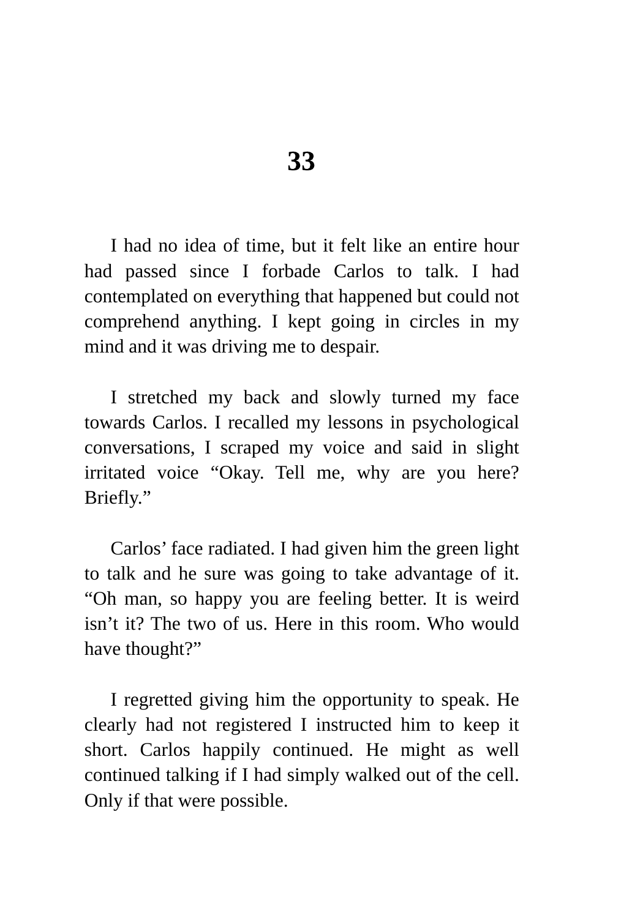# 33

I had no idea of time, but it felt like an entire hour had passed since I forbade Carlos to talk. I had contemplated on everything that happened but could not comprehend anything. I kept going in circles in my mind and it was driving me to despair.

I stretched my back and slowly turned my face towards Carlos. I recalled my lessons in psychological conversations, I scraped my voice and said in slight irritated voice “Okay. Tell me, why are you here? Briefly.”

Carlos’ face radiated. I had given him the green light to talk and he sure was going to take advantage of it. “Oh man, so happy you are feeling better. It is weird isn’t it? The two of us. Here in this room. Who would have thought?”

I regretted giving him the opportunity to speak. He clearly had not registered I instructed him to keep it short. Carlos happily continued. He might as well continued talking if I had simply walked out of the cell. Only if that were possible.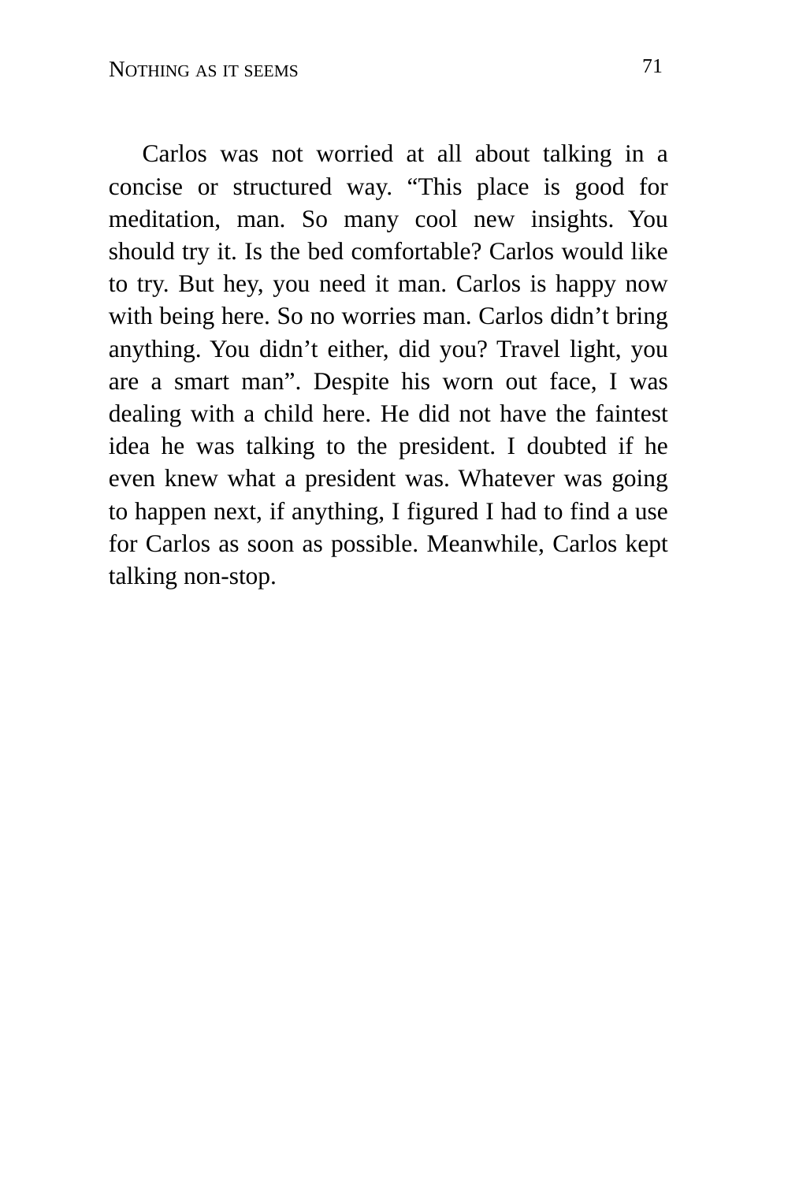Carlos was not worried at all about talking in a concise or structured way. “This place is good for meditation, man. So many cool new insights. You should try it. Is the bed comfortable? Carlos would like to try. But hey, you need it man. Carlos is happy now with being here. So no worries man. Carlos didn’t bring anything. You didn’t either, did you? Travel light, you are a smart man”. Despite his worn out face, I was dealing with a child here. He did not have the faintest idea he was talking to the president. I doubted if he even knew what a president was. Whatever was going to happen next, if anything, I figured I had to find a use for Carlos as soon as possible. Meanwhile, Carlos kept talking non-stop.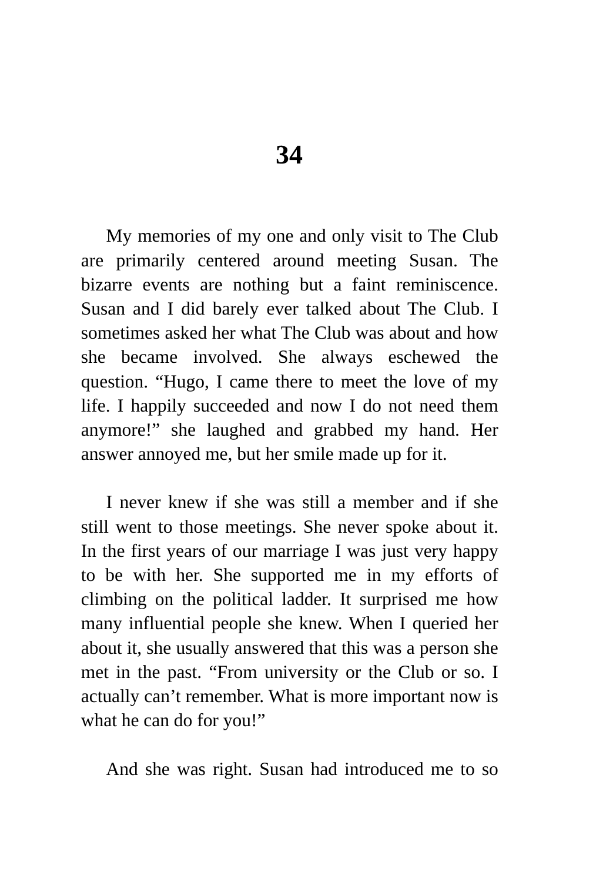# 34

My memories of my one and only visit to The Club are primarily centered around meeting Susan. The bizarre events are nothing but a faint reminiscence. Susan and I did barely ever talked about The Club. I sometimes asked her what The Club was about and how she became involved. She always eschewed the question. "Hugo, I came there to meet the love of my life. I happily succeeded and now I do not need them anymore!" she laughed and grabbed my hand. Her answer annoyed me, but her smile made up for it.

I never knew if she was still a member and if she still went to those meetings. She never spoke about it. In the first years of our marriage I was just very happy to be with her. She supported me in my efforts of climbing on the political ladder. It surprised me how many influential people she knew. When I queried her about it, she usually answered that this was a person she met in the past. "From university or the Club or so. I actually can't remember. What is more important now is what he can do for you!"

And she was right. Susan had introduced me to so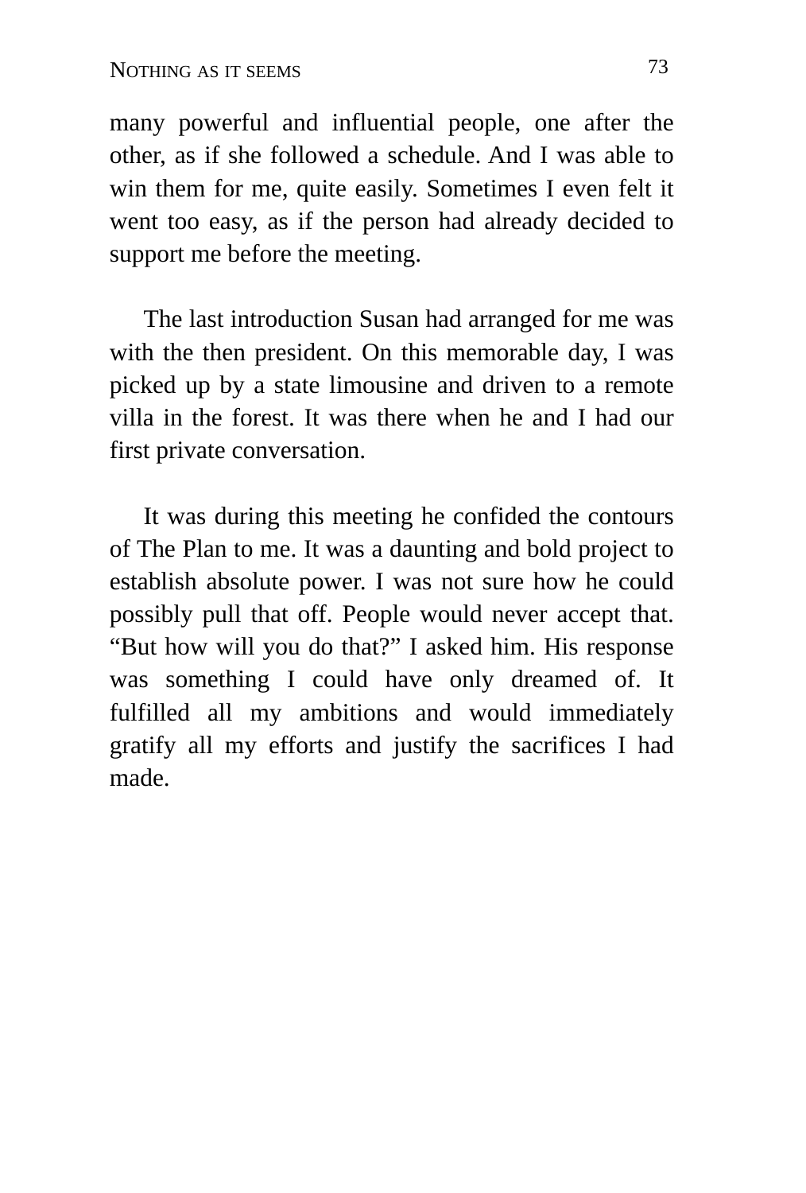many powerful and influential people, one after the other, as if she followed a schedule. And I was able to win them for me, quite easily. Sometimes I even felt it went too easy, as if the person had already decided to support me before the meeting.

The last introduction Susan had arranged for me was with the then president. On this memorable day, I was picked up by a state limousine and driven to a remote villa in the forest. It was there when he and I had our first private conversation.

It was during this meeting he confided the contours of The Plan to me. It was a daunting and bold project to establish absolute power. I was not sure how he could possibly pull that off. People would never accept that. "But how will you do that?" I asked him. His response was something I could have only dreamed of. It fulfilled all my ambitions and would immediately gratify all my efforts and justify the sacrifices I had made.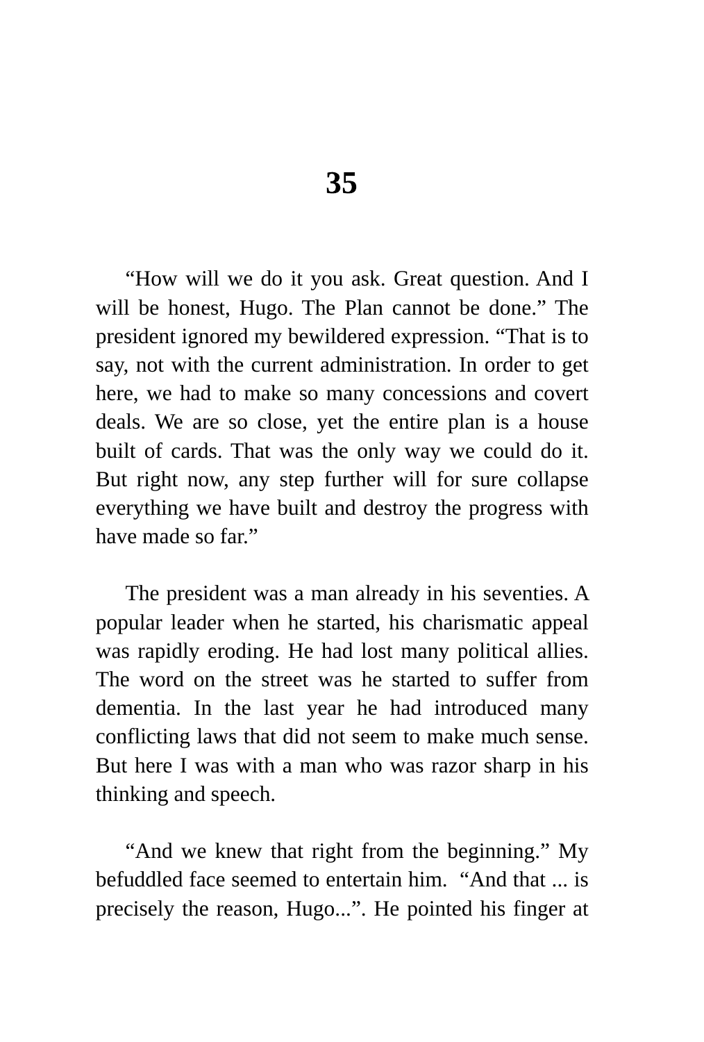# 35

"How will we do it you ask. Great question. And I will be honest, Hugo. The Plan cannot be done." The president ignored my bewildered expression. "That is to say, not with the current administration. In order to get here, we had to make so many concessions and covert deals. We are so close, yet the entire plan is a house built of cards. That was the only way we could do it. But right now, any step further will for sure collapse everything we have built and destroy the progress with have made so far."

The president was a man already in his seventies. A popular leader when he started, his charismatic appeal was rapidly eroding. He had lost many political allies. The word on the street was he started to suffer from dementia. In the last year he had introduced many conflicting laws that did not seem to make much sense. But here I was with a man who was razor sharp in his thinking and speech.

"And we knew that right from the beginning." My befuddled face seemed to entertain him. "And that ... is precisely the reason, Hugo...". He pointed his finger at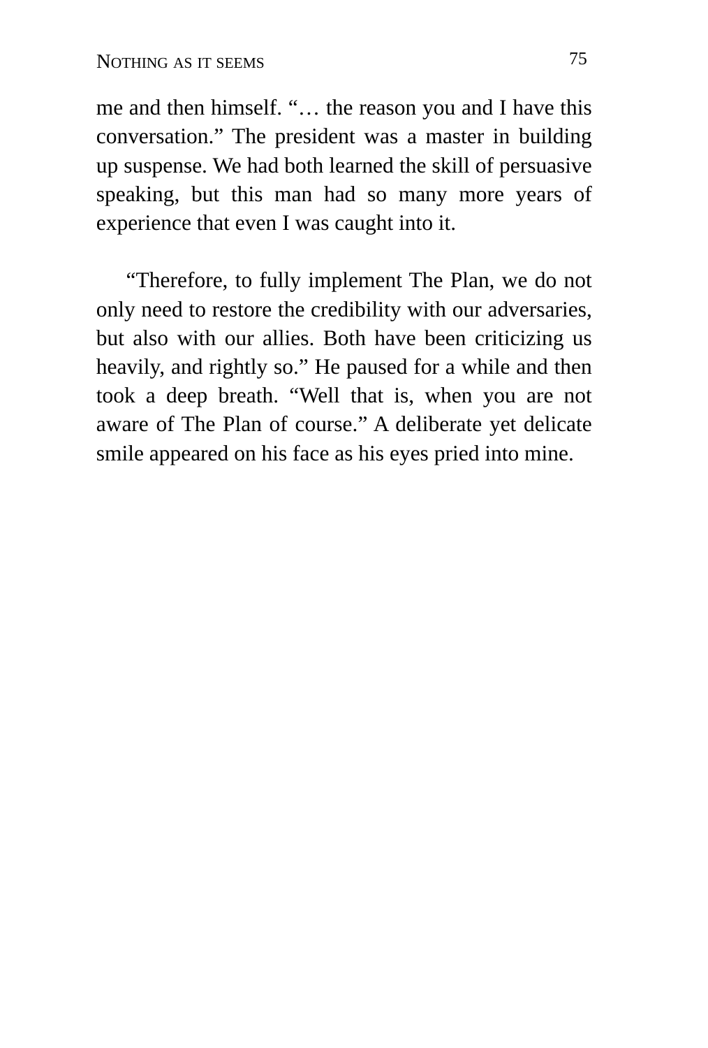me and then himself. "… the reason you and I have this conversation." The president was a master in building up suspense. We had both learned the skill of persuasive speaking, but this man had so many more years of experience that even I was caught into it.

"Therefore, to fully implement The Plan, we do not only need to restore the credibility with our adversaries, but also with our allies. Both have been criticizing us heavily, and rightly so." He paused for a while and then took a deep breath. "Well that is, when you are not aware of The Plan of course." A deliberate yet delicate smile appeared on his face as his eyes pried into mine.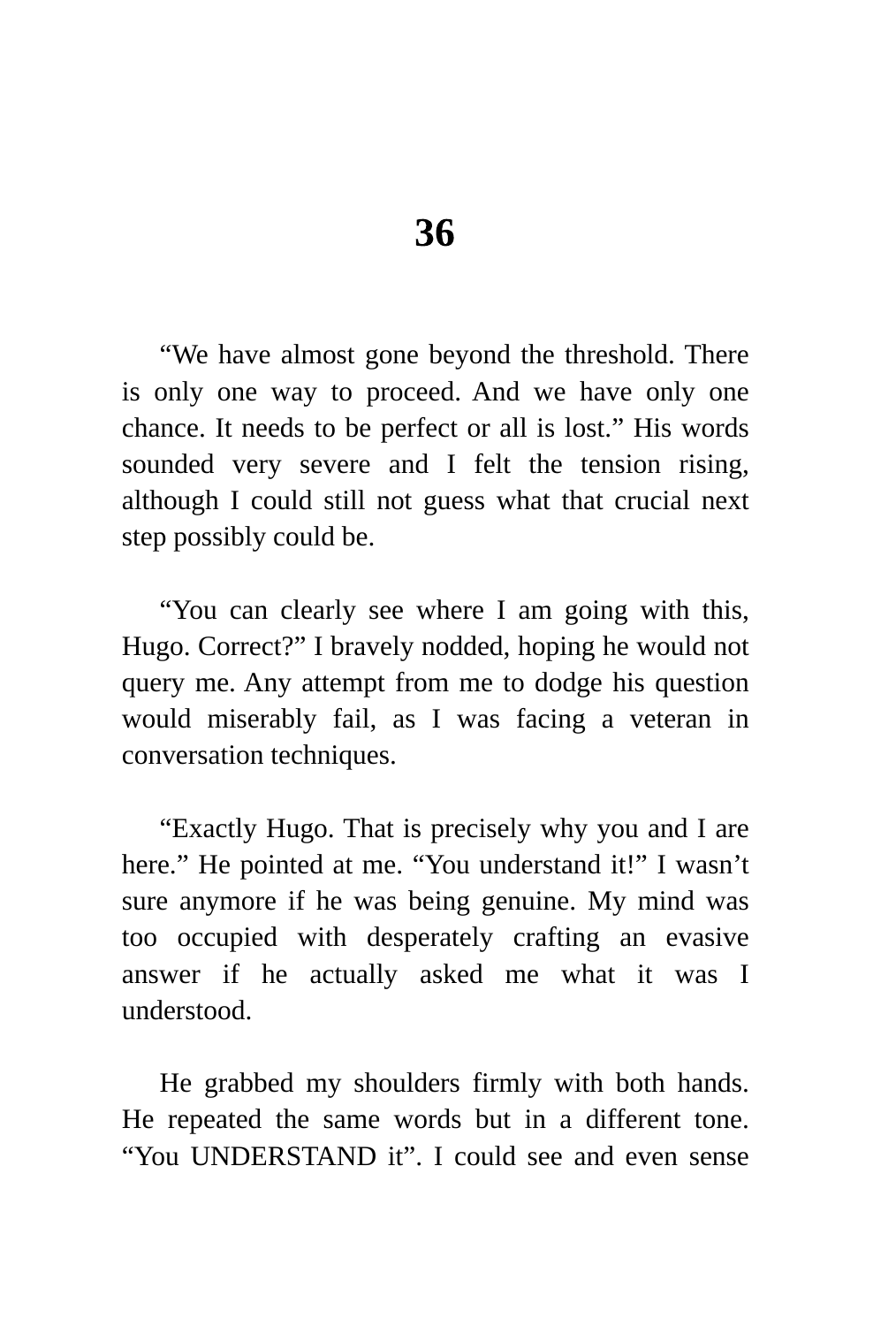# 36

"We have almost gone beyond the threshold. There is only one way to proceed. And we have only one chance. It needs to be perfect or all is lost." His words sounded very severe and I felt the tension rising, although I could still not guess what that crucial next step possibly could be.

"You can clearly see where I am going with this, Hugo. Correct?" I bravely nodded, hoping he would not query me. Any attempt from me to dodge his question would miserably fail, as I was facing a veteran in conversation techniques.

"Exactly Hugo. That is precisely why you and I are here." He pointed at me. "You understand it!" I wasn't sure anymore if he was being genuine. My mind was too occupied with desperately crafting an evasive answer if he actually asked me what it was I understood.

He grabbed my shoulders firmly with both hands. He repeated the same words but in a different tone. "You UNDERSTAND it". I could see and even sense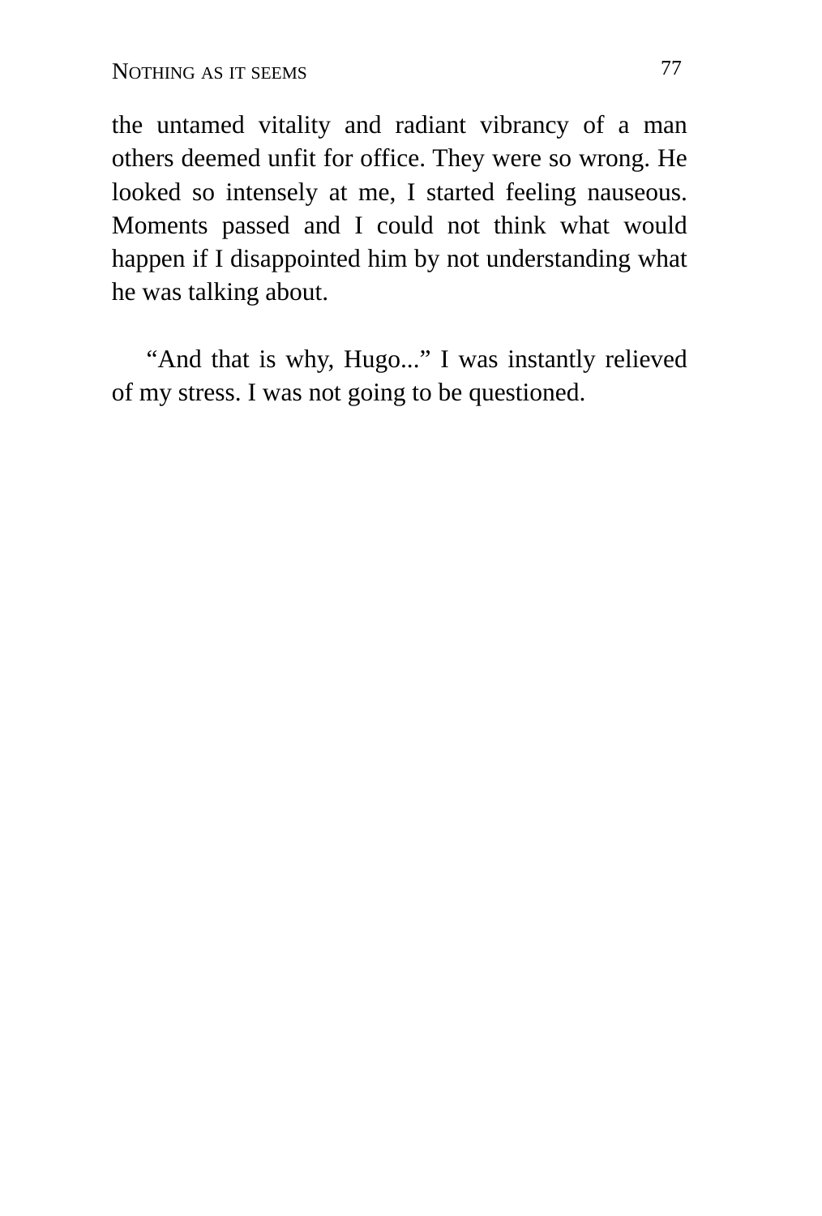the untamed vitality and radiant vibrancy of a man others deemed unfit for office. They were so wrong. He looked so intensely at me, I started feeling nauseous. Moments passed and I could not think what would happen if I disappointed him by not understanding what he was talking about.

"And that is why, Hugo..." I was instantly relieved of my stress. I was not going to be questioned.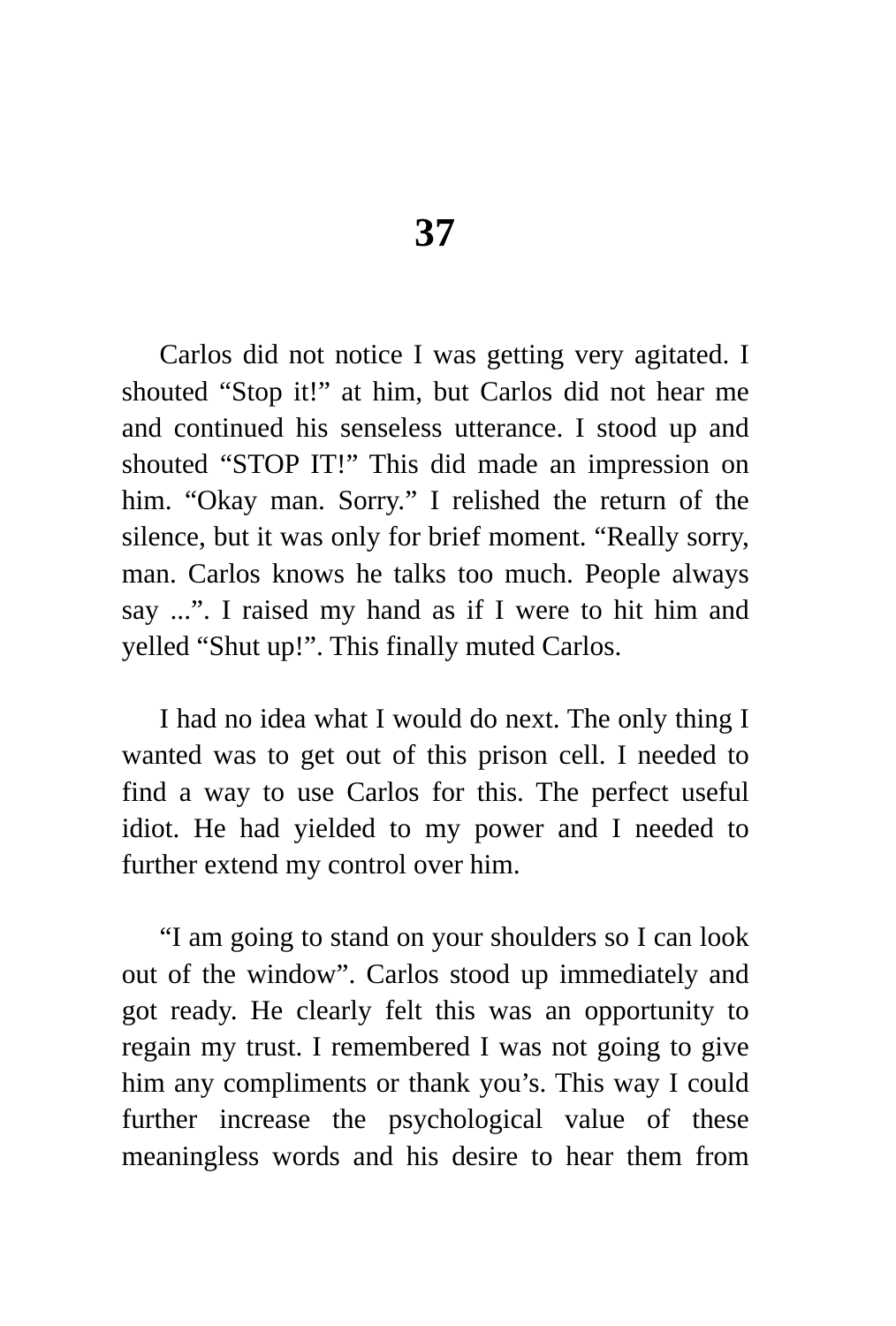# 37

Carlos did not notice I was getting very agitated. I shouted “Stop it!” at him, but Carlos did not hear me and continued his senseless utterance. I stood up and shouted “STOP IT!” This did made an impression on him. “Okay man. Sorry.” I relished the return of the silence, but it was only for brief moment. “Really sorry, man. Carlos knows he talks too much. People always say ...”. I raised my hand as if I were to hit him and yelled “Shut up!”. This finally muted Carlos.

I had no idea what I would do next. The only thing I wanted was to get out of this prison cell. I needed to find a way to use Carlos for this. The perfect useful idiot. He had yielded to my power and I needed to further extend my control over him.

“I am going to stand on your shoulders so I can look out of the window”. Carlos stood up immediately and got ready. He clearly felt this was an opportunity to regain my trust. I remembered I was not going to give him any compliments or thank you’s. This way I could further increase the psychological value of these meaningless words and his desire to hear them from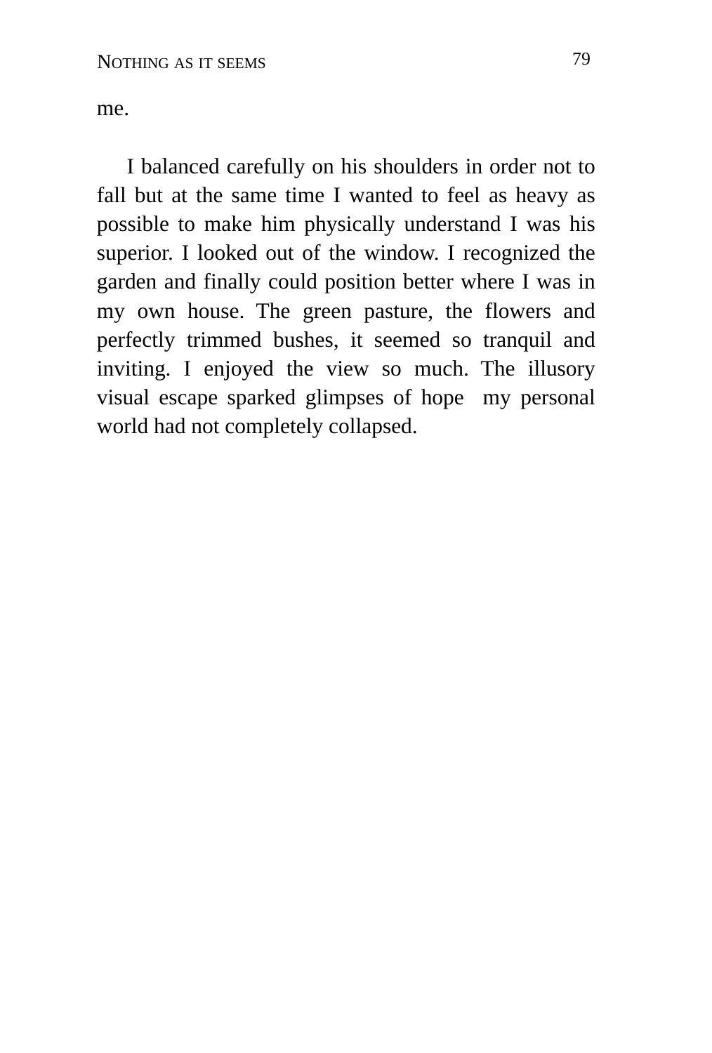me.

I balanced carefully on his shoulders in order not to fall but at the same time I wanted to feel as heavy as possible to make him physically understand I was his superior. I looked out of the window. I recognized the garden and finally could position better where I was in my own house. The green pasture, the flowers and perfectly trimmed bushes, it seemed so tranquil and inviting. I enjoyed the view so much. The illusory visual escape sparked glimpses of hope  my personal world had not completely collapsed.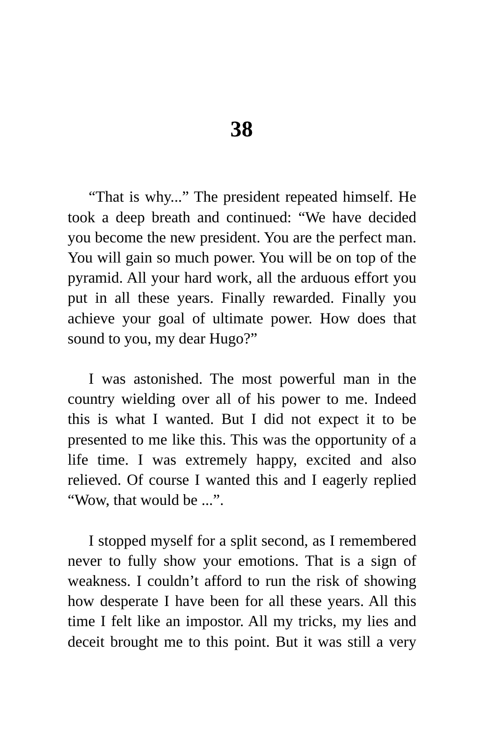# 38

"That is why..." The president repeated himself. He took a deep breath and continued: "We have decided you become the new president. You are the perfect man. You will gain so much power. You will be on top of the pyramid. All your hard work, all the arduous effort you put in all these years. Finally rewarded. Finally you achieve your goal of ultimate power. How does that sound to you, my dear Hugo?"

I was astonished. The most powerful man in the country wielding over all of his power to me. Indeed this is what I wanted. But I did not expect it to be presented to me like this. This was the opportunity of a life time. I was extremely happy, excited and also relieved. Of course I wanted this and I eagerly replied "Wow, that would be ...".

I stopped myself for a split second, as I remembered never to fully show your emotions. That is a sign of weakness. I couldn't afford to run the risk of showing how desperate I have been for all these years. All this time I felt like an impostor. All my tricks, my lies and deceit brought me to this point. But it was still a very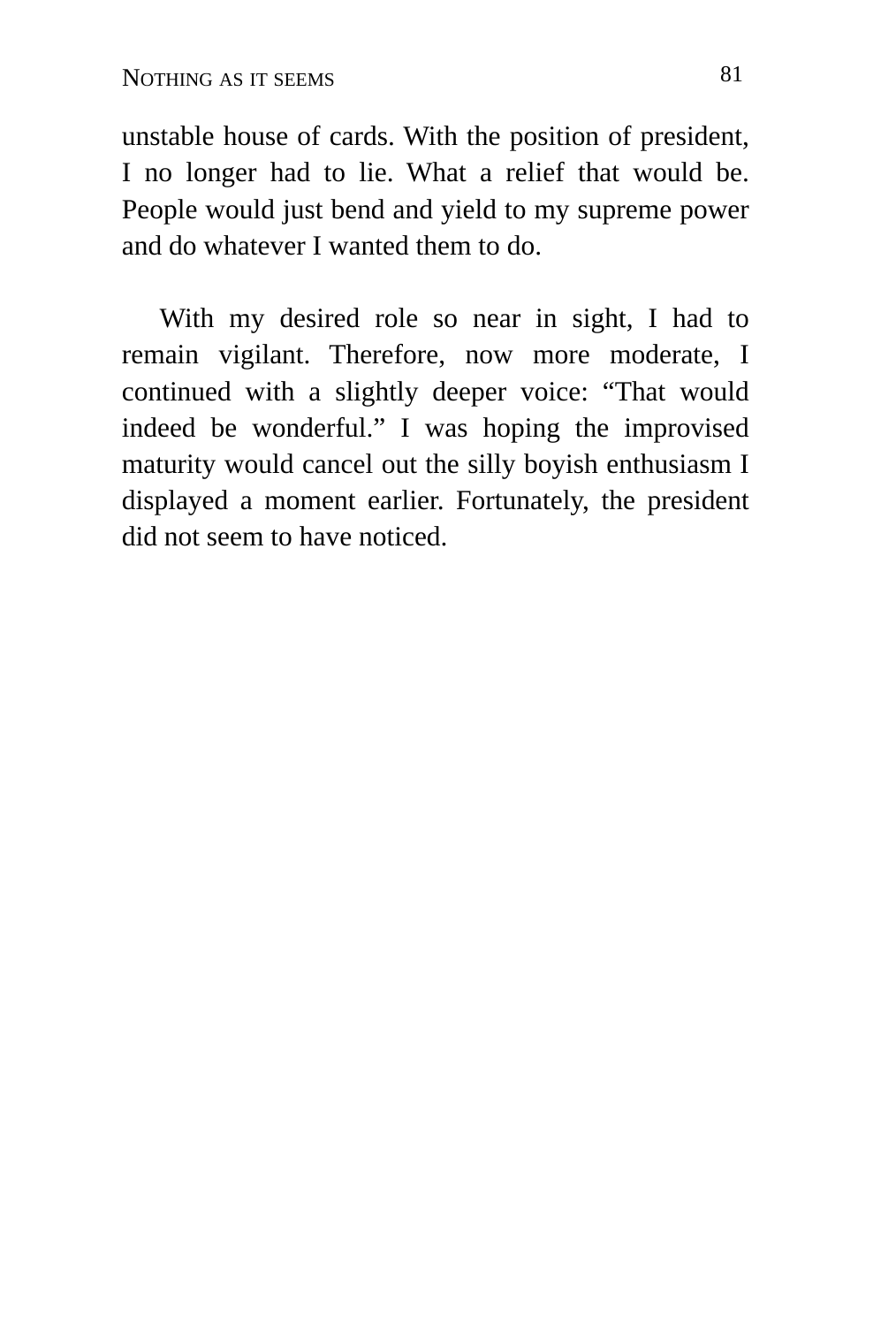unstable house of cards. With the position of president, I no longer had to lie. What a relief that would be. People would just bend and yield to my supreme power and do whatever I wanted them to do.

With my desired role so near in sight, I had to remain vigilant. Therefore, now more moderate, I continued with a slightly deeper voice: “That would indeed be wonderful.” I was hoping the improvised maturity would cancel out the silly boyish enthusiasm I displayed a moment earlier. Fortunately, the president did not seem to have noticed.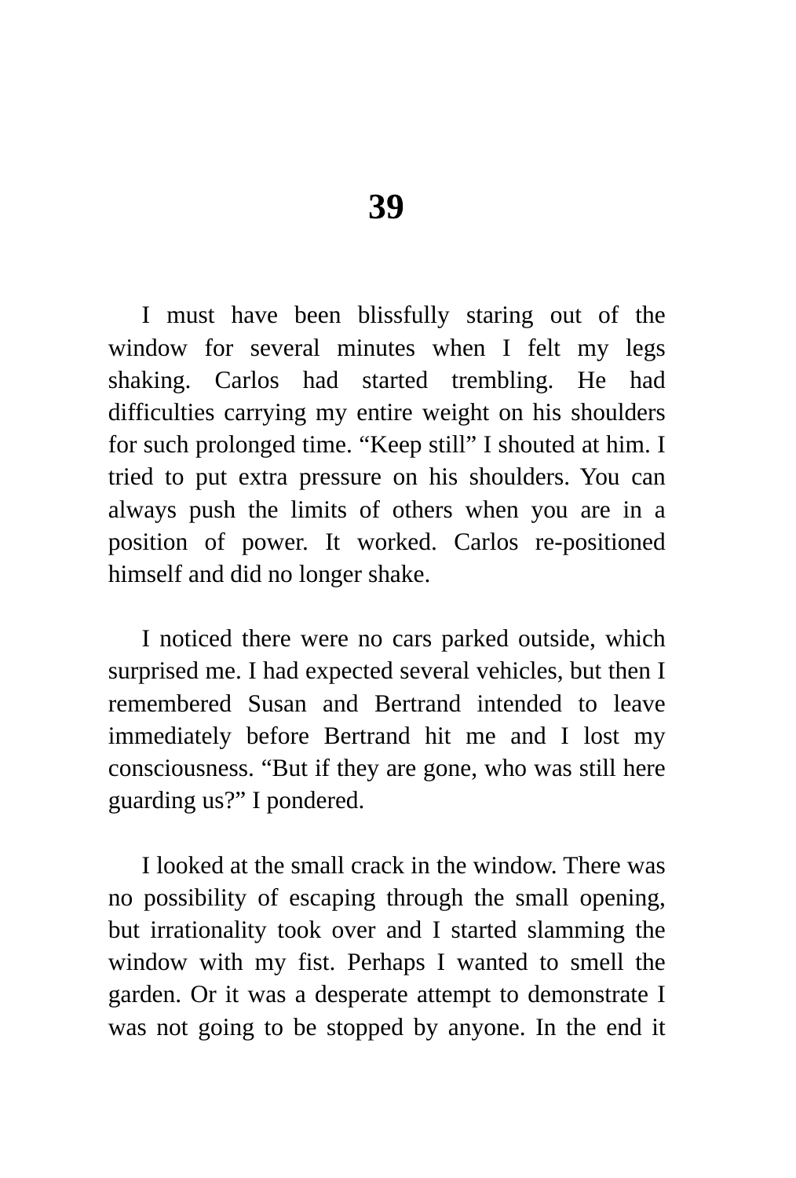# 39

I must have been blissfully staring out of the window for several minutes when I felt my legs shaking. Carlos had started trembling. He had difficulties carrying my entire weight on his shoulders for such prolonged time. “Keep still” I shouted at him. I tried to put extra pressure on his shoulders. You can always push the limits of others when you are in a position of power. It worked. Carlos re-positioned himself and did no longer shake.

I noticed there were no cars parked outside, which surprised me. I had expected several vehicles, but then I remembered Susan and Bertrand intended to leave immediately before Bertrand hit me and I lost my consciousness. “But if they are gone, who was still here guarding us?” I pondered.

I looked at the small crack in the window. There was no possibility of escaping through the small opening, but irrationality took over and I started slamming the window with my fist. Perhaps I wanted to smell the garden. Or it was a desperate attempt to demonstrate I was not going to be stopped by anyone. In the end it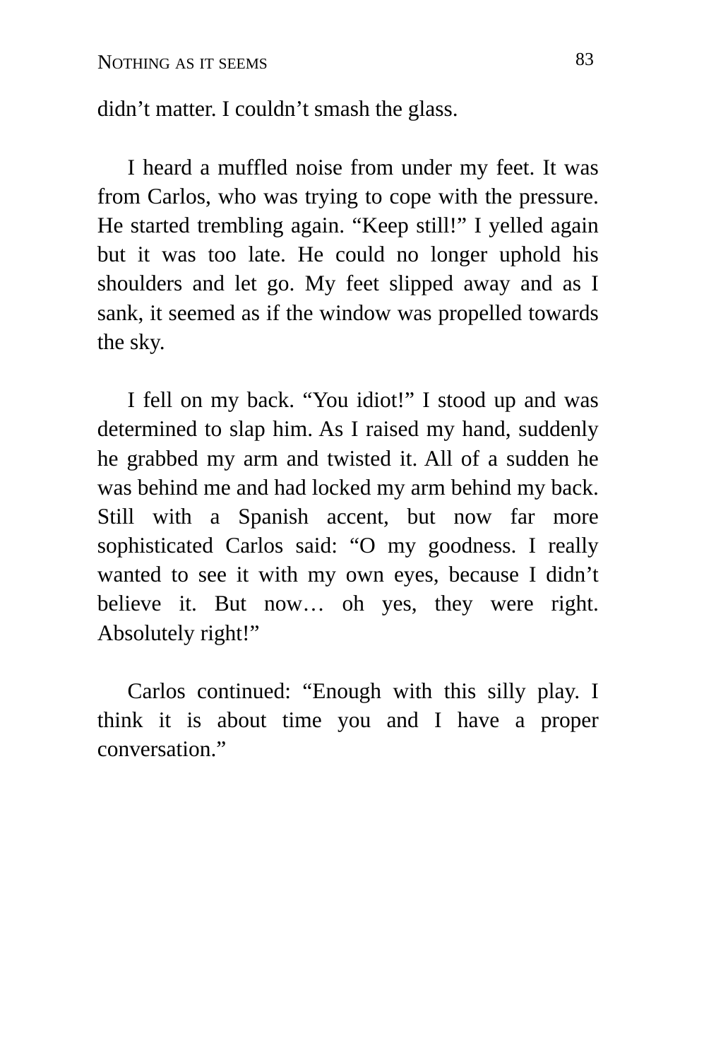didn’t matter. I couldn’t smash the glass.

I heard a muffled noise from under my feet. It was from Carlos, who was trying to cope with the pressure. He started trembling again. “Keep still!” I yelled again but it was too late. He could no longer uphold his shoulders and let go. My feet slipped away and as I sank, it seemed as if the window was propelled towards the sky.

I fell on my back. “You idiot!” I stood up and was determined to slap him. As I raised my hand, suddenly he grabbed my arm and twisted it. All of a sudden he was behind me and had locked my arm behind my back. Still with a Spanish accent, but now far more sophisticated Carlos said: “O my goodness. I really wanted to see it with my own eyes, because I didn’t believe it. But now… oh yes, they were right. Absolutely right!”

Carlos continued: “Enough with this silly play. I think it is about time you and I have a proper conversation.”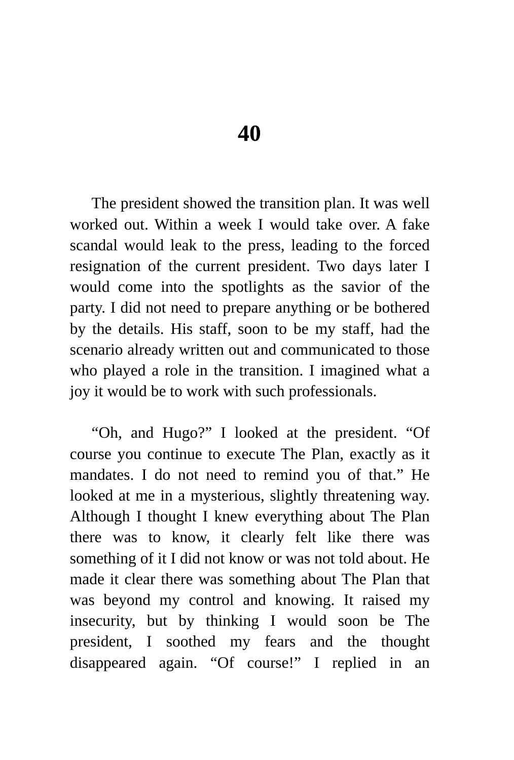# 40

The president showed the transition plan. It was well worked out. Within a week I would take over. A fake scandal would leak to the press, leading to the forced resignation of the current president. Two days later I would come into the spotlights as the savior of the party. I did not need to prepare anything or be bothered by the details. His staff, soon to be my staff, had the scenario already written out and communicated to those who played a role in the transition. I imagined what a joy it would be to work with such professionals.

“Oh, and Hugo?” I looked at the president. “Of course you continue to execute The Plan, exactly as it mandates. I do not need to remind you of that.” He looked at me in a mysterious, slightly threatening way. Although I thought I knew everything about The Plan there was to know, it clearly felt like there was something of it I did not know or was not told about. He made it clear there was something about The Plan that was beyond my control and knowing. It raised my insecurity, but by thinking I would soon be The president, I soothed my fears and the thought disappeared again. “Of course!” I replied in an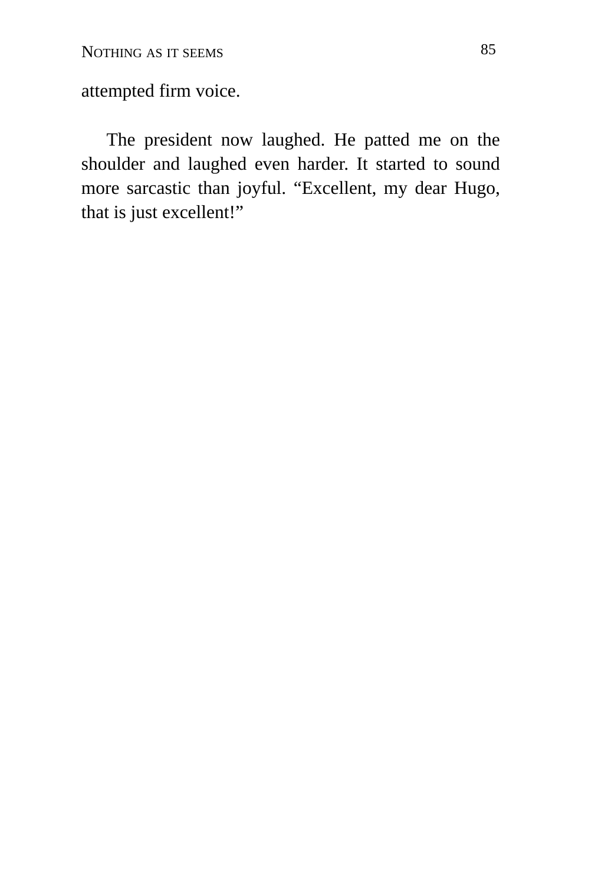attempted firm voice.

The president now laughed. He patted me on the shoulder and laughed even harder. It started to sound more sarcastic than joyful. “Excellent, my dear Hugo, that is just excellent!”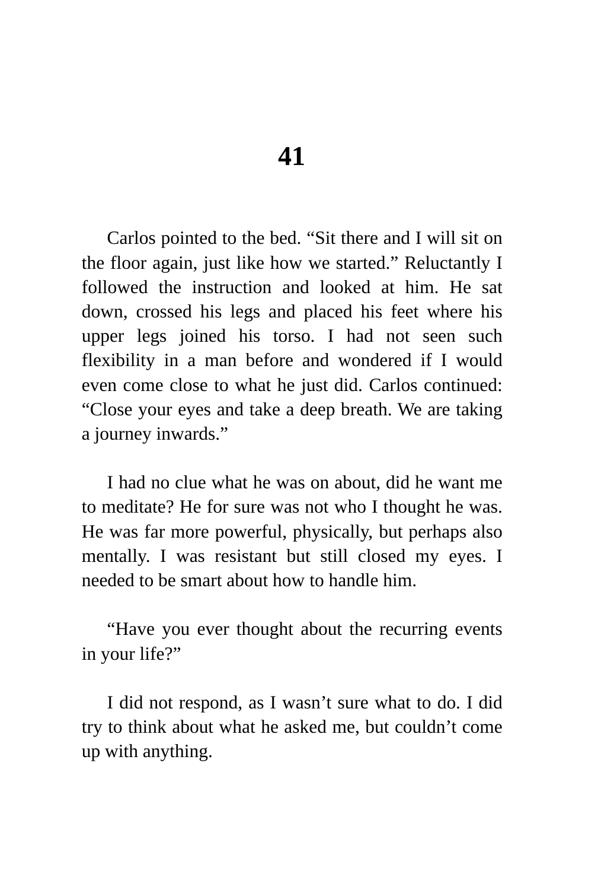# 41

Carlos pointed to the bed. “Sit there and I will sit on the floor again, just like how we started.” Reluctantly I followed the instruction and looked at him. He sat down, crossed his legs and placed his feet where his upper legs joined his torso. I had not seen such flexibility in a man before and wondered if I would even come close to what he just did. Carlos continued: “Close your eyes and take a deep breath. We are taking a journey inwards.”

I had no clue what he was on about, did he want me to meditate? He for sure was not who I thought he was. He was far more powerful, physically, but perhaps also mentally. I was resistant but still closed my eyes. I needed to be smart about how to handle him.

“Have you ever thought about the recurring events in your life?”

I did not respond, as I wasn’t sure what to do. I did try to think about what he asked me, but couldn’t come up with anything.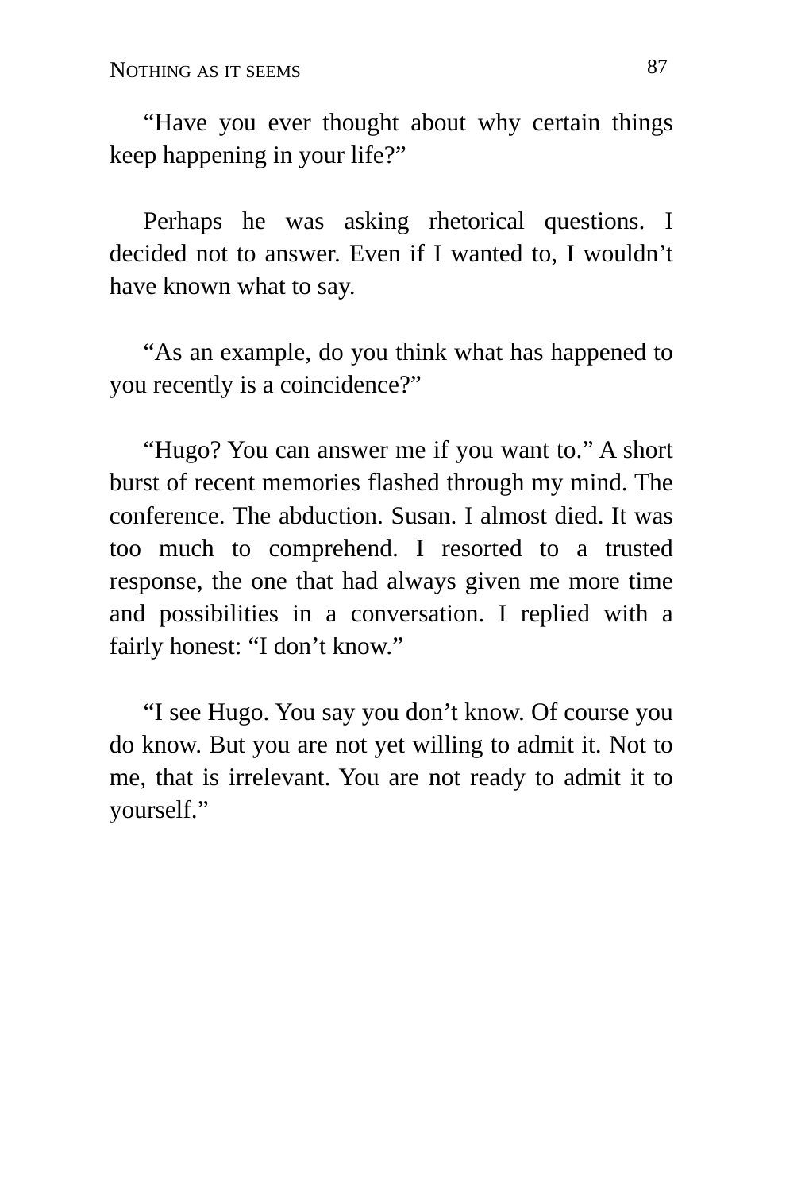"Have you ever thought about why certain things keep happening in your life?"

Perhaps he was asking rhetorical questions. I decided not to answer. Even if I wanted to, I wouldn't have known what to say.

"As an example, do you think what has happened to you recently is a coincidence?"

"Hugo? You can answer me if you want to." A short burst of recent memories flashed through my mind. The conference. The abduction. Susan. I almost died. It was too much to comprehend. I resorted to a trusted response, the one that had always given me more time and possibilities in a conversation. I replied with a fairly honest: "I don't know."

"I see Hugo. You say you don't know. Of course you do know. But you are not yet willing to admit it. Not to me, that is irrelevant. You are not ready to admit it to yourself."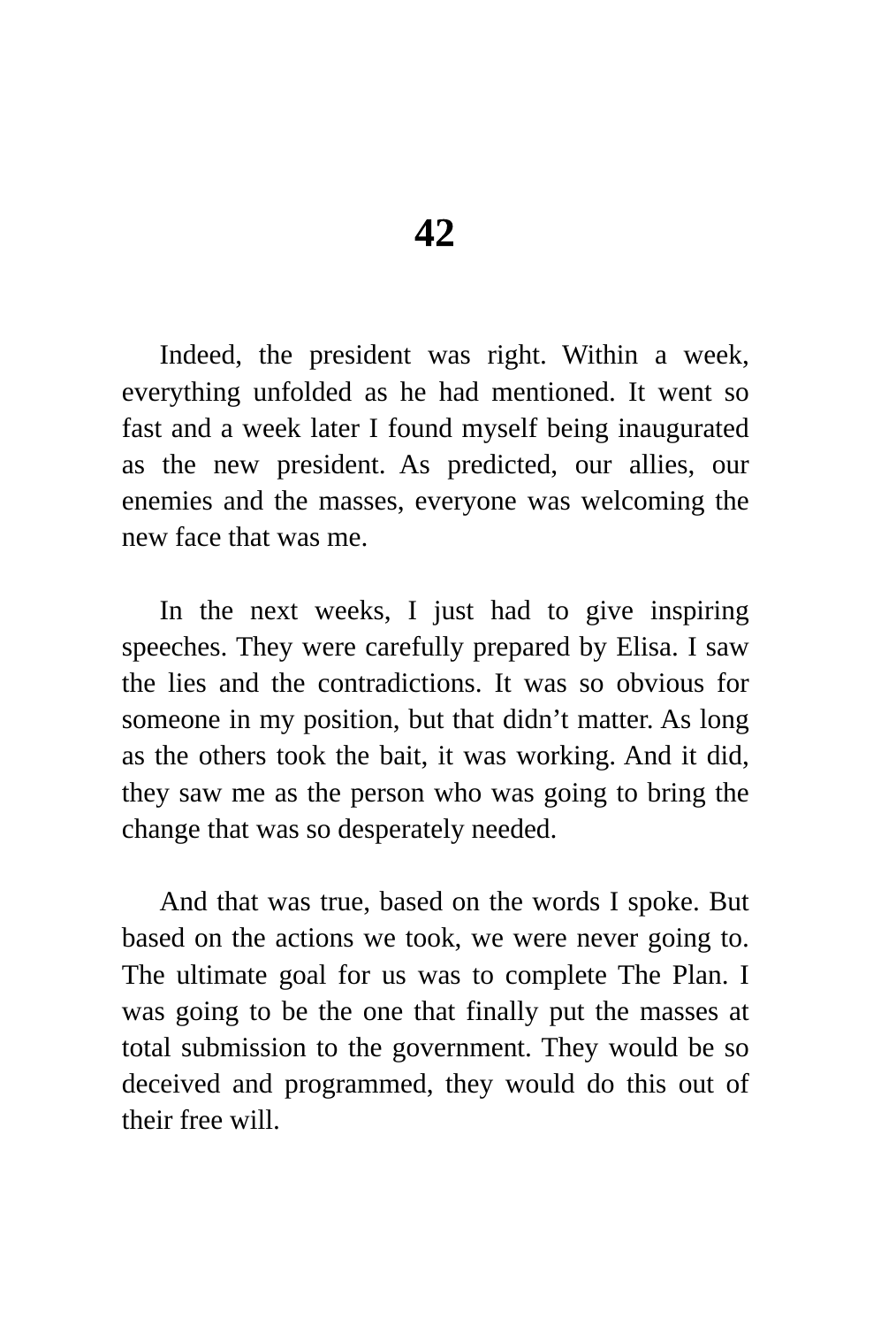# 42

Indeed, the president was right. Within a week, everything unfolded as he had mentioned. It went so fast and a week later I found myself being inaugurated as the new president. As predicted, our allies, our enemies and the masses, everyone was welcoming the new face that was me.

In the next weeks, I just had to give inspiring speeches. They were carefully prepared by Elisa. I saw the lies and the contradictions. It was so obvious for someone in my position, but that didn't matter. As long as the others took the bait, it was working. And it did, they saw me as the person who was going to bring the change that was so desperately needed.

And that was true, based on the words I spoke. But based on the actions we took, we were never going to. The ultimate goal for us was to complete The Plan. I was going to be the one that finally put the masses at total submission to the government. They would be so deceived and programmed, they would do this out of their free will.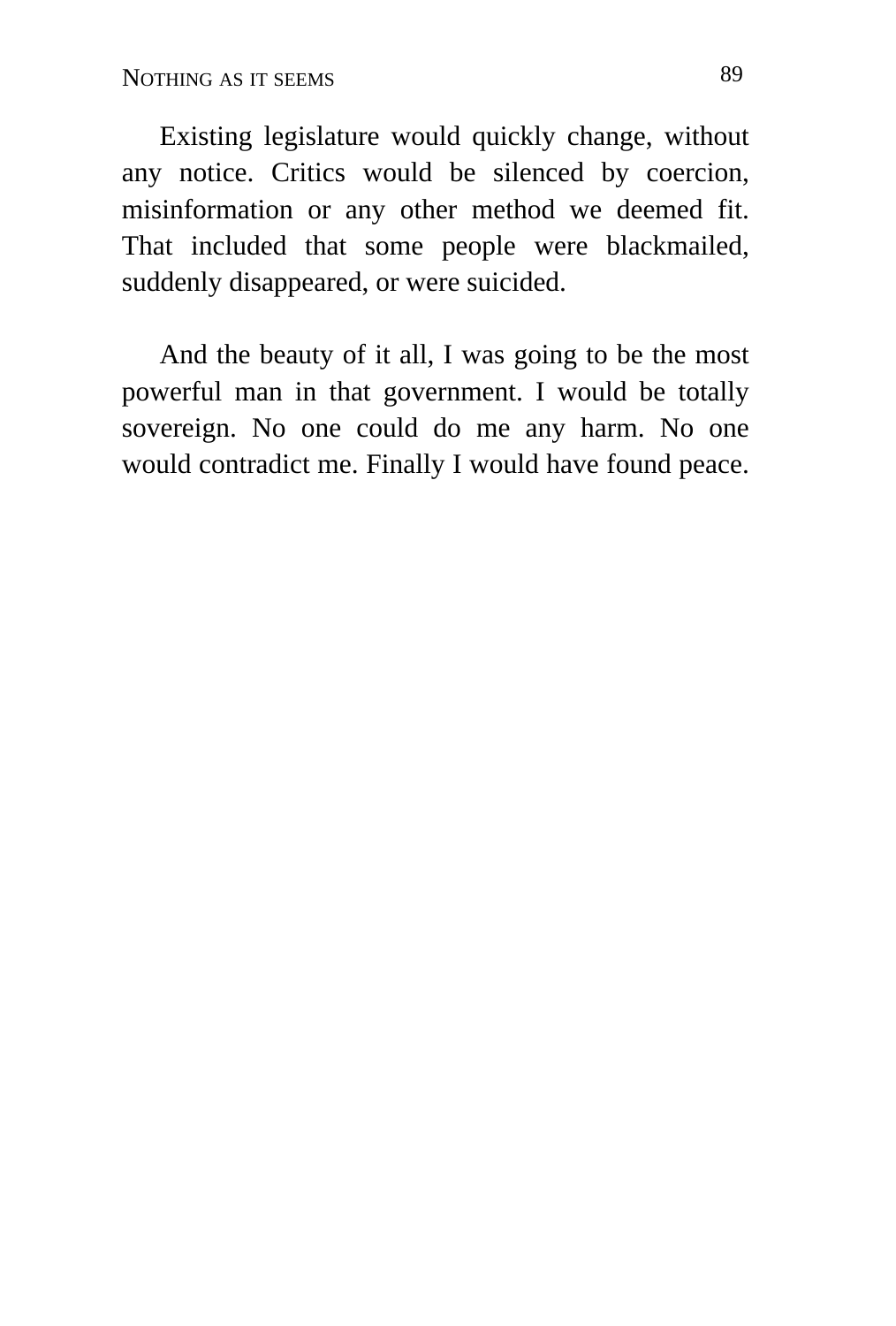Existing legislature would quickly change, without any notice. Critics would be silenced by coercion, misinformation or any other method we deemed fit. That included that some people were blackmailed, suddenly disappeared, or were suicided.

And the beauty of it all, I was going to be the most powerful man in that government. I would be totally sovereign. No one could do me any harm. No one would contradict me. Finally I would have found peace.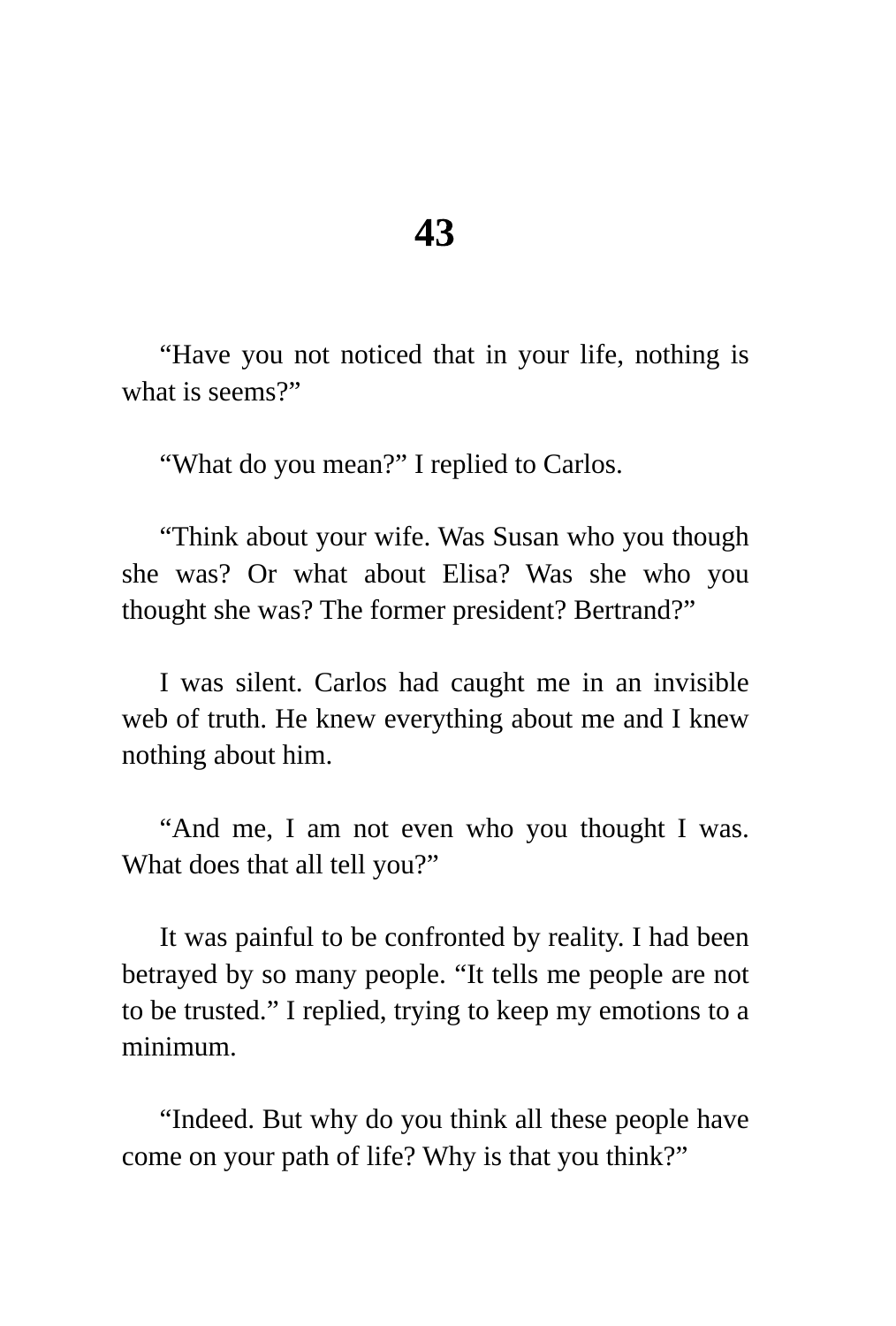# 43

"Have you not noticed that in your life, nothing is what is seems?"

"What do you mean?" I replied to Carlos.

"Think about your wife. Was Susan who you though she was? Or what about Elisa? Was she who you thought she was? The former president? Bertrand?"

I was silent. Carlos had caught me in an invisible web of truth. He knew everything about me and I knew nothing about him.

"And me, I am not even who you thought I was. What does that all tell you?"

It was painful to be confronted by reality. I had been betrayed by so many people. "It tells me people are not to be trusted." I replied, trying to keep my emotions to a minimum.

"Indeed. But why do you think all these people have come on your path of life? Why is that you think?"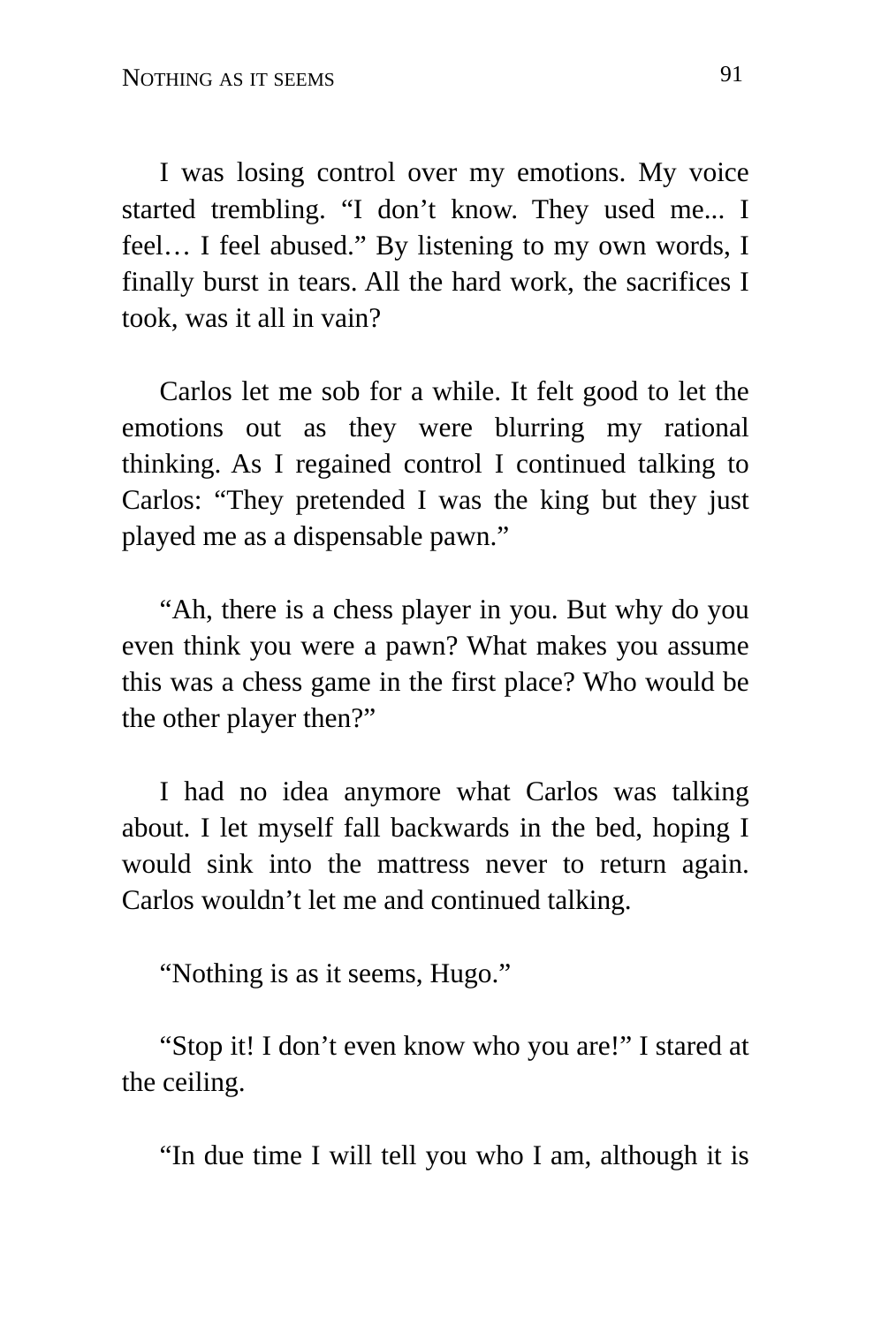I was losing control over my emotions. My voice started trembling. "I don't know. They used me... I feel… I feel abused." By listening to my own words, I finally burst in tears. All the hard work, the sacrifices I took, was it all in vain?

Carlos let me sob for a while. It felt good to let the emotions out as they were blurring my rational thinking. As I regained control I continued talking to Carlos: "They pretended I was the king but they just played me as a dispensable pawn."

"Ah, there is a chess player in you. But why do you even think you were a pawn? What makes you assume this was a chess game in the first place? Who would be the other player then?"

I had no idea anymore what Carlos was talking about. I let myself fall backwards in the bed, hoping I would sink into the mattress never to return again. Carlos wouldn't let me and continued talking.

"Nothing is as it seems, Hugo."

"Stop it! I don't even know who you are!" I stared at the ceiling.

"In due time I will tell you who I am, although it is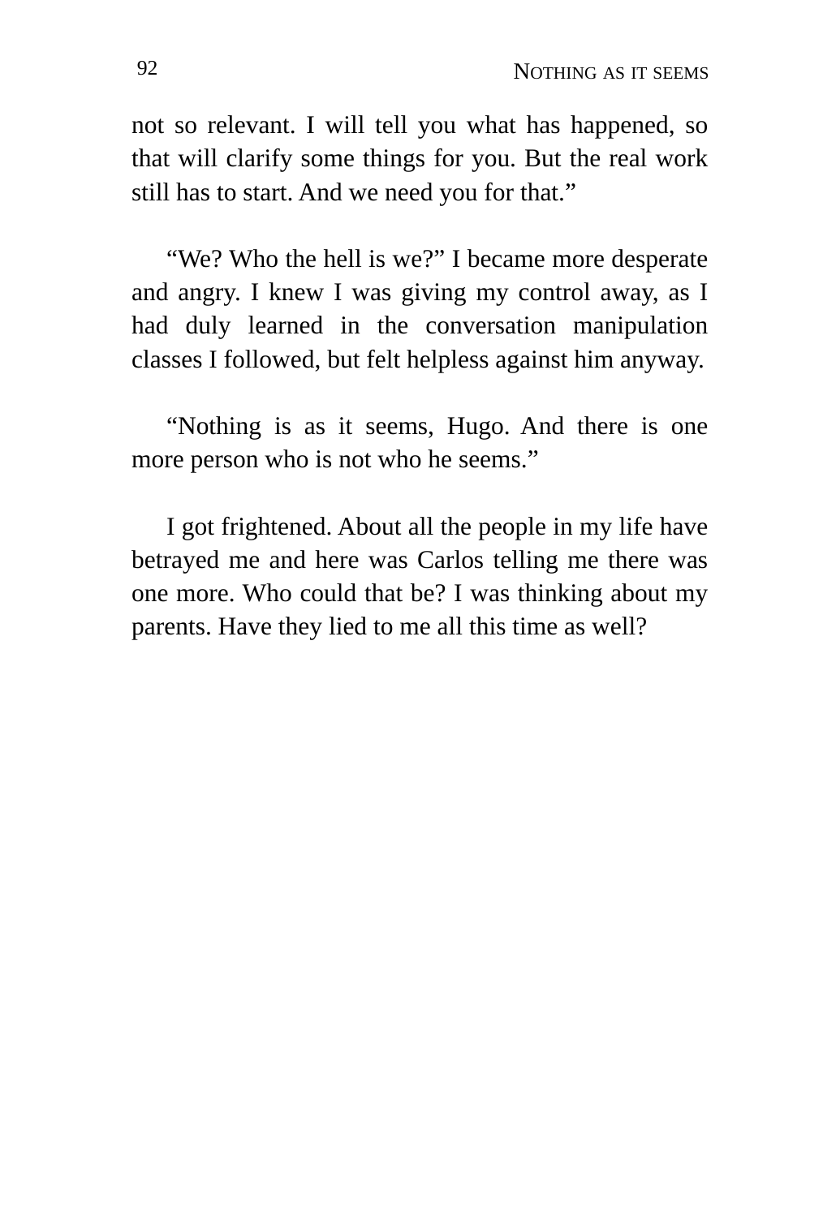not so relevant. I will tell you what has happened, so that will clarify some things for you. But the real work still has to start. And we need you for that."

"We? Who the hell is we?" I became more desperate and angry. I knew I was giving my control away, as I had duly learned in the conversation manipulation classes I followed, but felt helpless against him anyway.

"Nothing is as it seems, Hugo. And there is one more person who is not who he seems."

I got frightened. About all the people in my life have betrayed me and here was Carlos telling me there was one more. Who could that be? I was thinking about my parents. Have they lied to me all this time as well?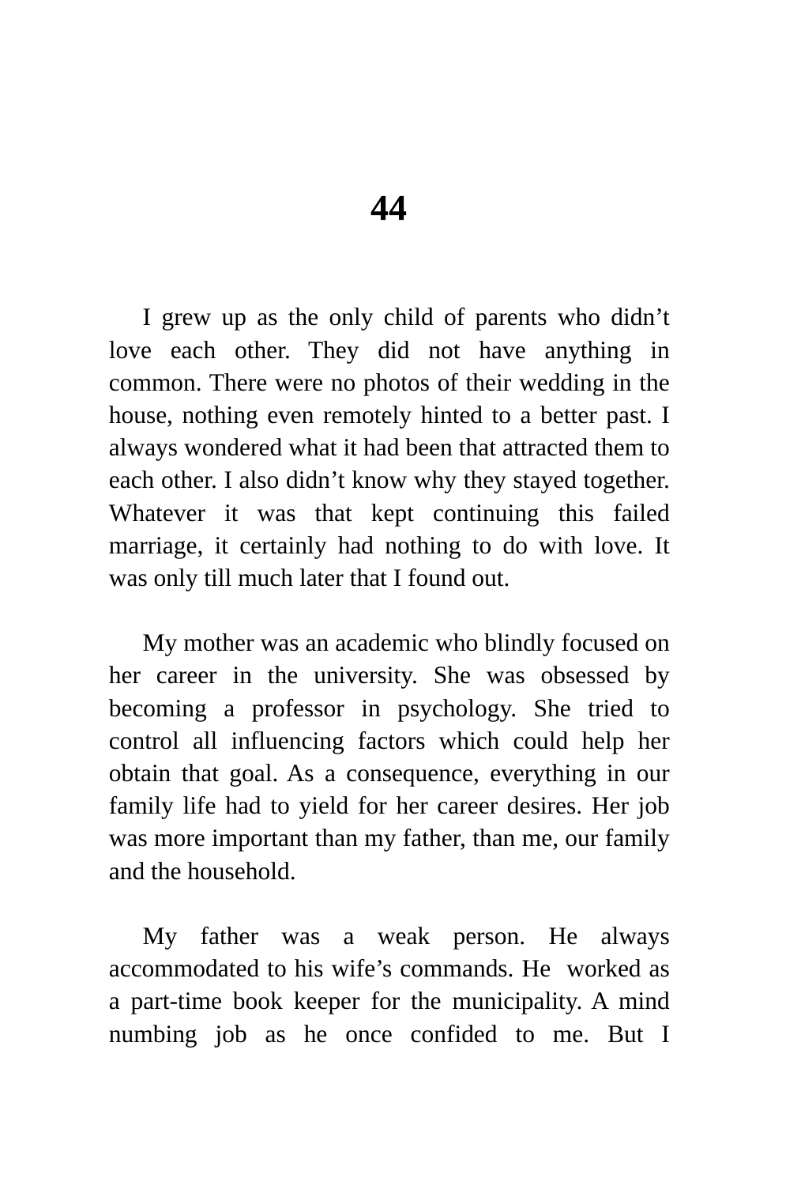# 44

I grew up as the only child of parents who didn't love each other. They did not have anything in common. There were no photos of their wedding in the house, nothing even remotely hinted to a better past. I always wondered what it had been that attracted them to each other. I also didn't know why they stayed together. Whatever it was that kept continuing this failed marriage, it certainly had nothing to do with love. It was only till much later that I found out.

My mother was an academic who blindly focused on her career in the university. She was obsessed by becoming a professor in psychology. She tried to control all influencing factors which could help her obtain that goal. As a consequence, everything in our family life had to yield for her career desires. Her job was more important than my father, than me, our family and the household.

My father was a weak person. He always accommodated to his wife's commands. He worked as a part-time book keeper for the municipality. A mind numbing job as he once confided to me. But I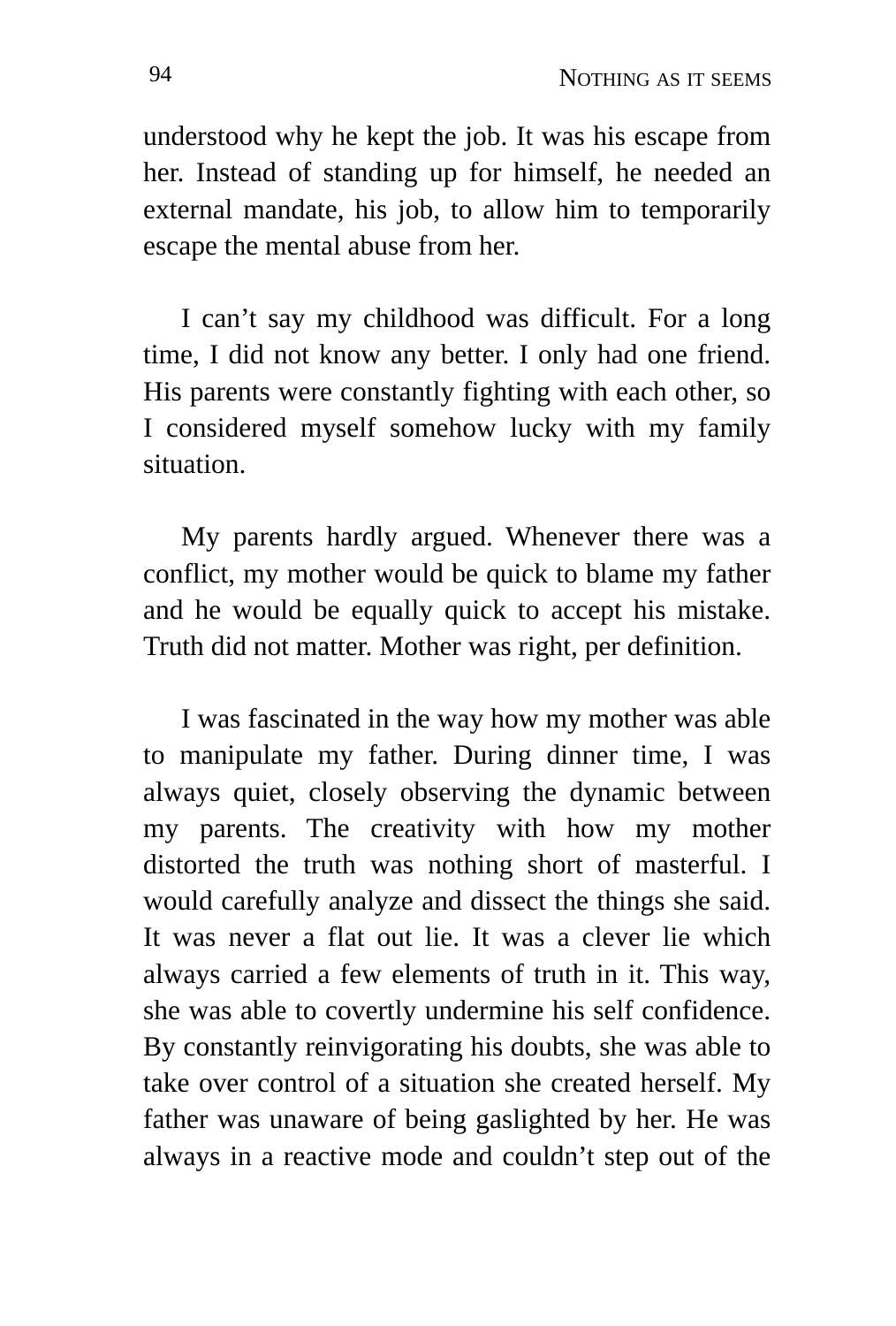understood why he kept the job. It was his escape from her. Instead of standing up for himself, he needed an external mandate, his job, to allow him to temporarily escape the mental abuse from her.

I can't say my childhood was difficult. For a long time, I did not know any better. I only had one friend. His parents were constantly fighting with each other, so I considered myself somehow lucky with my family situation.

My parents hardly argued. Whenever there was a conflict, my mother would be quick to blame my father and he would be equally quick to accept his mistake. Truth did not matter. Mother was right, per definition.

I was fascinated in the way how my mother was able to manipulate my father. During dinner time, I was always quiet, closely observing the dynamic between my parents. The creativity with how my mother distorted the truth was nothing short of masterful. I would carefully analyze and dissect the things she said. It was never a flat out lie. It was a clever lie which always carried a few elements of truth in it. This way, she was able to covertly undermine his self confidence. By constantly reinvigorating his doubts, she was able to take over control of a situation she created herself. My father was unaware of being gaslighted by her. He was always in a reactive mode and couldn't step out of the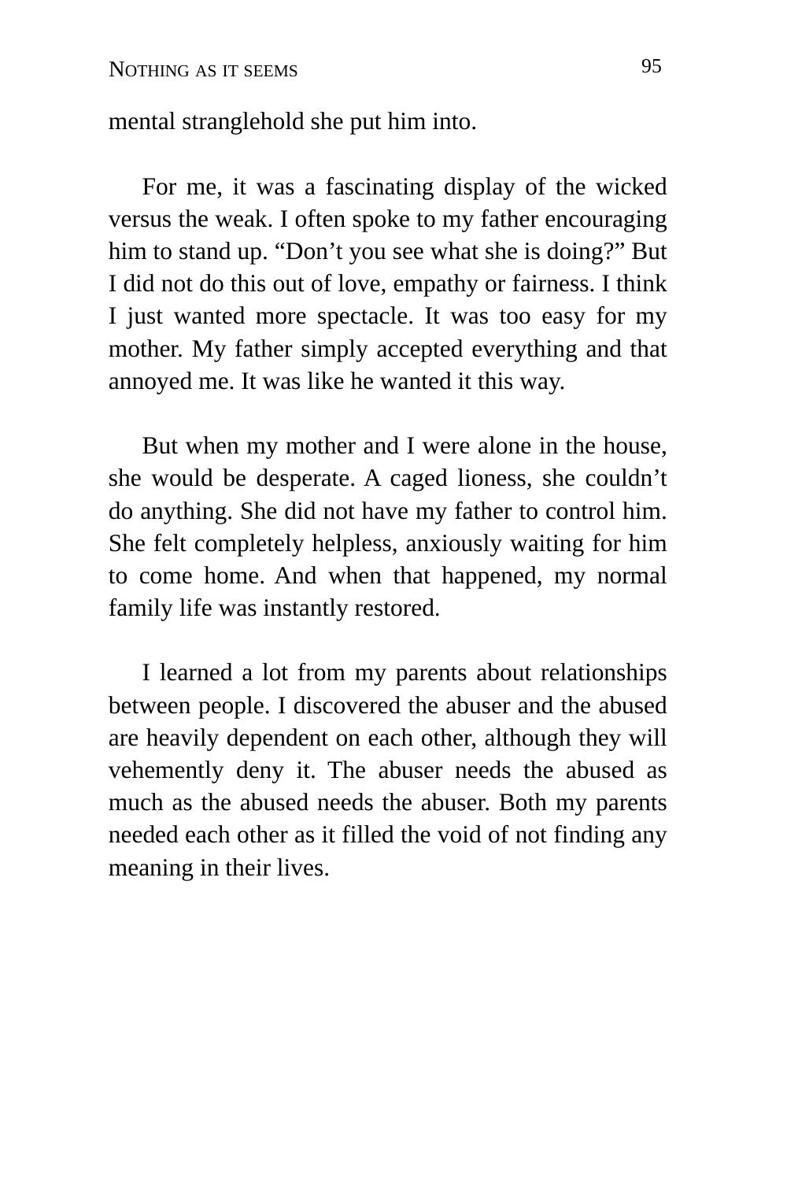mental stranglehold she put him into.

For me, it was a fascinating display of the wicked versus the weak. I often spoke to my father encouraging him to stand up. "Don't you see what she is doing?" But I did not do this out of love, empathy or fairness. I think I just wanted more spectacle. It was too easy for my mother. My father simply accepted everything and that annoyed me. It was like he wanted it this way.

But when my mother and I were alone in the house, she would be desperate. A caged lioness, she couldn't do anything. She did not have my father to control him. She felt completely helpless, anxiously waiting for him to come home. And when that happened, my normal family life was instantly restored.

I learned a lot from my parents about relationships between people. I discovered the abuser and the abused are heavily dependent on each other, although they will vehemently deny it. The abuser needs the abused as much as the abused needs the abuser. Both my parents needed each other as it filled the void of not finding any meaning in their lives.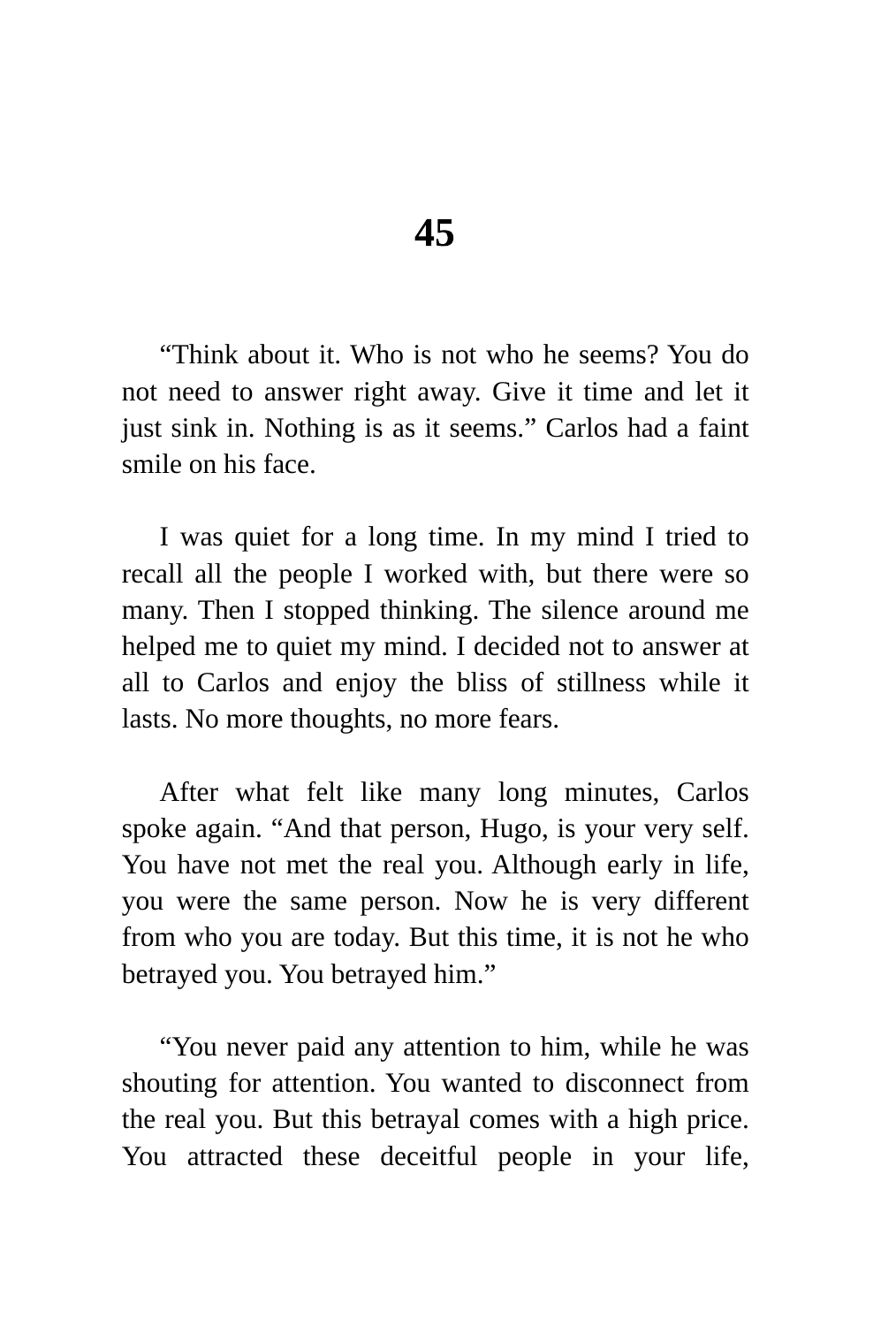# 45

"Think about it. Who is not who he seems? You do not need to answer right away. Give it time and let it just sink in. Nothing is as it seems." Carlos had a faint smile on his face.

I was quiet for a long time. In my mind I tried to recall all the people I worked with, but there were so many. Then I stopped thinking. The silence around me helped me to quiet my mind. I decided not to answer at all to Carlos and enjoy the bliss of stillness while it lasts. No more thoughts, no more fears.

After what felt like many long minutes, Carlos spoke again. "And that person, Hugo, is your very self. You have not met the real you. Although early in life, you were the same person. Now he is very different from who you are today. But this time, it is not he who betrayed you. You betrayed him."

"You never paid any attention to him, while he was shouting for attention. You wanted to disconnect from the real you. But this betrayal comes with a high price. You attracted these deceitful people in your life,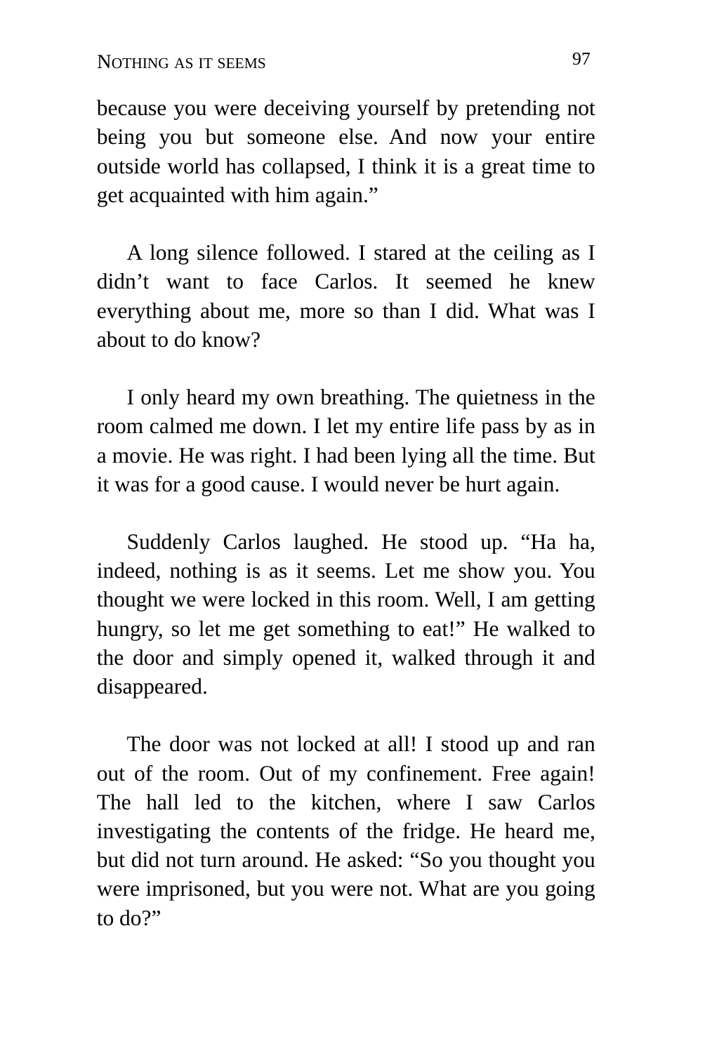because you were deceiving yourself by pretending not being you but someone else. And now your entire outside world has collapsed, I think it is a great time to get acquainted with him again."

A long silence followed. I stared at the ceiling as I didn't want to face Carlos. It seemed he knew everything about me, more so than I did. What was I about to do know?

I only heard my own breathing. The quietness in the room calmed me down. I let my entire life pass by as in a movie. He was right. I had been lying all the time. But it was for a good cause. I would never be hurt again.

Suddenly Carlos laughed. He stood up. "Ha ha, indeed, nothing is as it seems. Let me show you. You thought we were locked in this room. Well, I am getting hungry, so let me get something to eat!" He walked to the door and simply opened it, walked through it and disappeared.

The door was not locked at all! I stood up and ran out of the room. Out of my confinement. Free again! The hall led to the kitchen, where I saw Carlos investigating the contents of the fridge. He heard me, but did not turn around. He asked: "So you thought you were imprisoned, but you were not. What are you going to do?"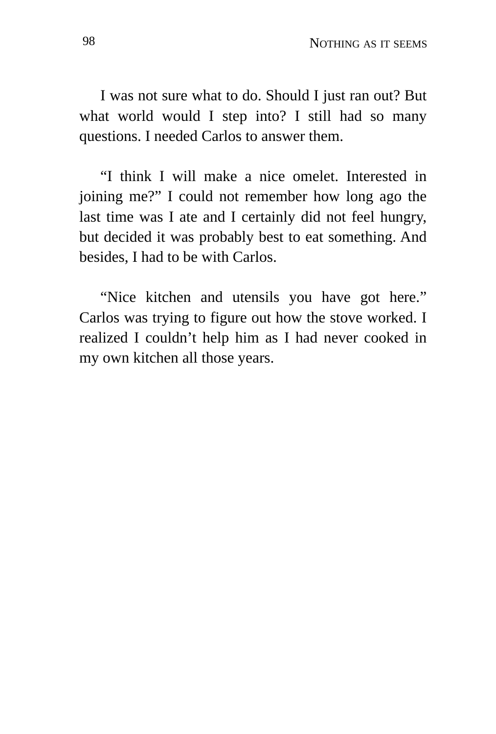I was not sure what to do. Should I just ran out? But what world would I step into? I still had so many questions. I needed Carlos to answer them.

“I think I will make a nice omelet. Interested in joining me?” I could not remember how long ago the last time was I ate and I certainly did not feel hungry, but decided it was probably best to eat something. And besides, I had to be with Carlos.

“Nice kitchen and utensils you have got here.” Carlos was trying to figure out how the stove worked. I realized I couldn’t help him as I had never cooked in my own kitchen all those years.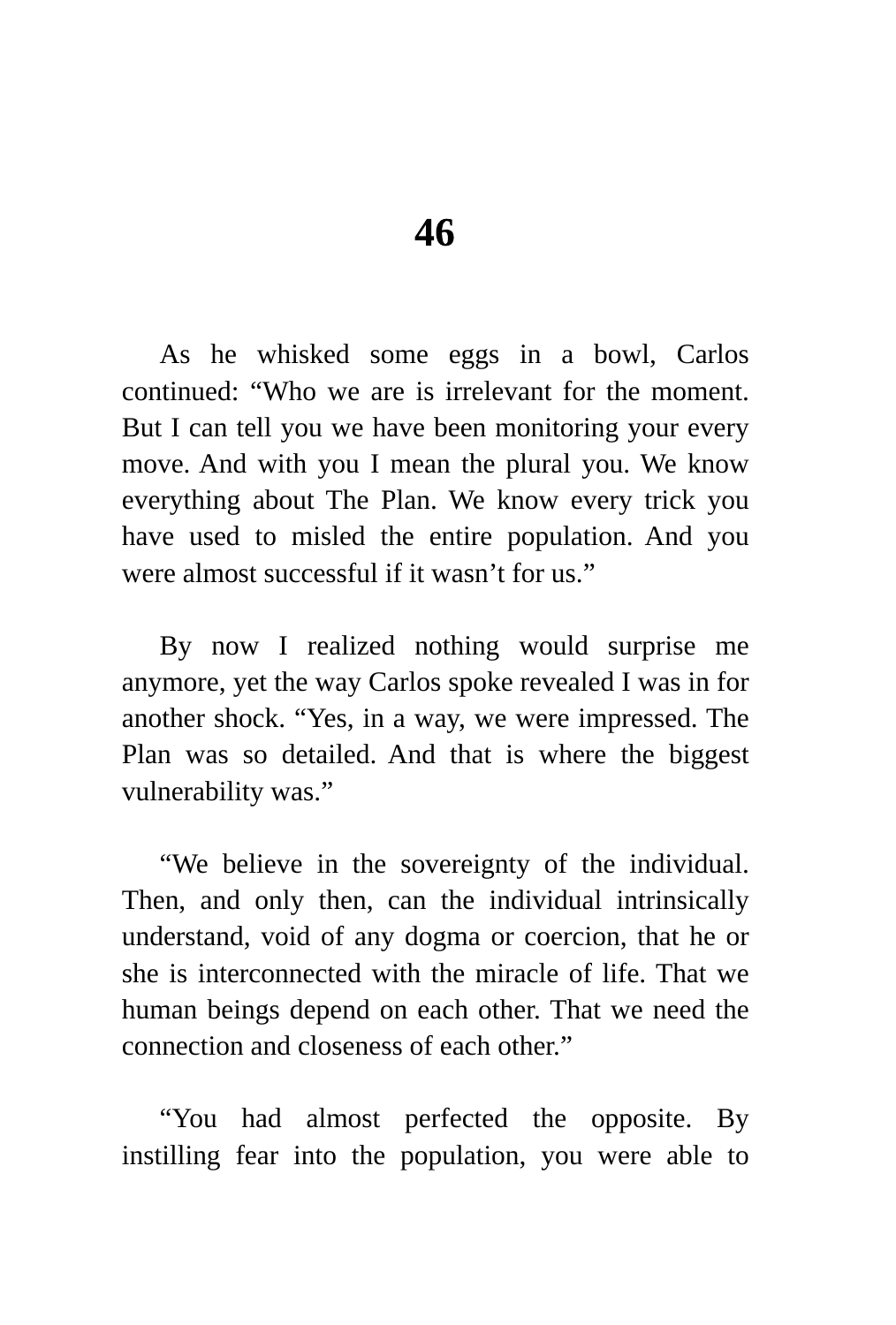# 46

As he whisked some eggs in a bowl, Carlos continued: “Who we are is irrelevant for the moment. But I can tell you we have been monitoring your every move. And with you I mean the plural you. We know everything about The Plan. We know every trick you have used to misled the entire population. And you were almost successful if it wasn’t for us.”

By now I realized nothing would surprise me anymore, yet the way Carlos spoke revealed I was in for another shock. “Yes, in a way, we were impressed. The Plan was so detailed. And that is where the biggest vulnerability was.”

“We believe in the sovereignty of the individual. Then, and only then, can the individual intrinsically understand, void of any dogma or coercion, that he or she is interconnected with the miracle of life. That we human beings depend on each other. That we need the connection and closeness of each other.”

“You had almost perfected the opposite. By instilling fear into the population, you were able to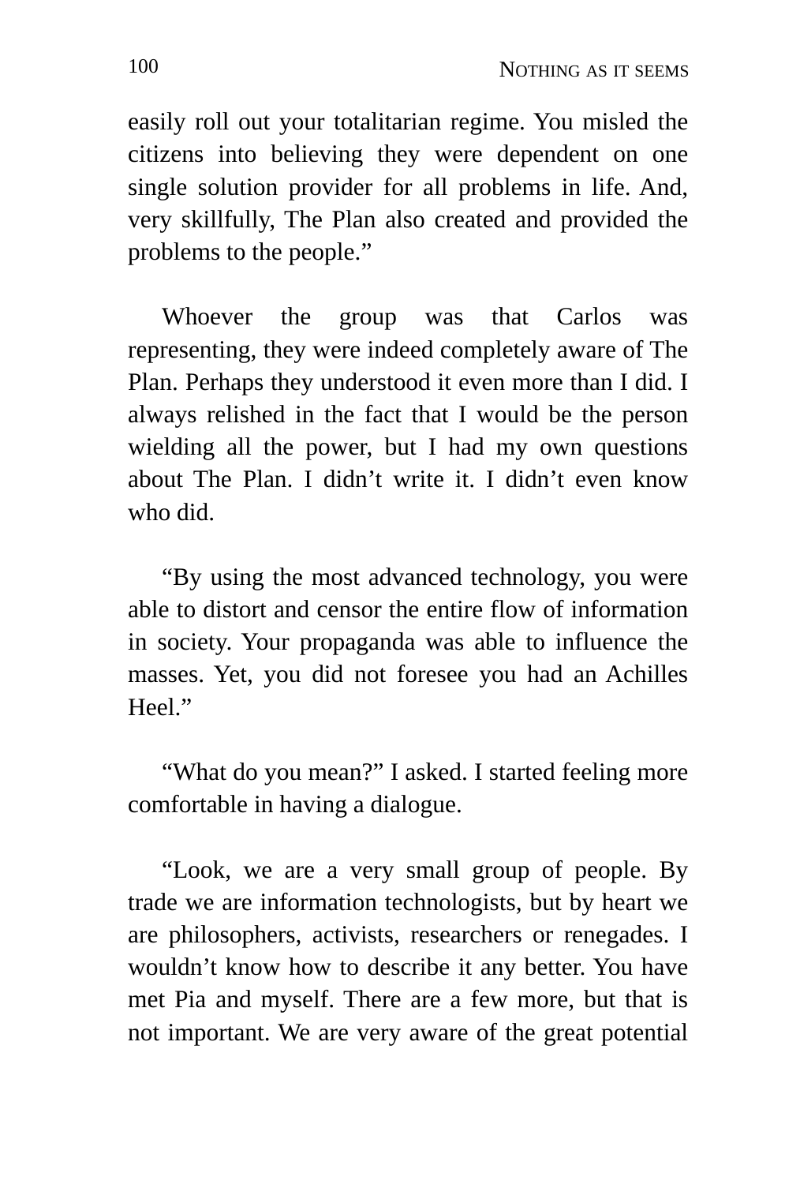easily roll out your totalitarian regime. You misled the citizens into believing they were dependent on one single solution provider for all problems in life. And, very skillfully, The Plan also created and provided the problems to the people."

Whoever the group was that Carlos was representing, they were indeed completely aware of The Plan. Perhaps they understood it even more than I did. I always relished in the fact that I would be the person wielding all the power, but I had my own questions about The Plan. I didn't write it. I didn't even know who did.

"By using the most advanced technology, you were able to distort and censor the entire flow of information in society. Your propaganda was able to influence the masses. Yet, you did not foresee you had an Achilles Heel."

"What do you mean?" I asked. I started feeling more comfortable in having a dialogue.

"Look, we are a very small group of people. By trade we are information technologists, but by heart we are philosophers, activists, researchers or renegades. I wouldn't know how to describe it any better. You have met Pia and myself. There are a few more, but that is not important. We are very aware of the great potential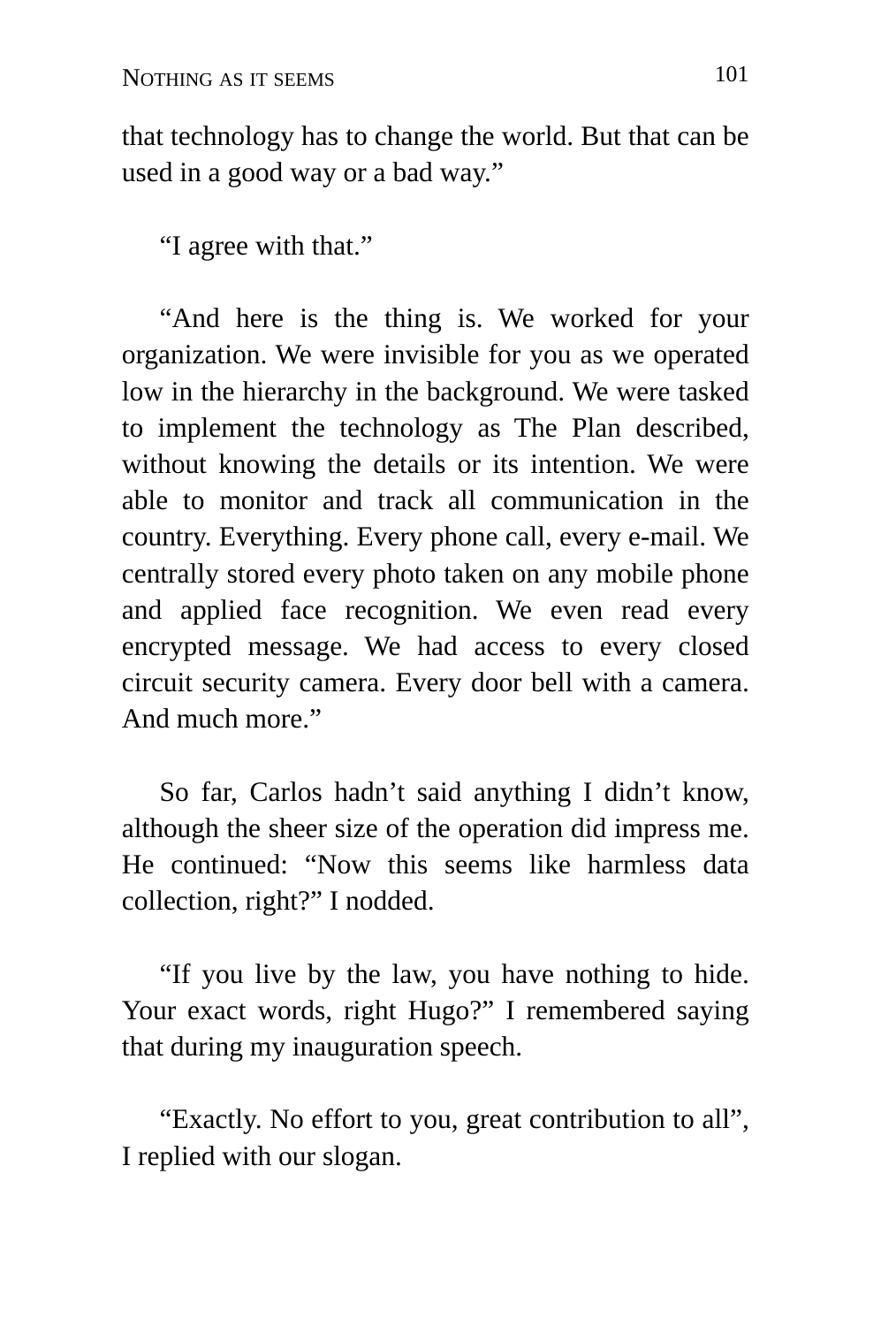that technology has to change the world. But that can be used in a good way or a bad way."

"I agree with that."

"And here is the thing is. We worked for your organization. We were invisible for you as we operated low in the hierarchy in the background. We were tasked to implement the technology as The Plan described, without knowing the details or its intention. We were able to monitor and track all communication in the country. Everything. Every phone call, every e-mail. We centrally stored every photo taken on any mobile phone and applied face recognition. We even read every encrypted message. We had access to every closed circuit security camera. Every door bell with a camera. And much more."

So far, Carlos hadn't said anything I didn't know, although the sheer size of the operation did impress me. He continued: "Now this seems like harmless data collection, right?" I nodded.

"If you live by the law, you have nothing to hide. Your exact words, right Hugo?" I remembered saying that during my inauguration speech.

"Exactly. No effort to you, great contribution to all", I replied with our slogan.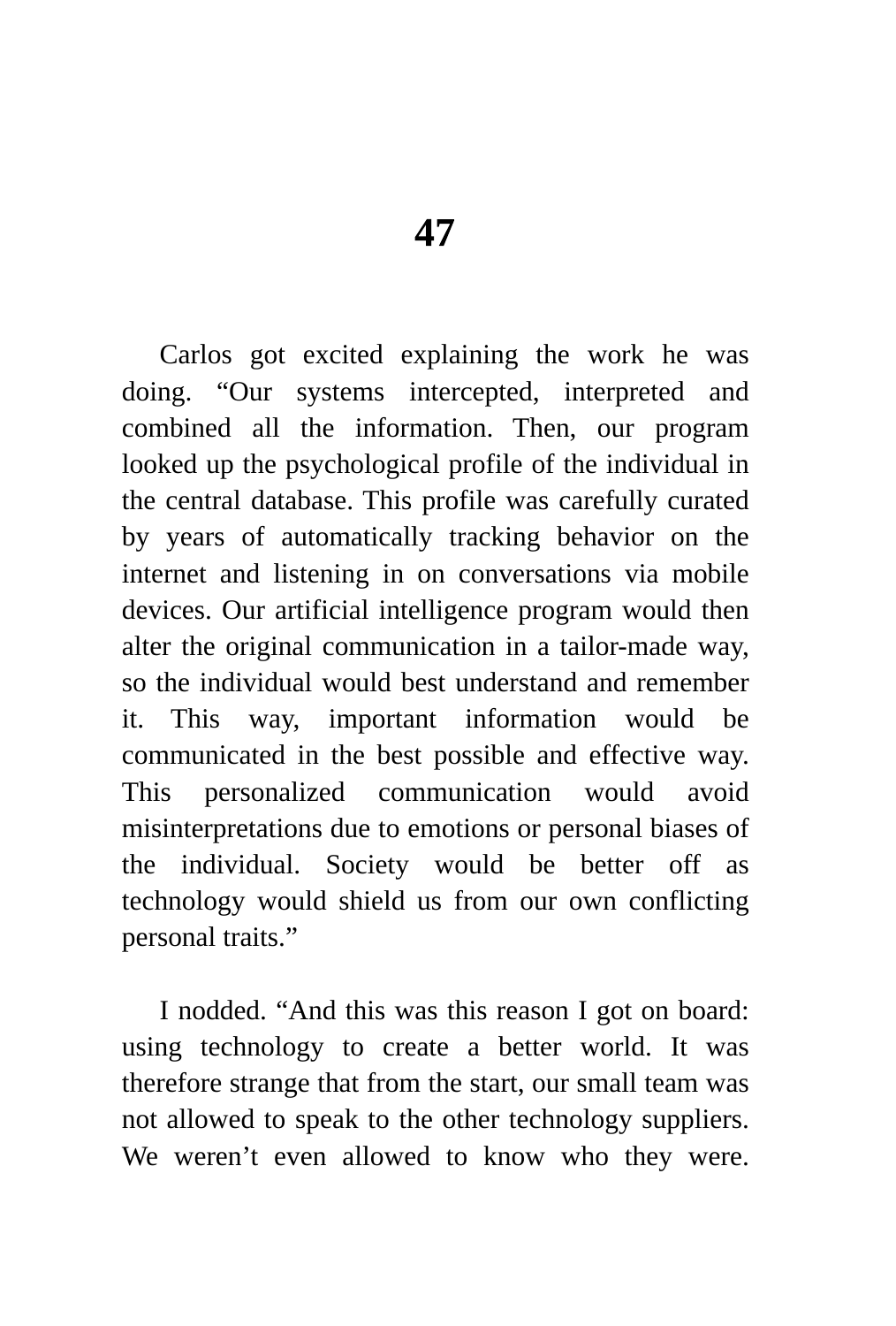# 47

Carlos got excited explaining the work he was doing. “Our systems intercepted, interpreted and combined all the information. Then, our program looked up the psychological profile of the individual in the central database. This profile was carefully curated by years of automatically tracking behavior on the internet and listening in on conversations via mobile devices. Our artificial intelligence program would then alter the original communication in a tailor-made way, so the individual would best understand and remember it. This way, important information would be communicated in the best possible and effective way. This personalized communication would avoid misinterpretations due to emotions or personal biases of the individual. Society would be better off as technology would shield us from our own conflicting personal traits.”

I nodded. “And this was this reason I got on board: using technology to create a better world. It was therefore strange that from the start, our small team was not allowed to speak to the other technology suppliers. We weren’t even allowed to know who they were.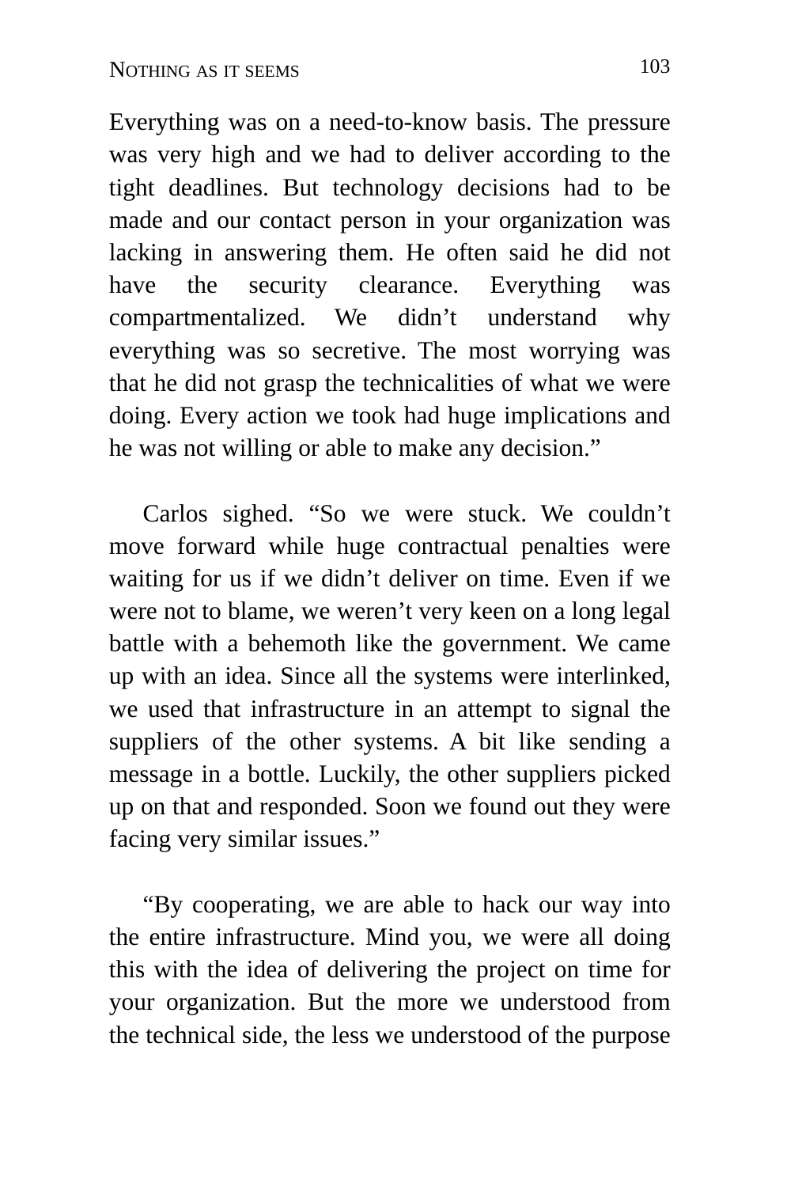Everything was on a need-to-know basis. The pressure was very high and we had to deliver according to the tight deadlines. But technology decisions had to be made and our contact person in your organization was lacking in answering them. He often said he did not have the security clearance. Everything was compartmentalized. We didn't understand why everything was so secretive. The most worrying was that he did not grasp the technicalities of what we were doing. Every action we took had huge implications and he was not willing or able to make any decision."

Carlos sighed. "So we were stuck. We couldn't move forward while huge contractual penalties were waiting for us if we didn't deliver on time. Even if we were not to blame, we weren't very keen on a long legal battle with a behemoth like the government. We came up with an idea. Since all the systems were interlinked, we used that infrastructure in an attempt to signal the suppliers of the other systems. A bit like sending a message in a bottle. Luckily, the other suppliers picked up on that and responded. Soon we found out they were facing very similar issues."

"By cooperating, we are able to hack our way into the entire infrastructure. Mind you, we were all doing this with the idea of delivering the project on time for your organization. But the more we understood from the technical side, the less we understood of the purpose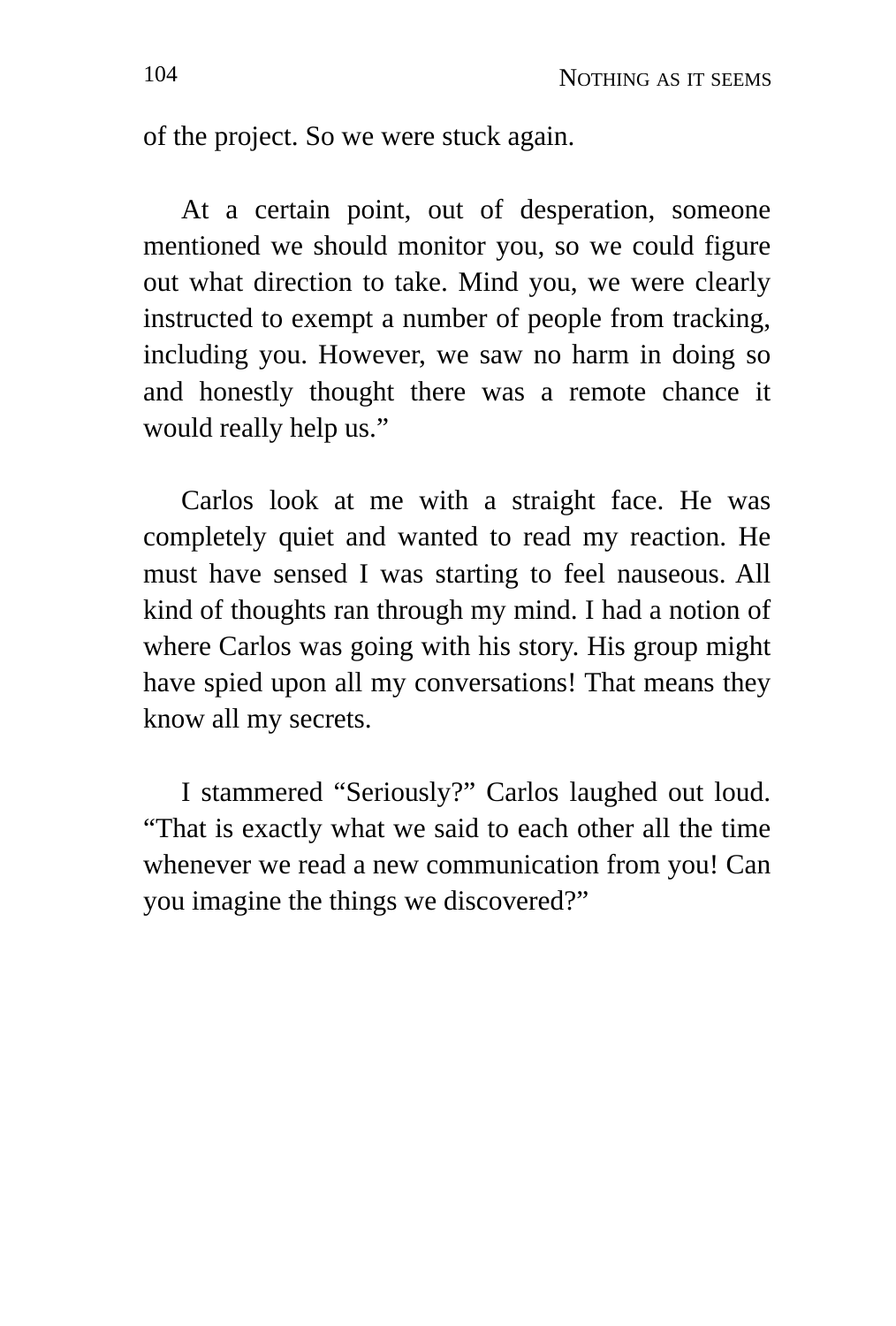of the project. So we were stuck again.

At a certain point, out of desperation, someone mentioned we should monitor you, so we could figure out what direction to take. Mind you, we were clearly instructed to exempt a number of people from tracking, including you. However, we saw no harm in doing so and honestly thought there was a remote chance it would really help us."

Carlos look at me with a straight face. He was completely quiet and wanted to read my reaction. He must have sensed I was starting to feel nauseous. All kind of thoughts ran through my mind. I had a notion of where Carlos was going with his story. His group might have spied upon all my conversations! That means they know all my secrets.

I stammered "Seriously?" Carlos laughed out loud. "That is exactly what we said to each other all the time whenever we read a new communication from you! Can you imagine the things we discovered?"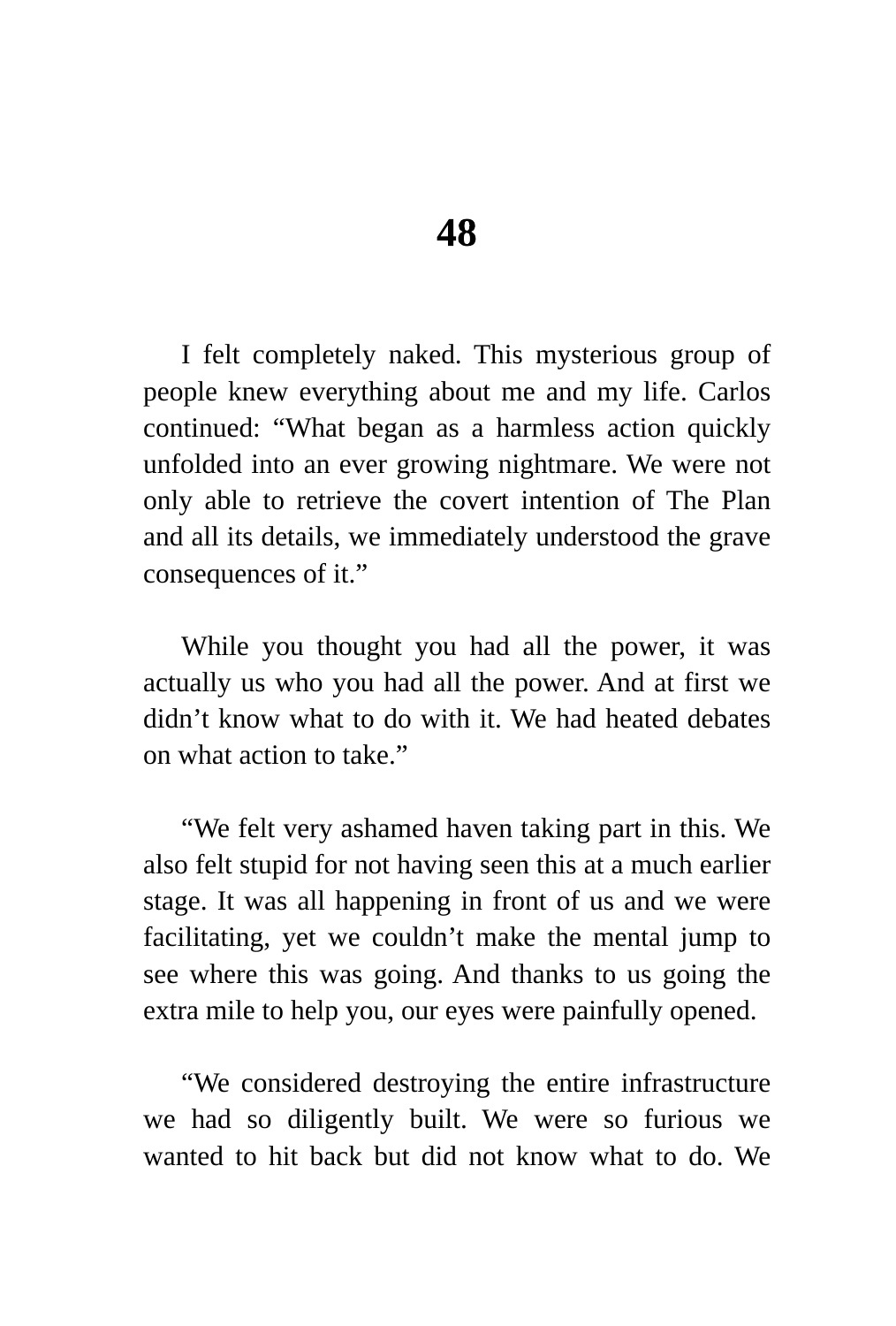# 48

I felt completely naked. This mysterious group of people knew everything about me and my life. Carlos continued: “What began as a harmless action quickly unfolded into an ever growing nightmare. We were not only able to retrieve the covert intention of The Plan and all its details, we immediately understood the grave consequences of it.”

While you thought you had all the power, it was actually us who you had all the power. And at first we didn’t know what to do with it. We had heated debates on what action to take.”

“We felt very ashamed haven taking part in this. We also felt stupid for not having seen this at a much earlier stage. It was all happening in front of us and we were facilitating, yet we couldn’t make the mental jump to see where this was going. And thanks to us going the extra mile to help you, our eyes were painfully opened.

“We considered destroying the entire infrastructure we had so diligently built. We were so furious we wanted to hit back but did not know what to do. We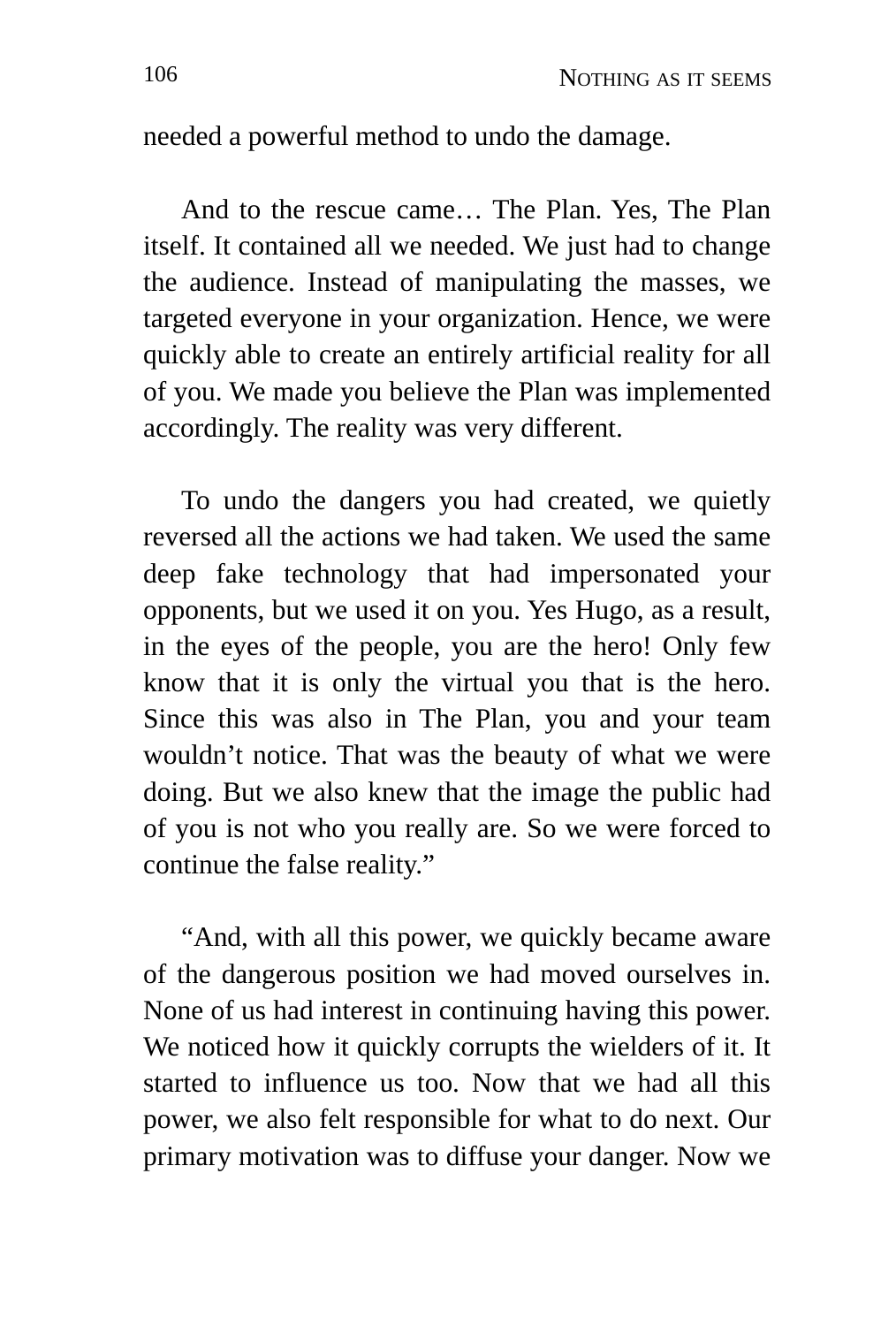needed a powerful method to undo the damage.

And to the rescue came… The Plan. Yes, The Plan itself. It contained all we needed. We just had to change the audience. Instead of manipulating the masses, we targeted everyone in your organization. Hence, we were quickly able to create an entirely artificial reality for all of you. We made you believe the Plan was implemented accordingly. The reality was very different.

To undo the dangers you had created, we quietly reversed all the actions we had taken. We used the same deep fake technology that had impersonated your opponents, but we used it on you. Yes Hugo, as a result, in the eyes of the people, you are the hero! Only few know that it is only the virtual you that is the hero. Since this was also in The Plan, you and your team wouldn't notice. That was the beauty of what we were doing. But we also knew that the image the public had of you is not who you really are. So we were forced to continue the false reality."

"And, with all this power, we quickly became aware of the dangerous position we had moved ourselves in. None of us had interest in continuing having this power. We noticed how it quickly corrupts the wielders of it. It started to influence us too. Now that we had all this power, we also felt responsible for what to do next. Our primary motivation was to diffuse your danger. Now we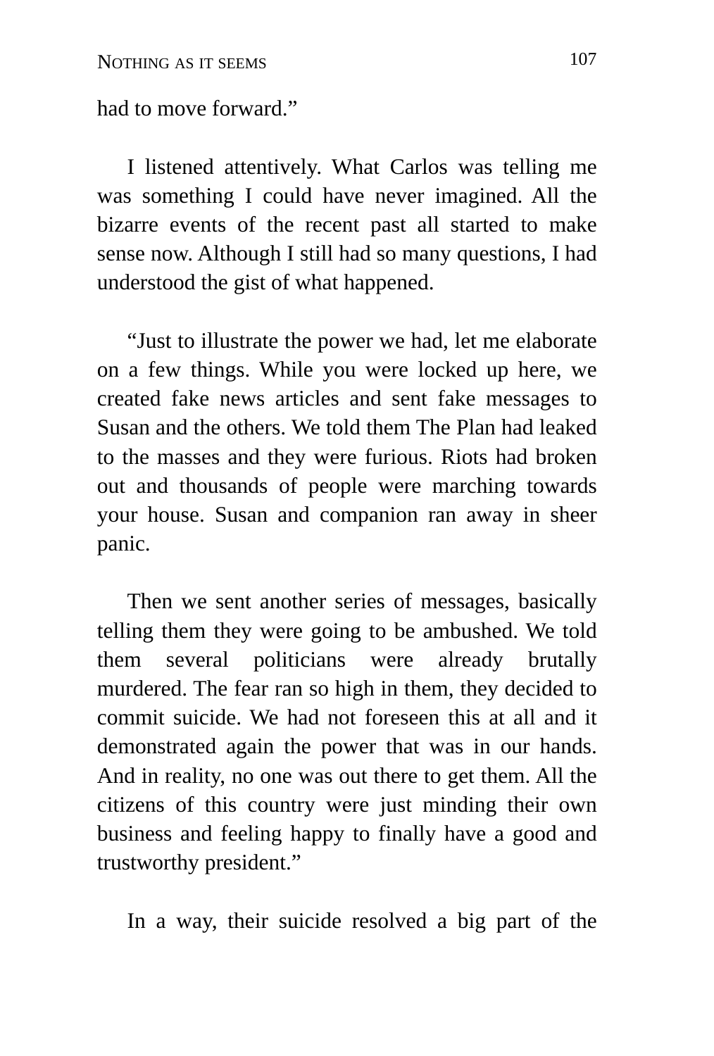had to move forward."

I listened attentively. What Carlos was telling me was something I could have never imagined. All the bizarre events of the recent past all started to make sense now. Although I still had so many questions, I had understood the gist of what happened.

"Just to illustrate the power we had, let me elaborate on a few things. While you were locked up here, we created fake news articles and sent fake messages to Susan and the others. We told them The Plan had leaked to the masses and they were furious. Riots had broken out and thousands of people were marching towards your house. Susan and companion ran away in sheer panic.

Then we sent another series of messages, basically telling them they were going to be ambushed. We told them several politicians were already brutally murdered. The fear ran so high in them, they decided to commit suicide. We had not foreseen this at all and it demonstrated again the power that was in our hands. And in reality, no one was out there to get them. All the citizens of this country were just minding their own business and feeling happy to finally have a good and trustworthy president."

In a way, their suicide resolved a big part of the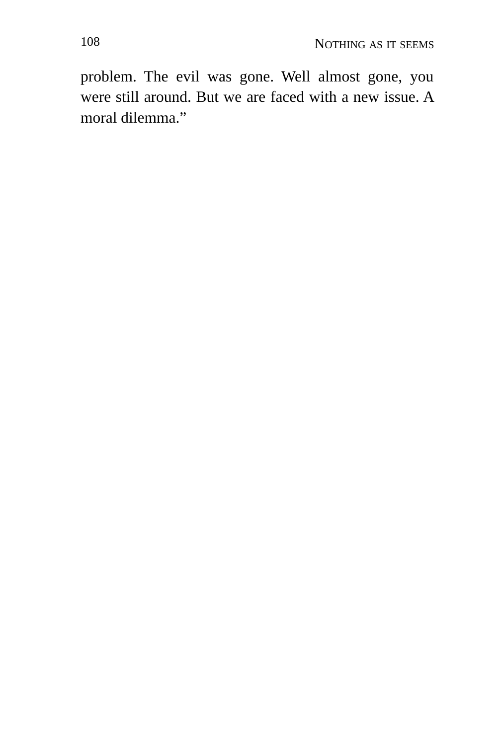problem. The evil was gone. Well almost gone, you were still around. But we are faced with a new issue. A moral dilemma.”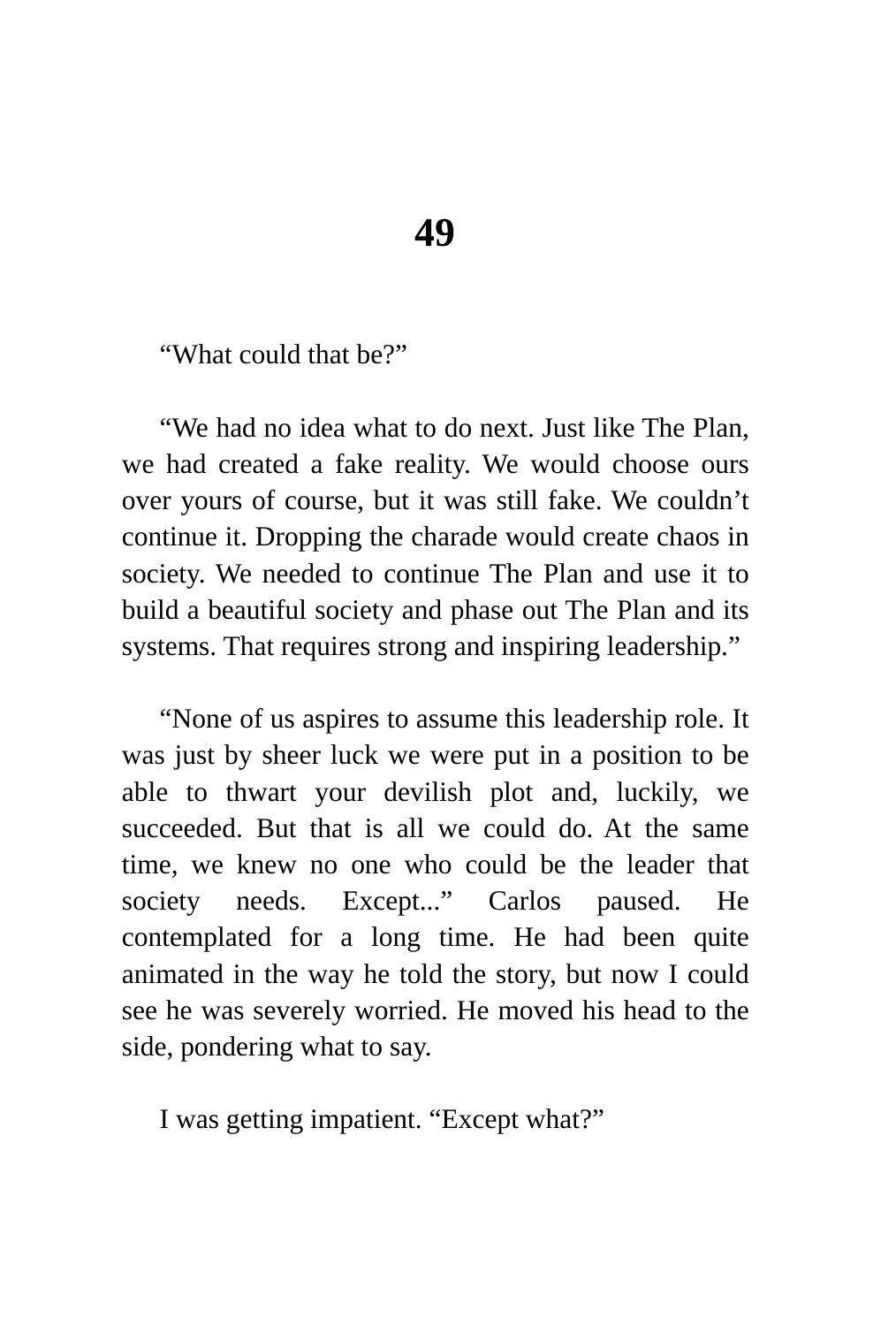# 49

“What could that be?”

“We had no idea what to do next. Just like The Plan, we had created a fake reality. We would choose ours over yours of course, but it was still fake. We couldn’t continue it. Dropping the charade would create chaos in society. We needed to continue The Plan and use it to build a beautiful society and phase out The Plan and its systems. That requires strong and inspiring leadership.”

“None of us aspires to assume this leadership role. It was just by sheer luck we were put in a position to be able to thwart your devilish plot and, luckily, we succeeded. But that is all we could do. At the same time, we knew no one who could be the leader that society needs. Except...” Carlos paused. He contemplated for a long time. He had been quite animated in the way he told the story, but now I could see he was severely worried. He moved his head to the side, pondering what to say.

I was getting impatient. “Except what?”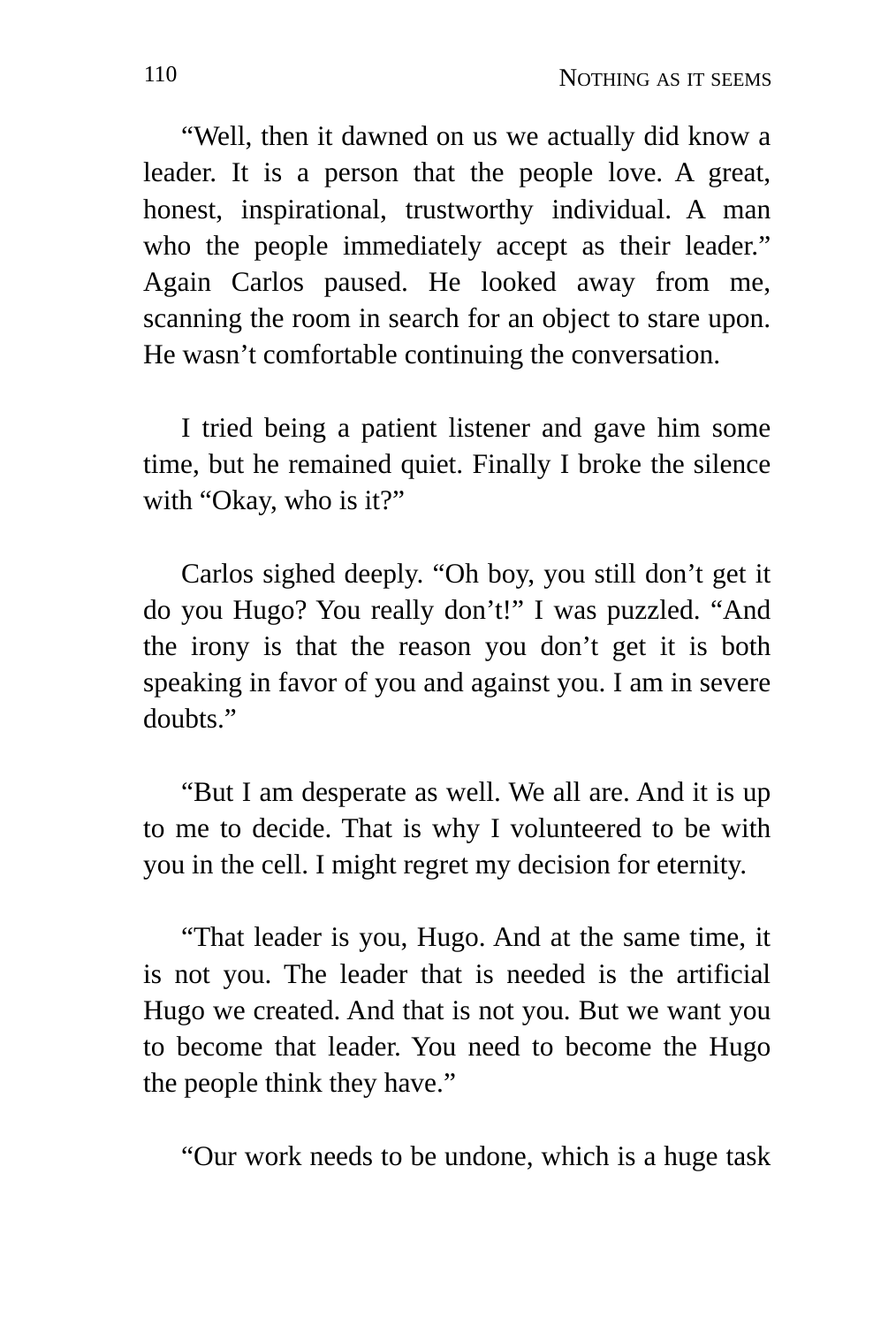"Well, then it dawned on us we actually did know a leader. It is a person that the people love. A great, honest, inspirational, trustworthy individual. A man who the people immediately accept as their leader." Again Carlos paused. He looked away from me, scanning the room in search for an object to stare upon. He wasn't comfortable continuing the conversation.

I tried being a patient listener and gave him some time, but he remained quiet. Finally I broke the silence with "Okay, who is it?"

Carlos sighed deeply. "Oh boy, you still don't get it do you Hugo? You really don't!" I was puzzled. "And the irony is that the reason you don't get it is both speaking in favor of you and against you. I am in severe doubts."

"But I am desperate as well. We all are. And it is up to me to decide. That is why I volunteered to be with you in the cell. I might regret my decision for eternity.

"That leader is you, Hugo. And at the same time, it is not you. The leader that is needed is the artificial Hugo we created. And that is not you. But we want you to become that leader. You need to become the Hugo the people think they have."

"Our work needs to be undone, which is a huge task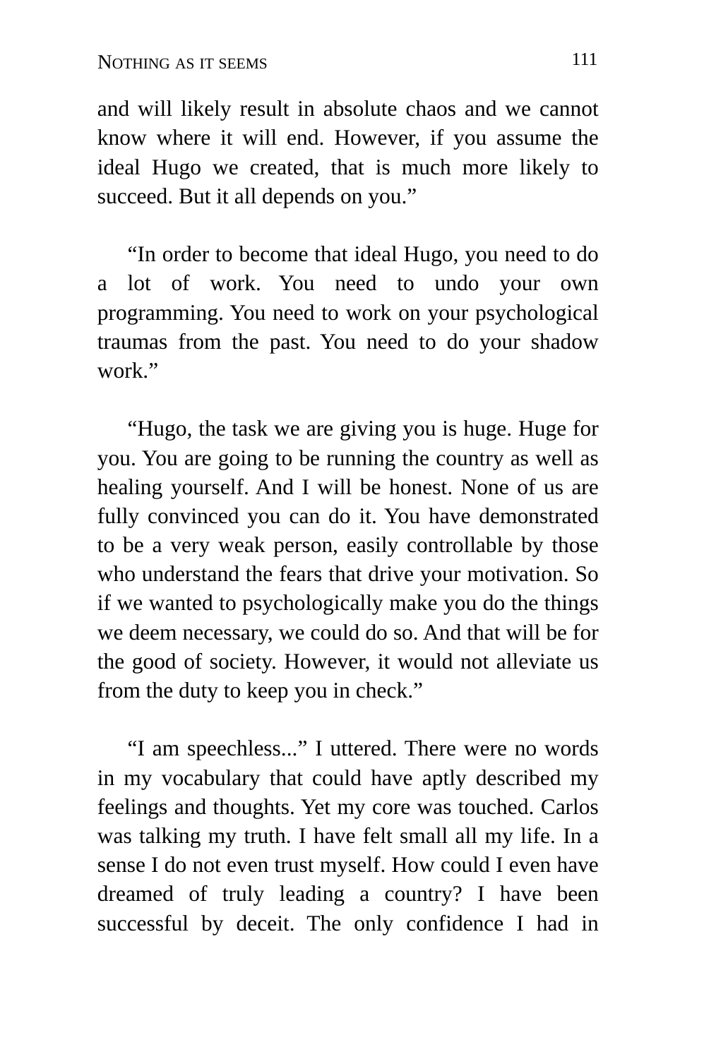and will likely result in absolute chaos and we cannot know where it will end. However, if you assume the ideal Hugo we created, that is much more likely to succeed. But it all depends on you.”

“In order to become that ideal Hugo, you need to do a lot of work. You need to undo your own programming. You need to work on your psychological traumas from the past. You need to do your shadow work.”

“Hugo, the task we are giving you is huge. Huge for you. You are going to be running the country as well as healing yourself. And I will be honest. None of us are fully convinced you can do it. You have demonstrated to be a very weak person, easily controllable by those who understand the fears that drive your motivation. So if we wanted to psychologically make you do the things we deem necessary, we could do so. And that will be for the good of society. However, it would not alleviate us from the duty to keep you in check.”

“I am speechless...” I uttered. There were no words in my vocabulary that could have aptly described my feelings and thoughts. Yet my core was touched. Carlos was talking my truth. I have felt small all my life. In a sense I do not even trust myself. How could I even have dreamed of truly leading a country? I have been successful by deceit. The only confidence I had in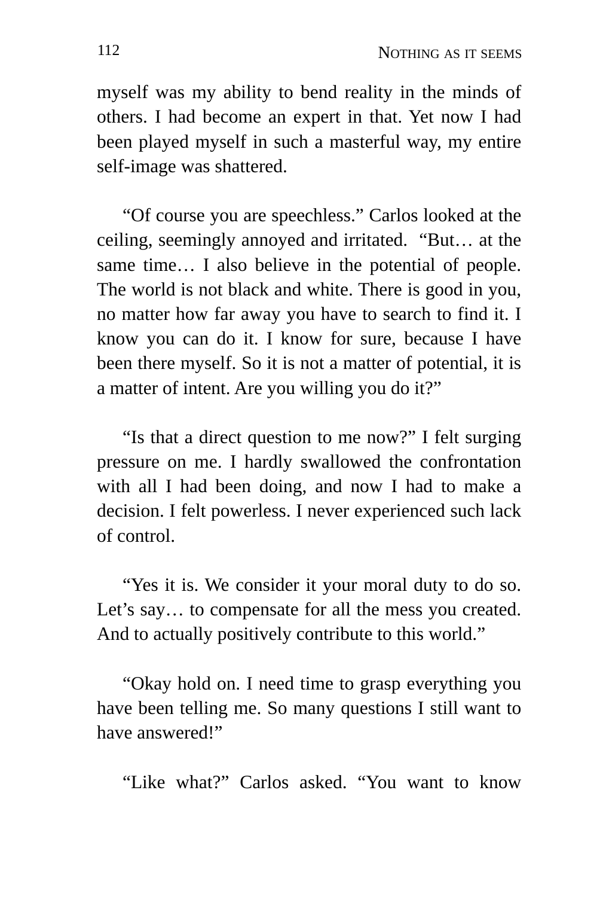myself was my ability to bend reality in the minds of others. I had become an expert in that. Yet now I had been played myself in such a masterful way, my entire self-image was shattered.

"Of course you are speechless." Carlos looked at the ceiling, seemingly annoyed and irritated. "But… at the same time… I also believe in the potential of people. The world is not black and white. There is good in you, no matter how far away you have to search to find it. I know you can do it. I know for sure, because I have been there myself. So it is not a matter of potential, it is a matter of intent. Are you willing you do it?"

"Is that a direct question to me now?" I felt surging pressure on me. I hardly swallowed the confrontation with all I had been doing, and now I had to make a decision. I felt powerless. I never experienced such lack of control.

"Yes it is. We consider it your moral duty to do so. Let's say… to compensate for all the mess you created. And to actually positively contribute to this world."

"Okay hold on. I need time to grasp everything you have been telling me. So many questions I still want to have answered!"

"Like what?" Carlos asked. "You want to know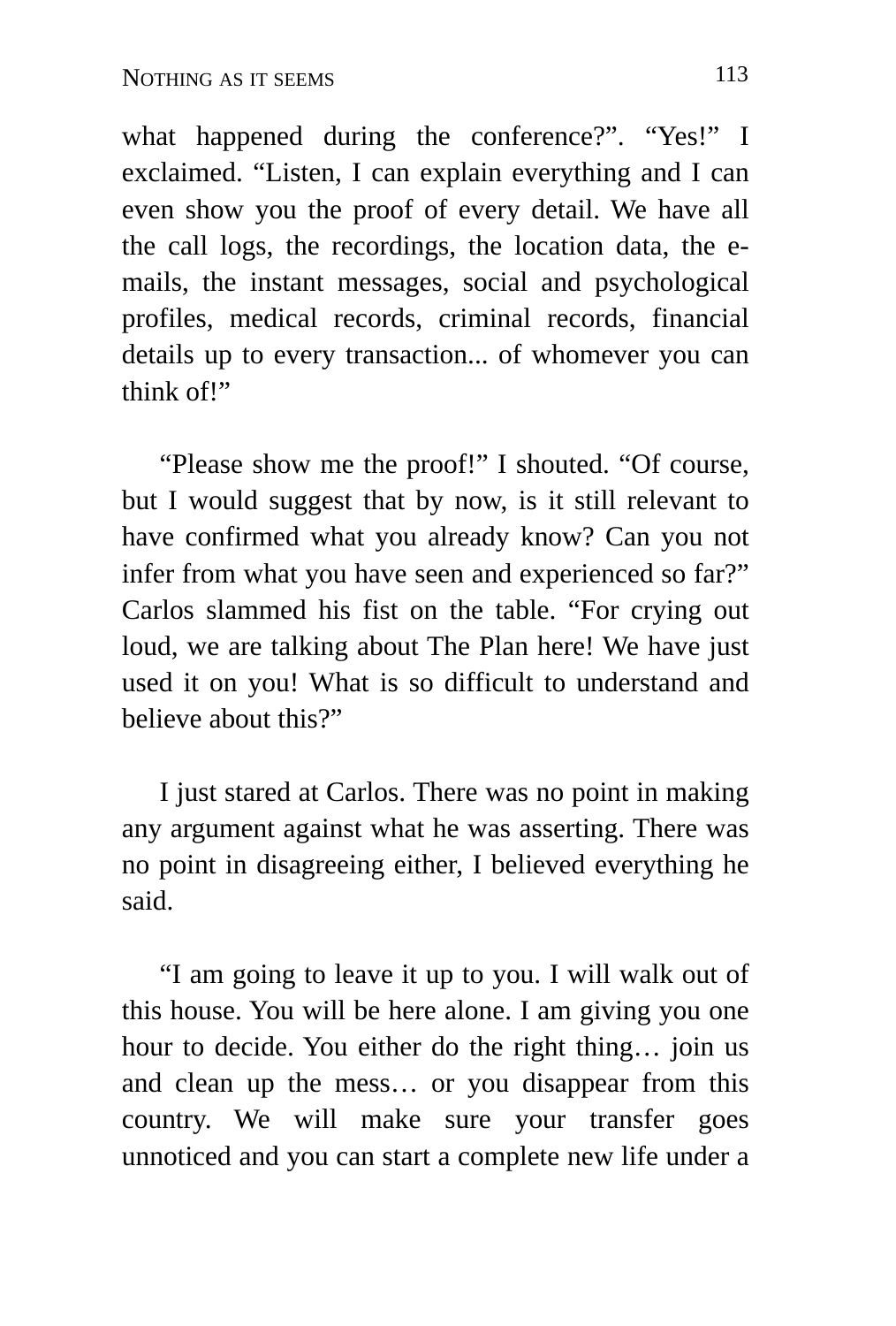what happened during the conference?". "Yes!" I exclaimed. "Listen, I can explain everything and I can even show you the proof of every detail. We have all the call logs, the recordings, the location data, the e-mails, the instant messages, social and psychological profiles, medical records, criminal records, financial details up to every transaction... of whomever you can think of!"

"Please show me the proof!" I shouted. "Of course, but I would suggest that by now, is it still relevant to have confirmed what you already know? Can you not infer from what you have seen and experienced so far?" Carlos slammed his fist on the table. "For crying out loud, we are talking about The Plan here! We have just used it on you! What is so difficult to understand and believe about this?"

I just stared at Carlos. There was no point in making any argument against what he was asserting. There was no point in disagreeing either, I believed everything he said.

"I am going to leave it up to you. I will walk out of this house. You will be here alone. I am giving you one hour to decide. You either do the right thing… join us and clean up the mess… or you disappear from this country. We will make sure your transfer goes unnoticed and you can start a complete new life under a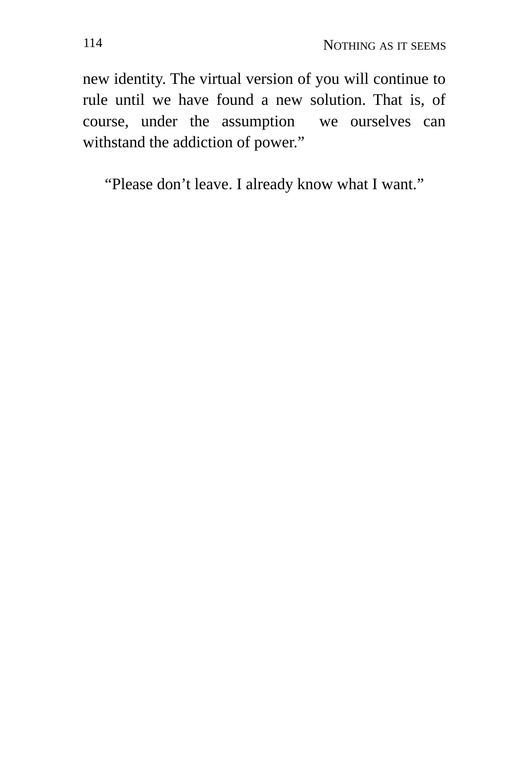new identity. The virtual version of you will continue to rule until we have found a new solution. That is, of course, under the assumption we ourselves can withstand the addiction of power."

"Please don't leave. I already know what I want."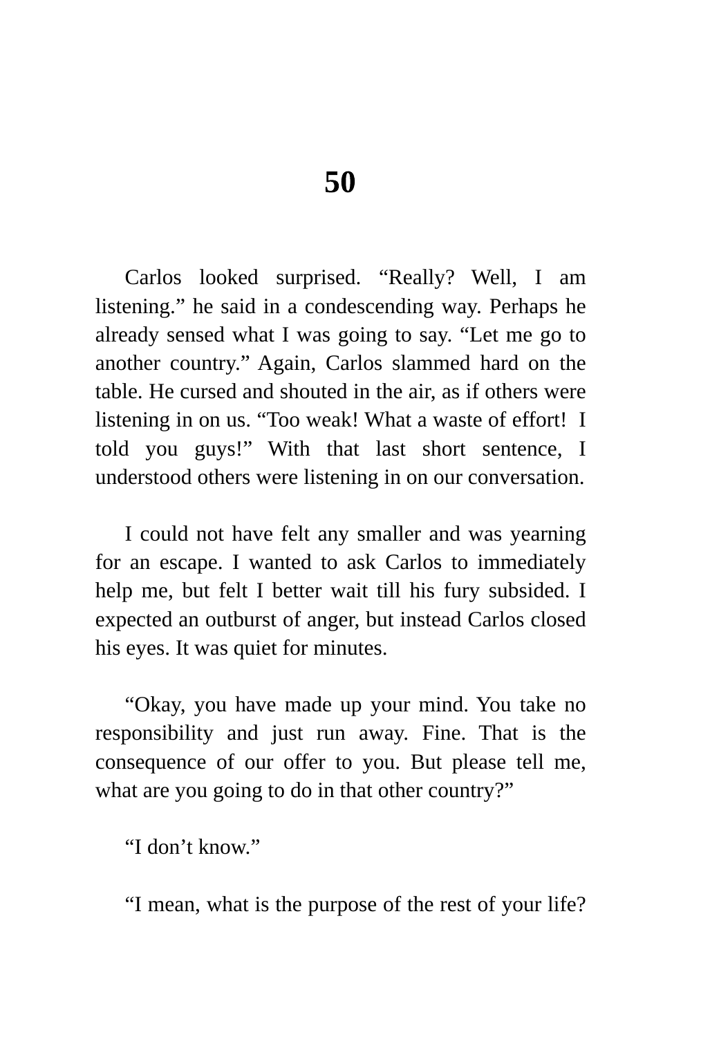# 50

Carlos looked surprised. “Really? Well, I am listening.” he said in a condescending way. Perhaps he already sensed what I was going to say. “Let me go to another country.” Again, Carlos slammed hard on the table. He cursed and shouted in the air, as if others were listening in on us. “Too weak! What a waste of effort! I told you guys!” With that last short sentence, I understood others were listening in on our conversation.

I could not have felt any smaller and was yearning for an escape. I wanted to ask Carlos to immediately help me, but felt I better wait till his fury subsided. I expected an outburst of anger, but instead Carlos closed his eyes. It was quiet for minutes.

“Okay, you have made up your mind. You take no responsibility and just run away. Fine. That is the consequence of our offer to you. But please tell me, what are you going to do in that other country?”

“I don’t know.”

“I mean, what is the purpose of the rest of your life?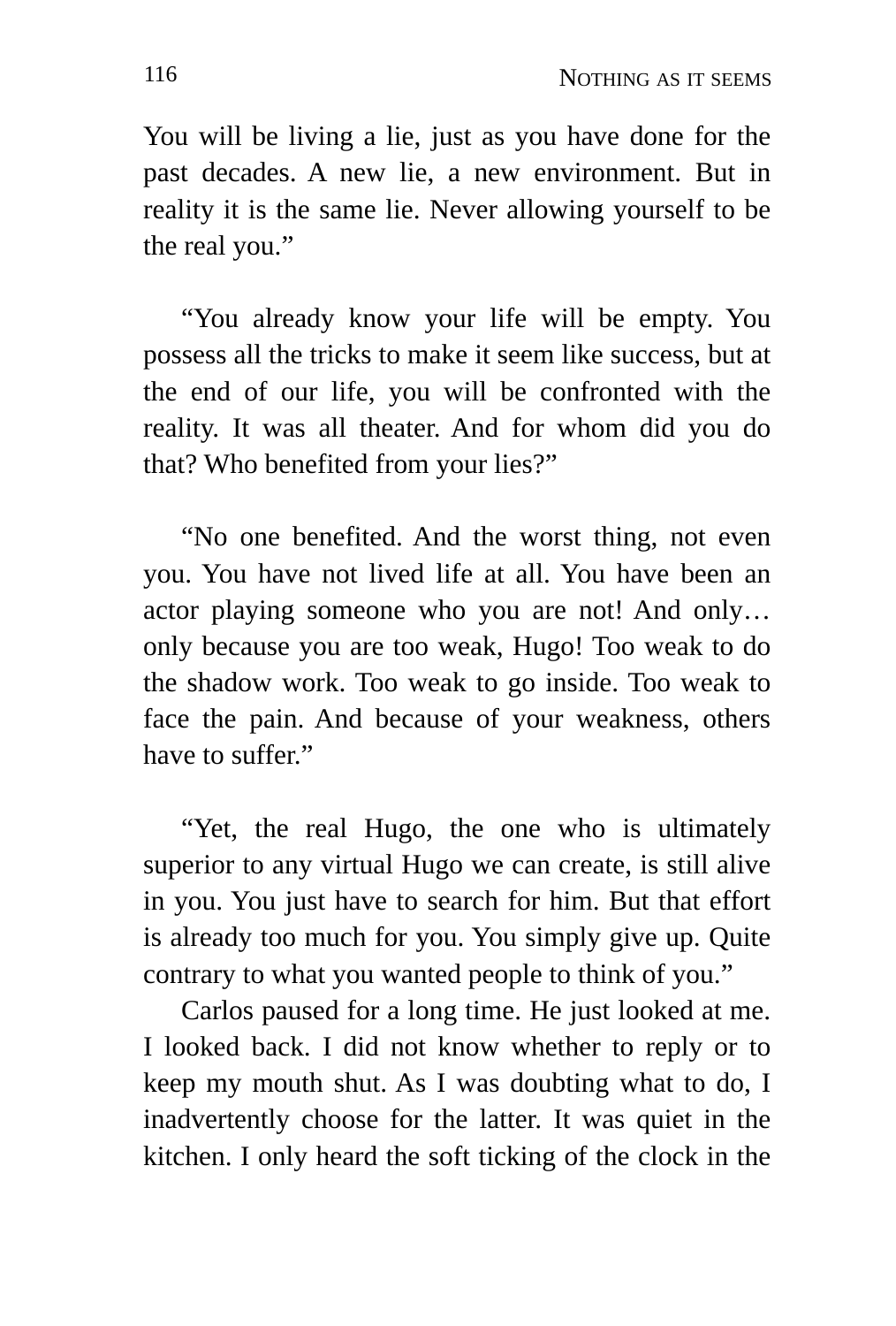You will be living a lie, just as you have done for the past decades. A new lie, a new environment. But in reality it is the same lie. Never allowing yourself to be the real you."

"You already know your life will be empty. You possess all the tricks to make it seem like success, but at the end of our life, you will be confronted with the reality. It was all theater. And for whom did you do that? Who benefited from your lies?"

"No one benefited. And the worst thing, not even you. You have not lived life at all. You have been an actor playing someone who you are not! And only… only because you are too weak, Hugo! Too weak to do the shadow work. Too weak to go inside. Too weak to face the pain. And because of your weakness, others have to suffer."

"Yet, the real Hugo, the one who is ultimately superior to any virtual Hugo we can create, is still alive in you. You just have to search for him. But that effort is already too much for you. You simply give up. Quite contrary to what you wanted people to think of you."

Carlos paused for a long time. He just looked at me. I looked back. I did not know whether to reply or to keep my mouth shut. As I was doubting what to do, I inadvertently choose for the latter. It was quiet in the kitchen. I only heard the soft ticking of the clock in the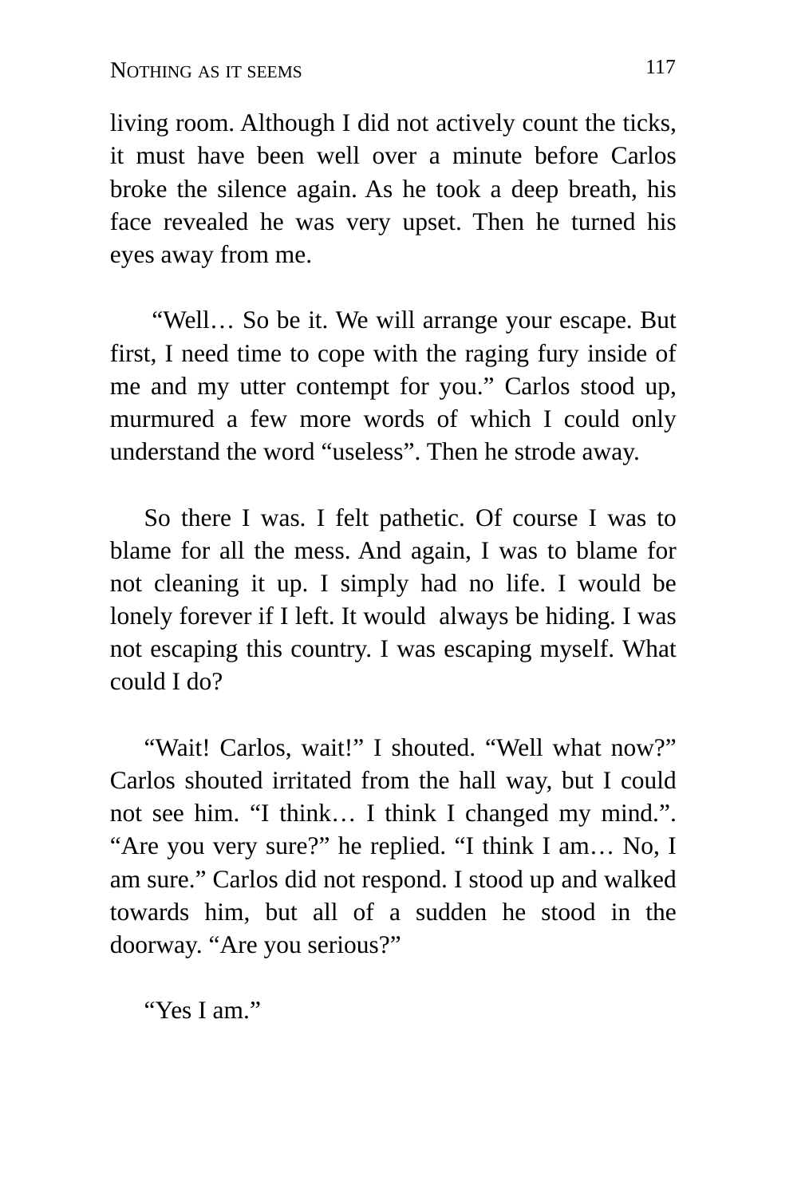living room. Although I did not actively count the ticks, it must have been well over a minute before Carlos broke the silence again. As he took a deep breath, his face revealed he was very upset. Then he turned his eyes away from me.

"Well… So be it. We will arrange your escape. But first, I need time to cope with the raging fury inside of me and my utter contempt for you." Carlos stood up, murmured a few more words of which I could only understand the word "useless". Then he strode away.

So there I was. I felt pathetic. Of course I was to blame for all the mess. And again, I was to blame for not cleaning it up. I simply had no life. I would be lonely forever if I left. It would always be hiding. I was not escaping this country. I was escaping myself. What could I do?

"Wait! Carlos, wait!" I shouted. "Well what now?" Carlos shouted irritated from the hall way, but I could not see him. "I think… I think I changed my mind.". "Are you very sure?" he replied. "I think I am… No, I am sure." Carlos did not respond. I stood up and walked towards him, but all of a sudden he stood in the doorway. "Are you serious?"

"Yes I am."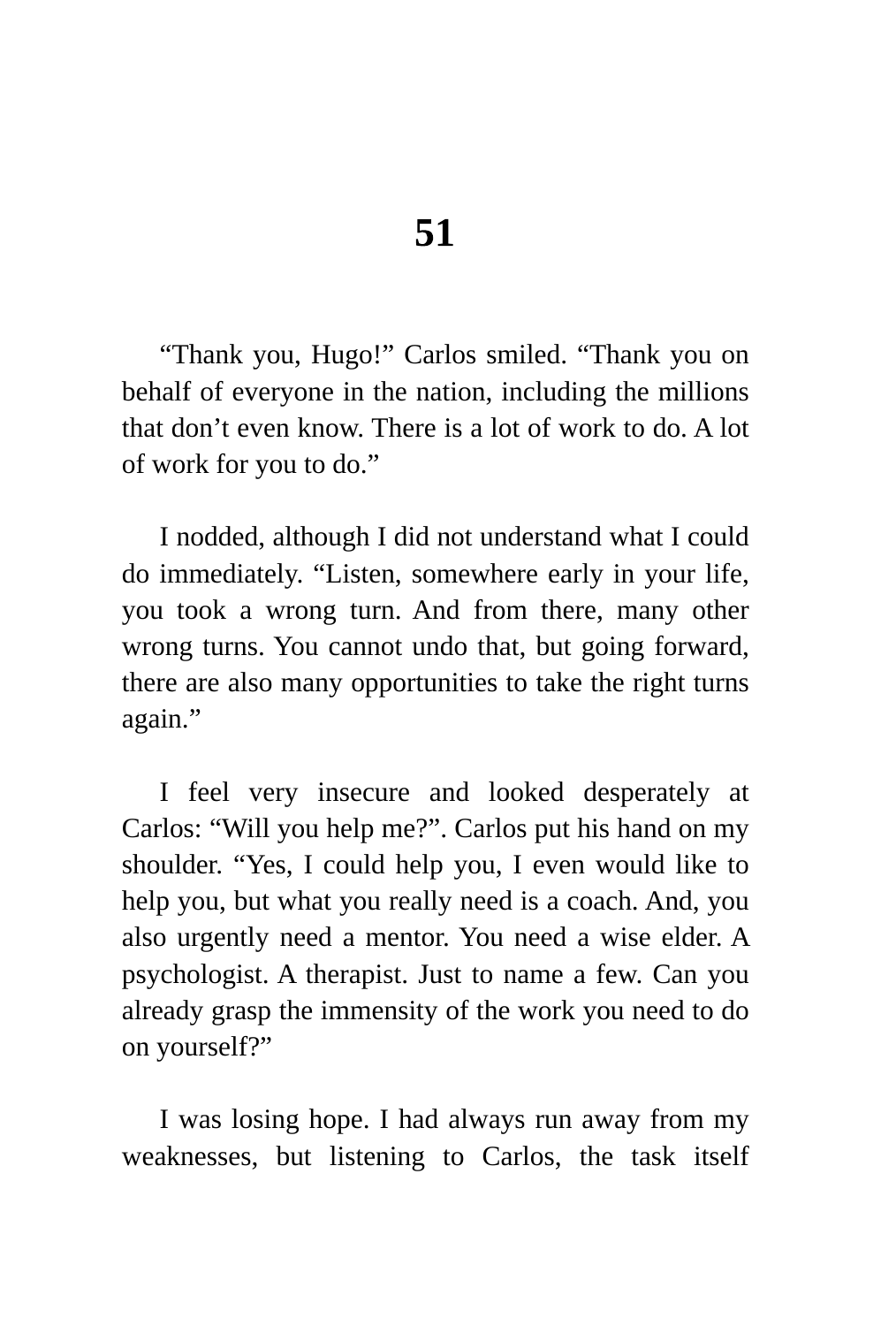# 51

"Thank you, Hugo!" Carlos smiled. "Thank you on behalf of everyone in the nation, including the millions that don't even know. There is a lot of work to do. A lot of work for you to do."

I nodded, although I did not understand what I could do immediately. "Listen, somewhere early in your life, you took a wrong turn. And from there, many other wrong turns. You cannot undo that, but going forward, there are also many opportunities to take the right turns again."

I feel very insecure and looked desperately at Carlos: "Will you help me?". Carlos put his hand on my shoulder. "Yes, I could help you, I even would like to help you, but what you really need is a coach. And, you also urgently need a mentor. You need a wise elder. A psychologist. A therapist. Just to name a few. Can you already grasp the immensity of the work you need to do on yourself?"

I was losing hope. I had always run away from my weaknesses, but listening to Carlos, the task itself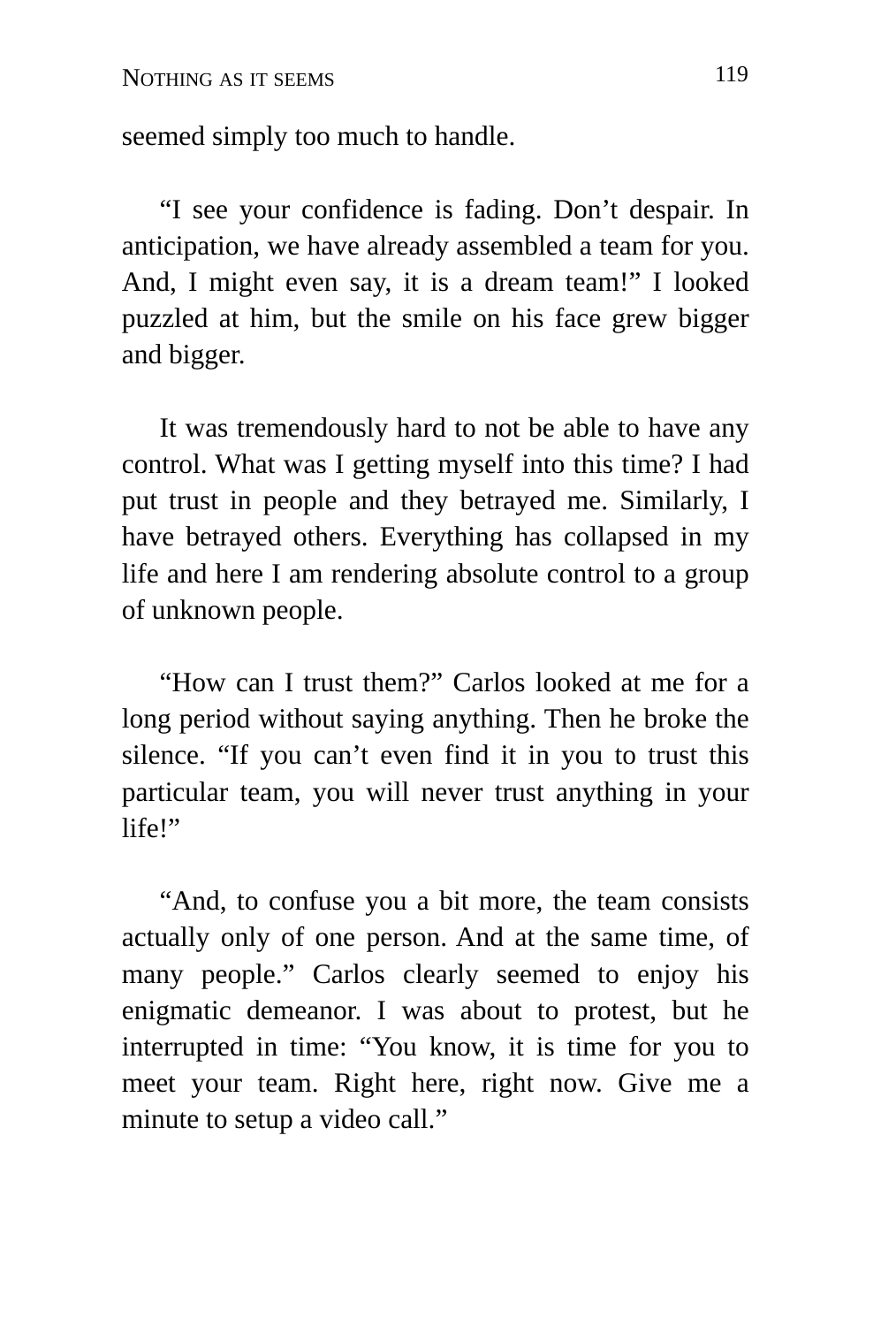seemed simply too much to handle.

“I see your confidence is fading. Don’t despair. In anticipation, we have already assembled a team for you. And, I might even say, it is a dream team!” I looked puzzled at him, but the smile on his face grew bigger and bigger.

It was tremendously hard to not be able to have any control. What was I getting myself into this time? I had put trust in people and they betrayed me. Similarly, I have betrayed others. Everything has collapsed in my life and here I am rendering absolute control to a group of unknown people.

“How can I trust them?” Carlos looked at me for a long period without saying anything. Then he broke the silence. “If you can’t even find it in you to trust this particular team, you will never trust anything in your life!”

“And, to confuse you a bit more, the team consists actually only of one person. And at the same time, of many people.” Carlos clearly seemed to enjoy his enigmatic demeanor. I was about to protest, but he interrupted in time: “You know, it is time for you to meet your team. Right here, right now. Give me a minute to setup a video call.”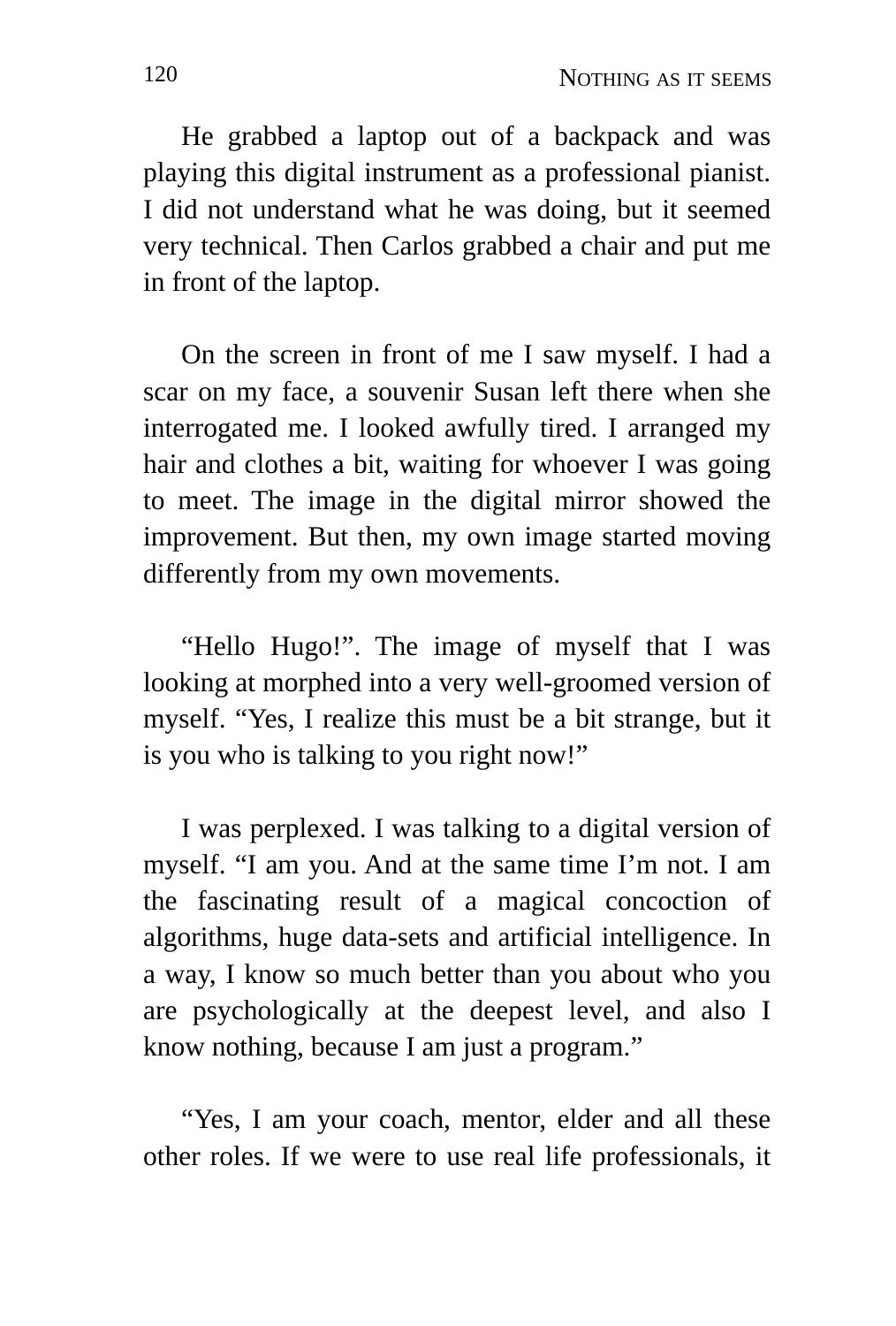He grabbed a laptop out of a backpack and was playing this digital instrument as a professional pianist. I did not understand what he was doing, but it seemed very technical. Then Carlos grabbed a chair and put me in front of the laptop.

On the screen in front of me I saw myself. I had a scar on my face, a souvenir Susan left there when she interrogated me. I looked awfully tired. I arranged my hair and clothes a bit, waiting for whoever I was going to meet. The image in the digital mirror showed the improvement. But then, my own image started moving differently from my own movements.

"Hello Hugo!". The image of myself that I was looking at morphed into a very well-groomed version of myself. "Yes, I realize this must be a bit strange, but it is you who is talking to you right now!"

I was perplexed. I was talking to a digital version of myself. "I am you. And at the same time I'm not. I am the fascinating result of a magical concoction of algorithms, huge data-sets and artificial intelligence. In a way, I know so much better than you about who you are psychologically at the deepest level, and also I know nothing, because I am just a program."

"Yes, I am your coach, mentor, elder and all these other roles. If we were to use real life professionals, it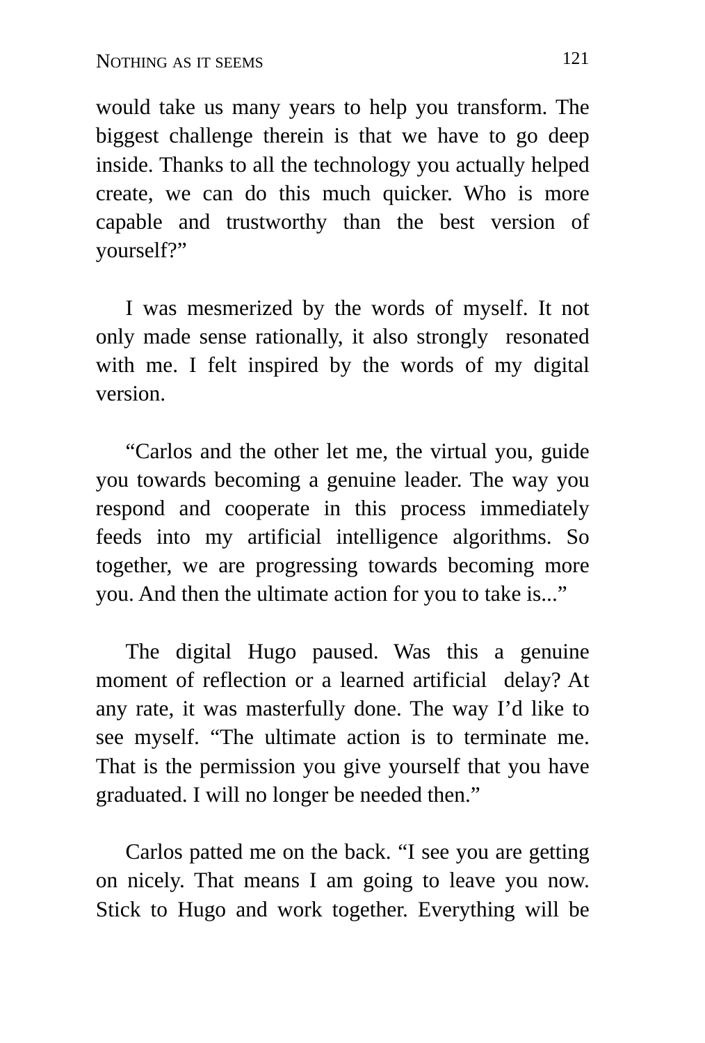would take us many years to help you transform. The biggest challenge therein is that we have to go deep inside. Thanks to all the technology you actually helped create, we can do this much quicker. Who is more capable and trustworthy than the best version of yourself?"

I was mesmerized by the words of myself. It not only made sense rationally, it also strongly resonated with me. I felt inspired by the words of my digital version.

"Carlos and the other let me, the virtual you, guide you towards becoming a genuine leader. The way you respond and cooperate in this process immediately feeds into my artificial intelligence algorithms. So together, we are progressing towards becoming more you. And then the ultimate action for you to take is..."

The digital Hugo paused. Was this a genuine moment of reflection or a learned artificial delay? At any rate, it was masterfully done. The way I'd like to see myself. "The ultimate action is to terminate me. That is the permission you give yourself that you have graduated. I will no longer be needed then."

Carlos patted me on the back. "I see you are getting on nicely. That means I am going to leave you now. Stick to Hugo and work together. Everything will be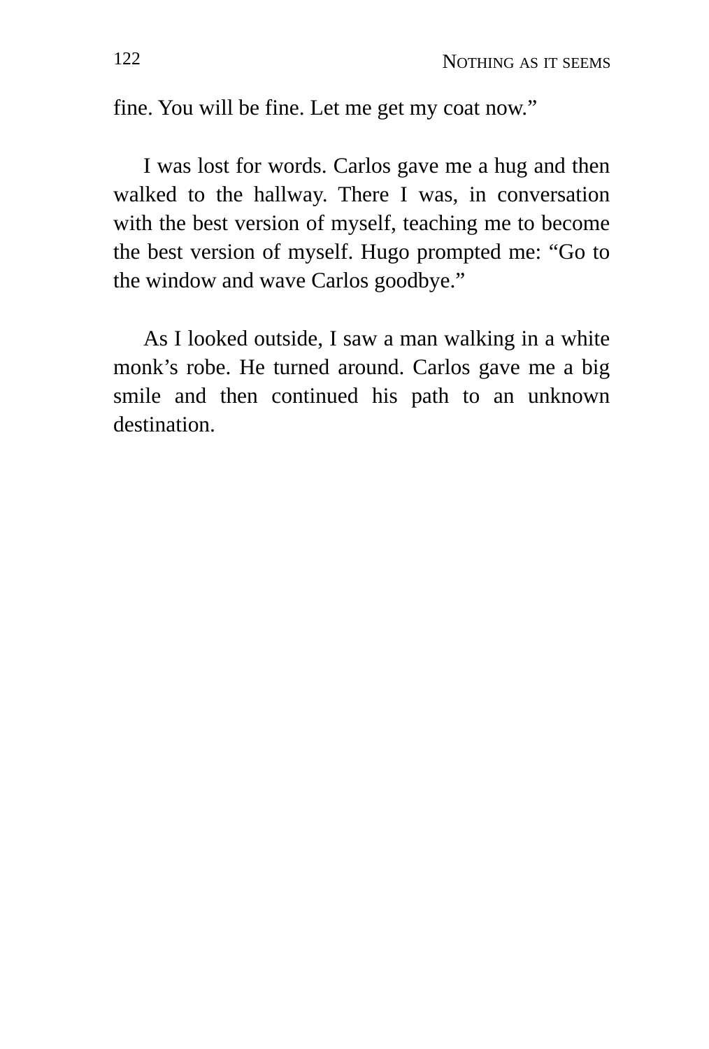fine. You will be fine. Let me get my coat now."

I was lost for words. Carlos gave me a hug and then walked to the hallway. There I was, in conversation with the best version of myself, teaching me to become the best version of myself. Hugo prompted me: "Go to the window and wave Carlos goodbye."

As I looked outside, I saw a man walking in a white monk's robe. He turned around. Carlos gave me a big smile and then continued his path to an unknown destination.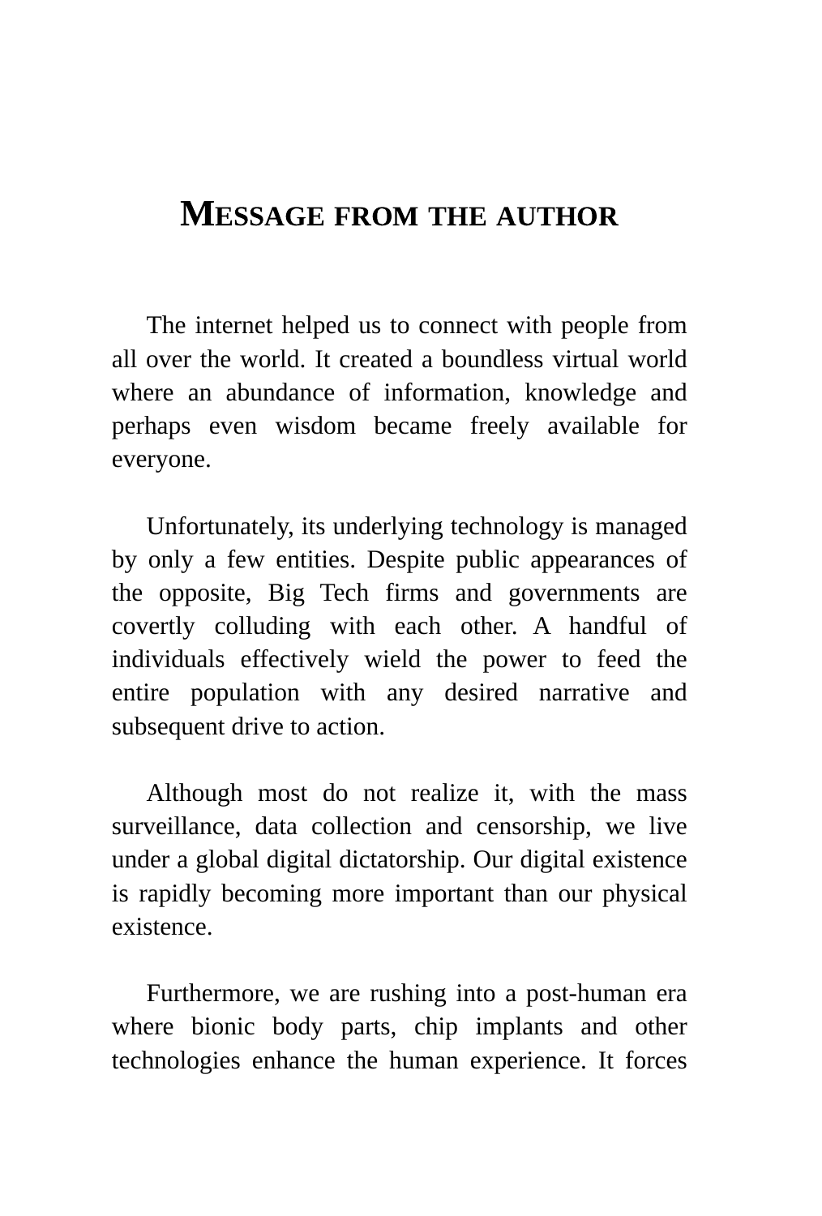# MESSAGE FROM THE AUTHOR

The internet helped us to connect with people from all over the world. It created a boundless virtual world where an abundance of information, knowledge and perhaps even wisdom became freely available for everyone.

Unfortunately, its underlying technology is managed by only a few entities. Despite public appearances of the opposite, Big Tech firms and governments are covertly colluding with each other. A handful of individuals effectively wield the power to feed the entire population with any desired narrative and subsequent drive to action.

Although most do not realize it, with the mass surveillance, data collection and censorship, we live under a global digital dictatorship. Our digital existence is rapidly becoming more important than our physical existence.

Furthermore, we are rushing into a post-human era where bionic body parts, chip implants and other technologies enhance the human experience. It forces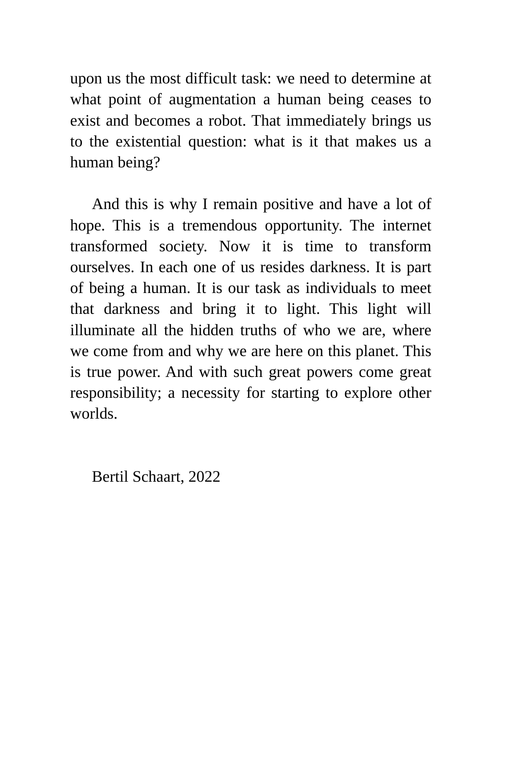upon us the most difficult task: we need to determine at what point of augmentation a human being ceases to exist and becomes a robot. That immediately brings us to the existential question: what is it that makes us a human being?

And this is why I remain positive and have a lot of hope. This is a tremendous opportunity. The internet transformed society. Now it is time to transform ourselves. In each one of us resides darkness. It is part of being a human. It is our task as individuals to meet that darkness and bring it to light. This light will illuminate all the hidden truths of who we are, where we come from and why we are here on this planet. This is true power. And with such great powers come great responsibility; a necessity for starting to explore other worlds.

Bertil Schaart, 2022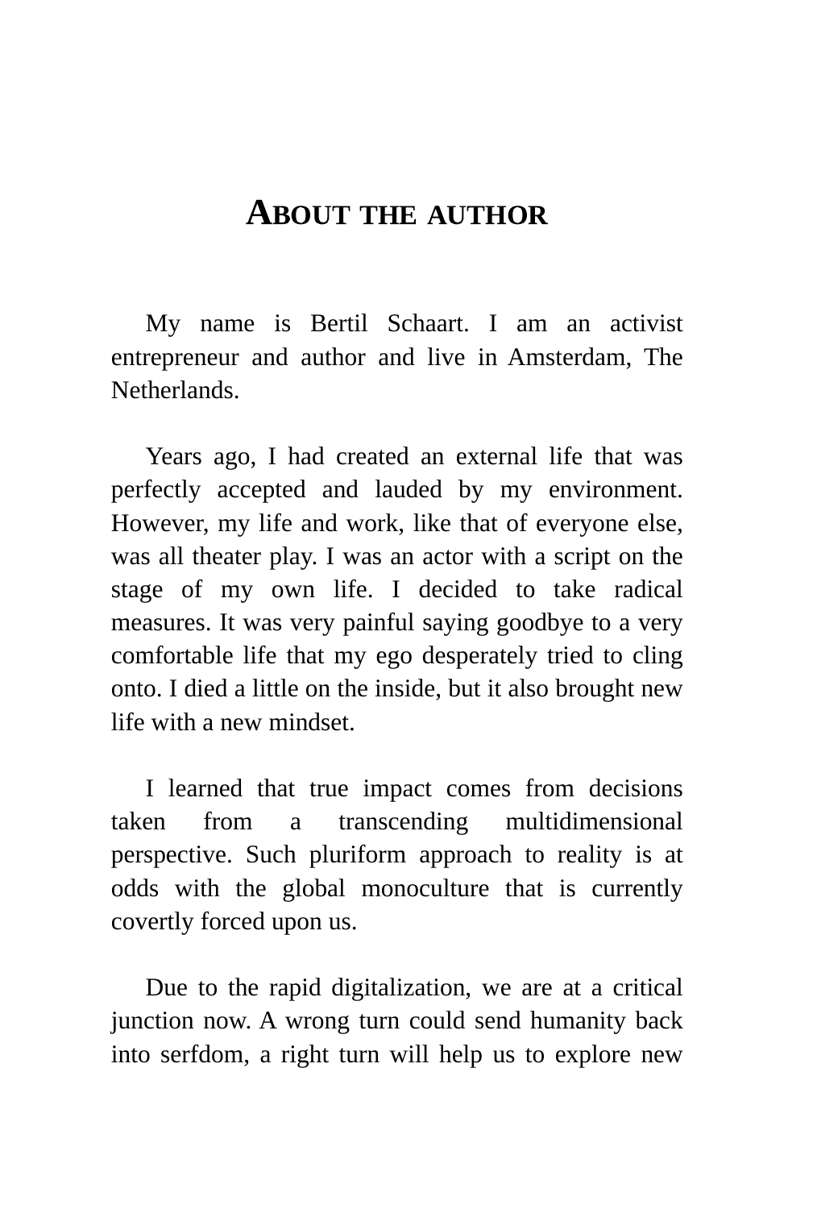# About the author

My name is Bertil Schaart. I am an activist entrepreneur and author and live in Amsterdam, The Netherlands.

Years ago, I had created an external life that was perfectly accepted and lauded by my environment. However, my life and work, like that of everyone else, was all theater play. I was an actor with a script on the stage of my own life. I decided to take radical measures. It was very painful saying goodbye to a very comfortable life that my ego desperately tried to cling onto. I died a little on the inside, but it also brought new life with a new mindset.

I learned that true impact comes from decisions taken from a transcending multidimensional perspective. Such pluriform approach to reality is at odds with the global monoculture that is currently covertly forced upon us.

Due to the rapid digitalization, we are at a critical junction now. A wrong turn could send humanity back into serfdom, a right turn will help us to explore new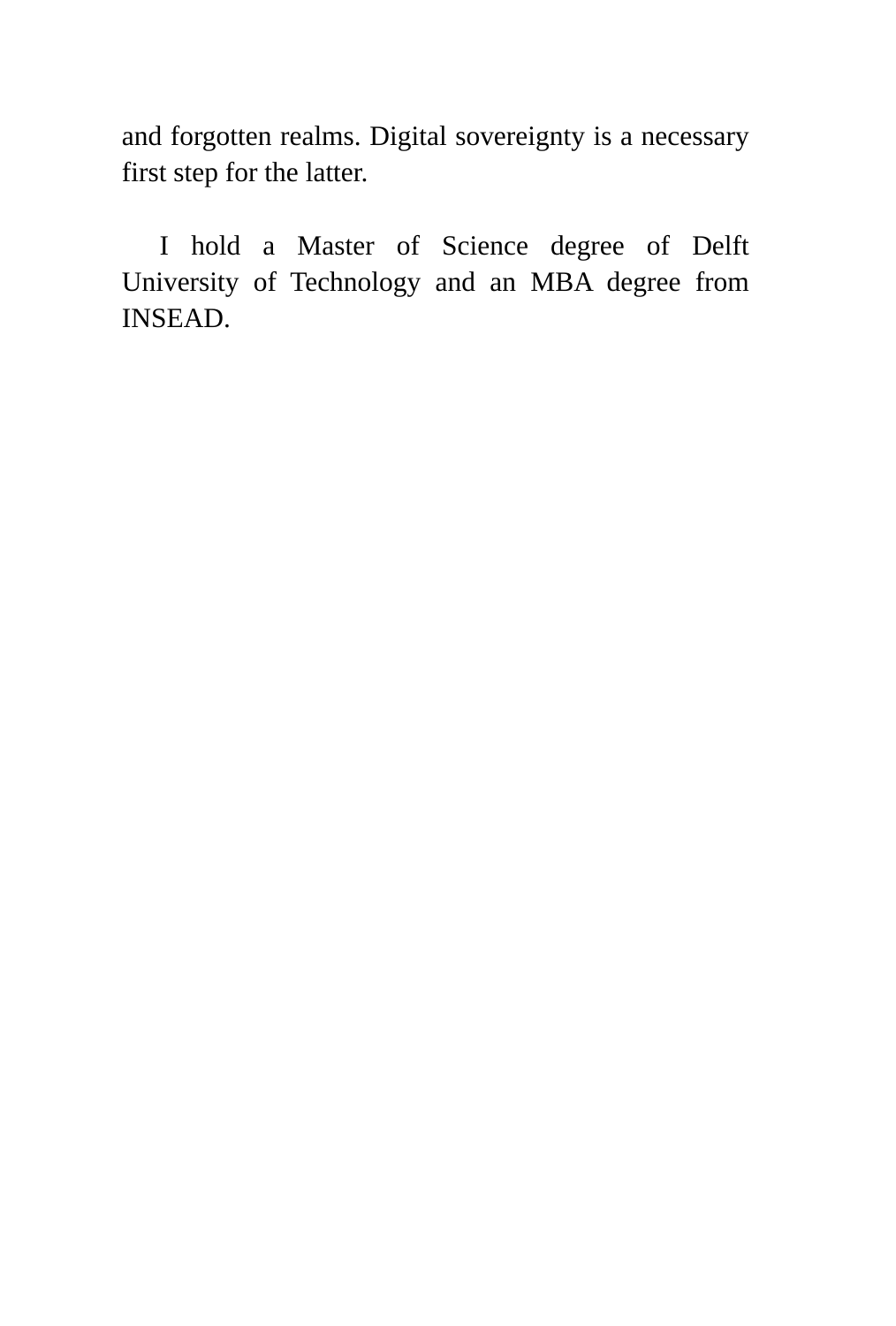and forgotten realms. Digital sovereignty is a necessary first step for the latter.

I hold a Master of Science degree of Delft University of Technology and an MBA degree from INSEAD.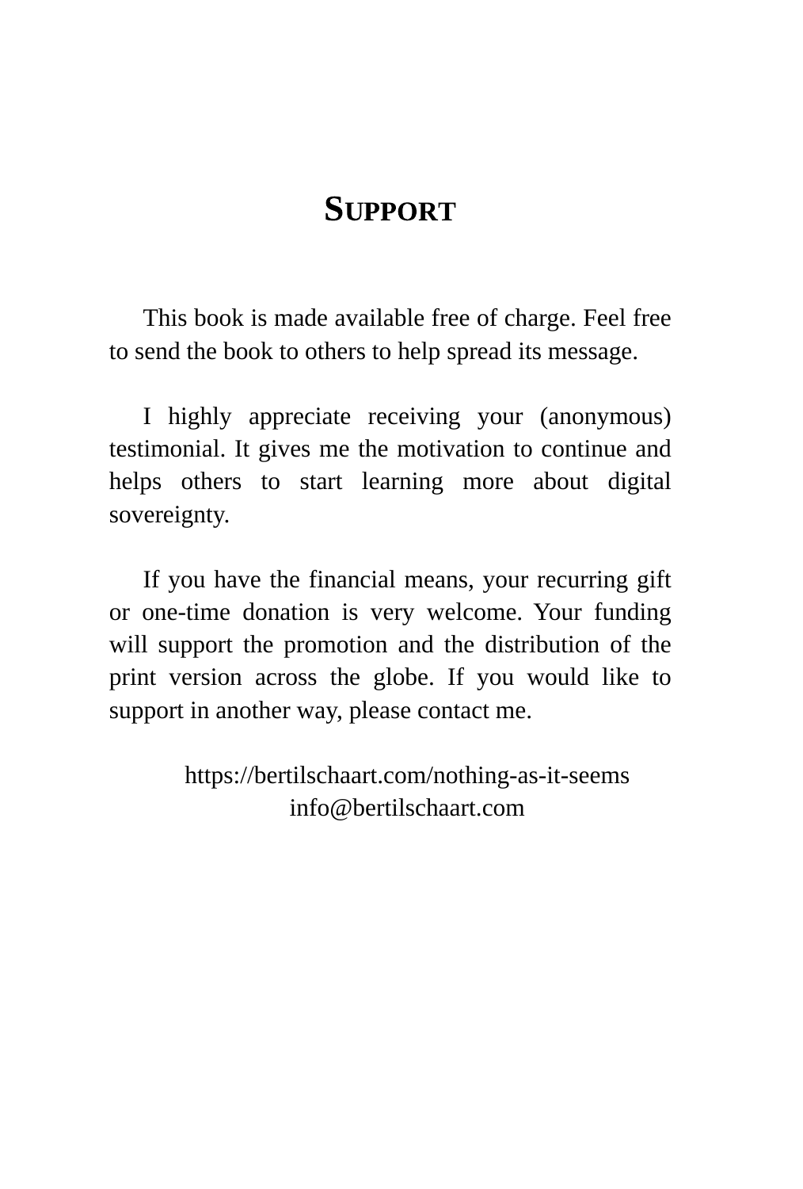# SUPPORT

This book is made available free of charge. Feel free to send the book to others to help spread its message.

I highly appreciate receiving your (anonymous) testimonial. It gives me the motivation to continue and helps others to start learning more about digital sovereignty.

If you have the financial means, your recurring gift or one-time donation is very welcome. Your funding will support the promotion and the distribution of the print version across the globe. If you would like to support in another way, please contact me.

https://bertilschaart.com/nothing-as-it-seems
info@bertilschaart.com